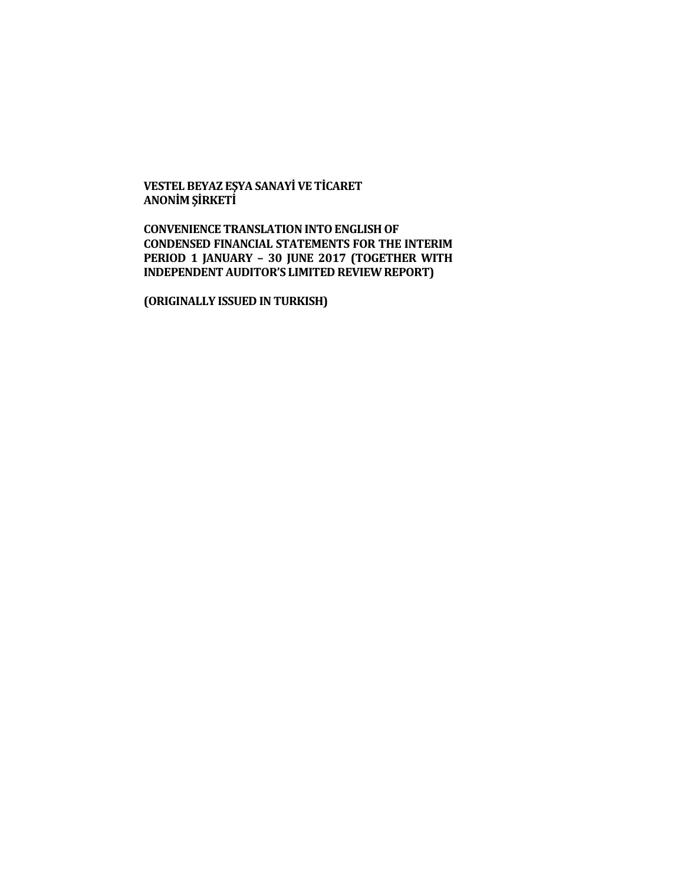**VESTEL BEYAZ EŞYA SANAYİ VE TİCARET ANONİM ŞİRKETİ**

**CONVENIENCE TRANSLATION INTO ENGLISH OF CONDENSED FINANCIAL STATEMENTS FOR THE INTERIM PERIOD 1 JANUARY – 30 JUNE 2017 (TOGETHER WITH INDEPENDENT AUDITOR'S LIMITED REVIEW REPORT)**

**(ORIGINALLY ISSUED IN TURKISH)**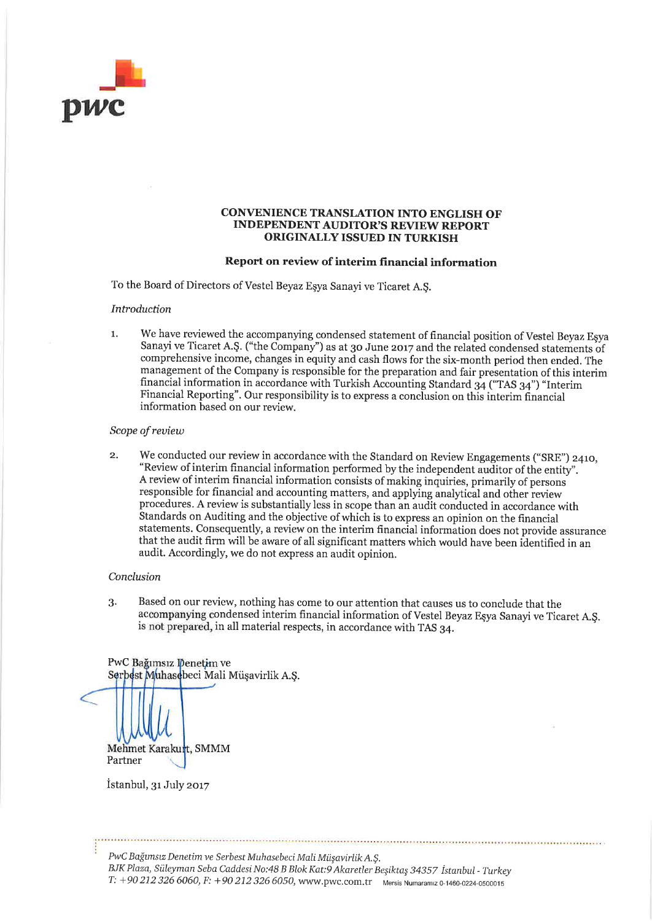**CONVENIENCE TRANSLATION INTO ENGLISH OF INDEPENDENT AUDITOR'S REVIEW REPORT ORIGINALLY ISSUED IN TURKISH**

## Report on review of interim financial information

To the Board of Directors of Vestel Beyaz Eşya Sanayi ve Ticaret A.Ş.

*Introduction*

1. We have reviewed the accompanying condensed statement of financial position of Vestel Beyaz Eşya Sanayi ve Ticaret A.Ş. ("the Company") as at 30 June 2017 and the related condensed statements of comprehensive income, changes in equity and cash flows for the six-month period then ended. The management of the Company is responsible for the preparation and fair presentation of this interim financial information in accordance with Turkish Accounting Standard 34 ("TAS 34") "Interim Financial Reporting". Our responsibility is to express a conclusion on this interim financial information based on our review.

*Scope of review*

2. We conducted our review in accordance with the Standard on Review Engagements ("SRE") 2410, "Review of interim financial information performed by the independent auditor of the entity". A review of interim financial information consists of making inquiries, primarily of persons responsible for financial and accounting matters, and applying analytical and other review procedures. A review is substantially less in scope than an audit conducted in accordance with Standards on Auditing and the objective of which is to express an opinion on the financial statements. Consequently, a review on the interim financial information does not provide assurance that the audit firm will be aware of all significant matters which would have been identified in an audit. Accordingly, we do not express an audit opinion.

*Conclusion*

3. Based on our review, nothing has come to our attention that causes us to conclude that the accompanying condensed interim financial information of Vestel Beyaz Eşya Sanayi ve Ticaret A.Ş. is not prepared, in all material respects, in accordance with TAS 34.

PwC Bağımsız Denetim ve
Serbest Muhasebeci Mali Müşavirlik A.Ş.

Mehmet Karakurt, SMMM
Partner

İstanbul, 31 July 2017

*PwC Bağımsız Denetim ve Serbest Muhasebeci Mali Müşavirlik A.Ş.*
*BJK Plaza, Süleyman Seba Caddesi No:48 B Blok Kat:9 Akaretler Beşiktaş 34357 İstanbul - Turkey*
*T: +90 212 326 6060, F: +90 212 326 6050,* www.pwc.com.tr Mersis Numaramız 0-1460-0224-0500015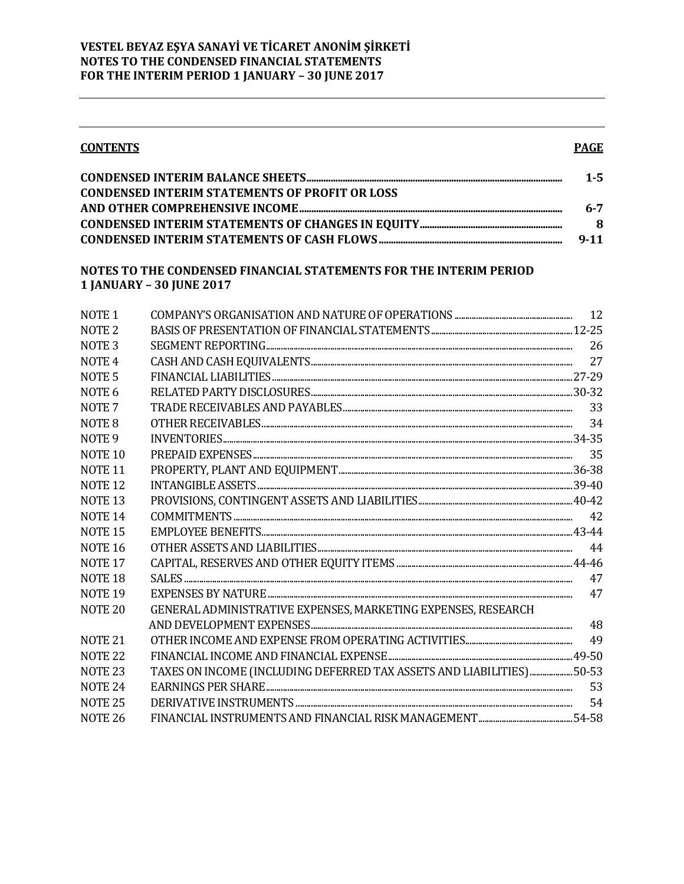**VESTEL BEYAZ EŞYA SANAYİ VE TİCARET ANONİM ŞİRKETİ**
**NOTES TO THE CONDENSED FINANCIAL STATEMENTS**
**FOR THE INTERIM PERIOD 1 JANUARY – 30 JUNE 2017**

| **CONTENTS** | **PAGE** |
|---|---|
| **CONDENSED INTERIM BALANCE SHEETS** | **1-5** |
| **CONDENSED INTERIM STATEMENTS OF PROFIT OR LOSS AND OTHER COMPREHENSIVE INCOME** | **6-7** |
| **CONDENSED INTERIM STATEMENTS OF CHANGES IN EQUITY** | **8** |
| **CONDENSED INTERIM STATEMENTS OF CASH FLOWS** | **9-11** |

**NOTES TO THE CONDENSED FINANCIAL STATEMENTS FOR THE INTERIM PERIOD 1 JANUARY – 30 JUNE 2017**

| | | |
|---|---|---|
| NOTE 1 | COMPANY'S ORGANISATION AND NATURE OF OPERATIONS | 12 |
| NOTE 2 | BASIS OF PRESENTATION OF FINANCIAL STATEMENTS | 12-25 |
| NOTE 3 | SEGMENT REPORTING | 26 |
| NOTE 4 | CASH AND CASH EQUIVALENTS | 27 |
| NOTE 5 | FINANCIAL LIABILITIES | 27-29 |
| NOTE 6 | RELATED PARTY DISCLOSURES | 30-32 |
| NOTE 7 | TRADE RECEIVABLES AND PAYABLES | 33 |
| NOTE 8 | OTHER RECEIVABLES | 34 |
| NOTE 9 | INVENTORIES | 34-35 |
| NOTE 10 | PREPAID EXPENSES | 35 |
| NOTE 11 | PROPERTY, PLANT AND EQUIPMENT | 36-38 |
| NOTE 12 | INTANGIBLE ASSETS | 39-40 |
| NOTE 13 | PROVISIONS, CONTINGENT ASSETS AND LIABILITIES | 40-42 |
| NOTE 14 | COMMITMENTS | 42 |
| NOTE 15 | EMPLOYEE BENEFITS | 43-44 |
| NOTE 16 | OTHER ASSETS AND LIABILITIES | 44 |
| NOTE 17 | CAPITAL, RESERVES AND OTHER EQUITY ITEMS | 44-46 |
| NOTE 18 | SALES | 47 |
| NOTE 19 | EXPENSES BY NATURE | 47 |
| NOTE 20 | GENERAL ADMINISTRATIVE EXPENSES, MARKETING EXPENSES, RESEARCH AND DEVELOPMENT EXPENSES | 48 |
| NOTE 21 | OTHER INCOME AND EXPENSE FROM OPERATING ACTIVITIES | 49 |
| NOTE 22 | FINANCIAL INCOME AND FINANCIAL EXPENSE | 49-50 |
| NOTE 23 | TAXES ON INCOME (INCLUDING DEFERRED TAX ASSETS AND LIABILITIES) | 50-53 |
| NOTE 24 | EARNINGS PER SHARE | 53 |
| NOTE 25 | DERIVATIVE INSTRUMENTS | 54 |
| NOTE 26 | FINANCIAL INSTRUMENTS AND FINANCIAL RISK MANAGEMENT | 54-58 |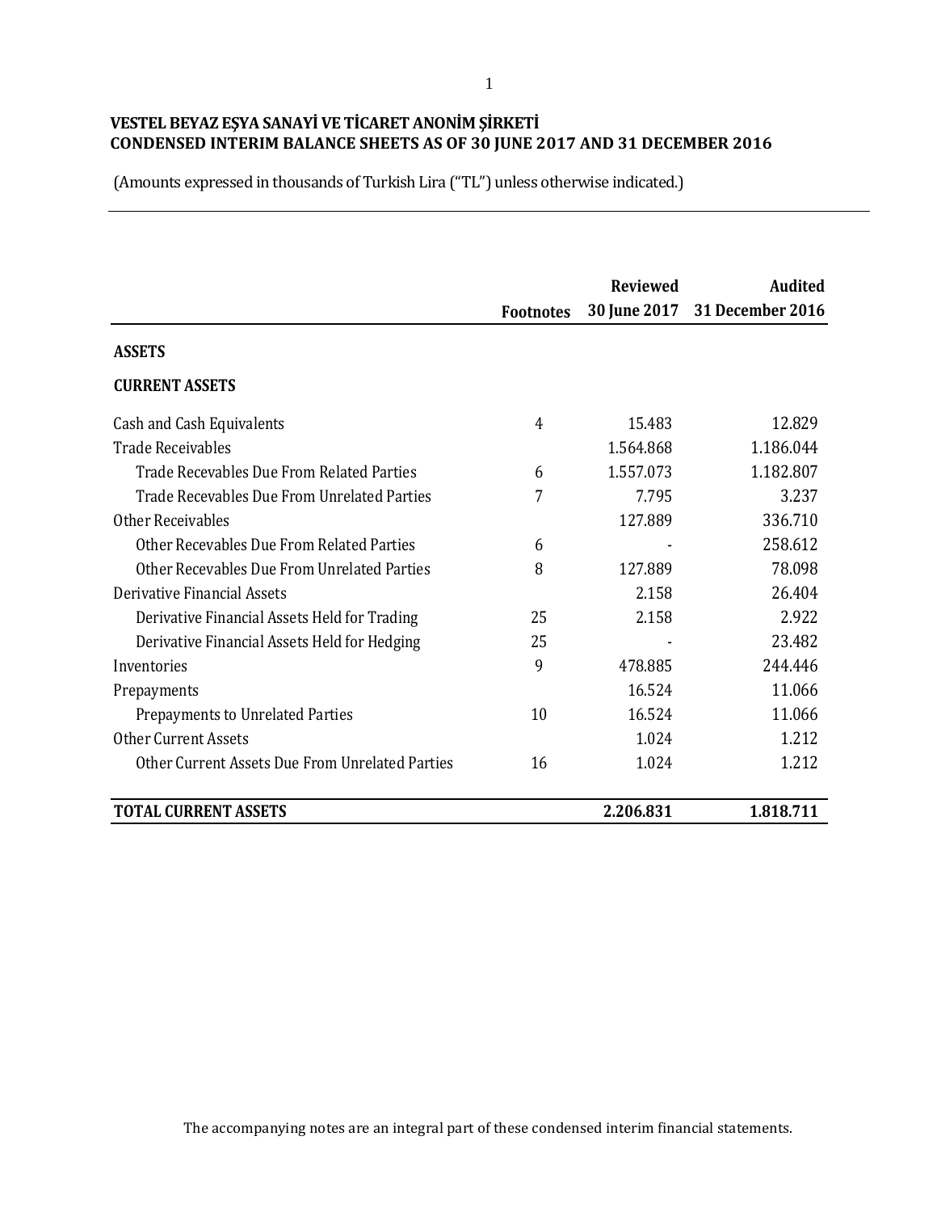**VESTEL BEYAZ EŞYA SANAYİ VE TİCARET ANONİM ŞİRKETİ**
**CONDENSED INTERIM BALANCE SHEETS AS OF 30 JUNE 2017 AND 31 DECEMBER 2016**

(Amounts expressed in thousands of Turkish Lira ("TL") unless otherwise indicated.)

| | Footnotes | Reviewed 30 June 2017 | Audited 31 December 2016 |
|---|---|---|---|
| **ASSETS** | | | |
| **CURRENT ASSETS** | | | |
| Cash and Cash Equivalents | 4 | 15.483 | 12.829 |
| Trade Receivables | | 1.564.868 | 1.186.044 |
| Trade Recevables Due From Related Parties | 6 | 1.557.073 | 1.182.807 |
| Trade Recevables Due From Unrelated Parties | 7 | 7.795 | 3.237 |
| Other Receivables | | 127.889 | 336.710 |
| Other Recevables Due From Related Parties | 6 | - | 258.612 |
| Other Recevables Due From Unrelated Parties | 8 | 127.889 | 78.098 |
| Derivative Financial Assets | | 2.158 | 26.404 |
| Derivative Financial Assets Held for Trading | 25 | 2.158 | 2.922 |
| Derivative Financial Assets Held for Hedging | 25 | - | 23.482 |
| Inventories | 9 | 478.885 | 244.446 |
| Prepayments | | 16.524 | 11.066 |
| Prepayments to Unrelated Parties | 10 | 16.524 | 11.066 |
| Other Current Assets | | 1.024 | 1.212 |
| Other Current Assets Due From Unrelated Parties | 16 | 1.024 | 1.212 |
| **TOTAL CURRENT ASSETS** | | **2.206.831** | **1.818.711** |

The accompanying notes are an integral part of these condensed interim financial statements.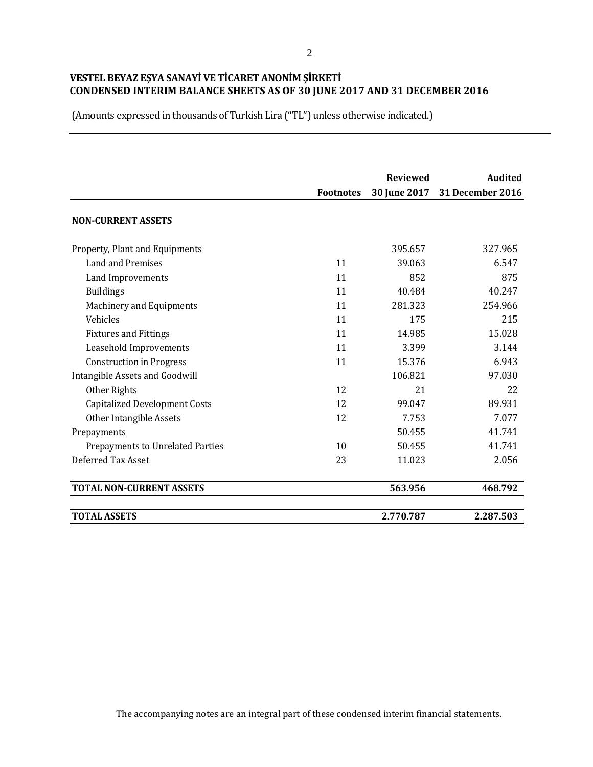**VESTEL BEYAZ EŞYA SANAYİ VE TİCARET ANONİM ŞİRKETİ**
**CONDENSED INTERIM BALANCE SHEETS AS OF 30 JUNE 2017 AND 31 DECEMBER 2016**

(Amounts expressed in thousands of Turkish Lira ("TL") unless otherwise indicated.)

| | Footnotes | Reviewed 30 June 2017 | Audited 31 December 2016 |
|---|---|---|---|
| **NON-CURRENT ASSETS** | | | |
| Property, Plant and Equipments | | 395.657 | 327.965 |
| Land and Premises | 11 | 39.063 | 6.547 |
| Land Improvements | 11 | 852 | 875 |
| Buildings | 11 | 40.484 | 40.247 |
| Machinery and Equipments | 11 | 281.323 | 254.966 |
| Vehicles | 11 | 175 | 215 |
| Fixtures and Fittings | 11 | 14.985 | 15.028 |
| Leasehold Improvements | 11 | 3.399 | 3.144 |
| Construction in Progress | 11 | 15.376 | 6.943 |
| Intangible Assets and Goodwill | | 106.821 | 97.030 |
| Other Rights | 12 | 21 | 22 |
| Capitalized Development Costs | 12 | 99.047 | 89.931 |
| Other Intangible Assets | 12 | 7.753 | 7.077 |
| Prepayments | | 50.455 | 41.741 |
| Prepayments to Unrelated Parties | 10 | 50.455 | 41.741 |
| Deferred Tax Asset | 23 | 11.023 | 2.056 |
| **TOTAL NON-CURRENT ASSETS** | | **563.956** | **468.792** |
| **TOTAL ASSETS** | | **2.770.787** | **2.287.503** |

The accompanying notes are an integral part of these condensed interim financial statements.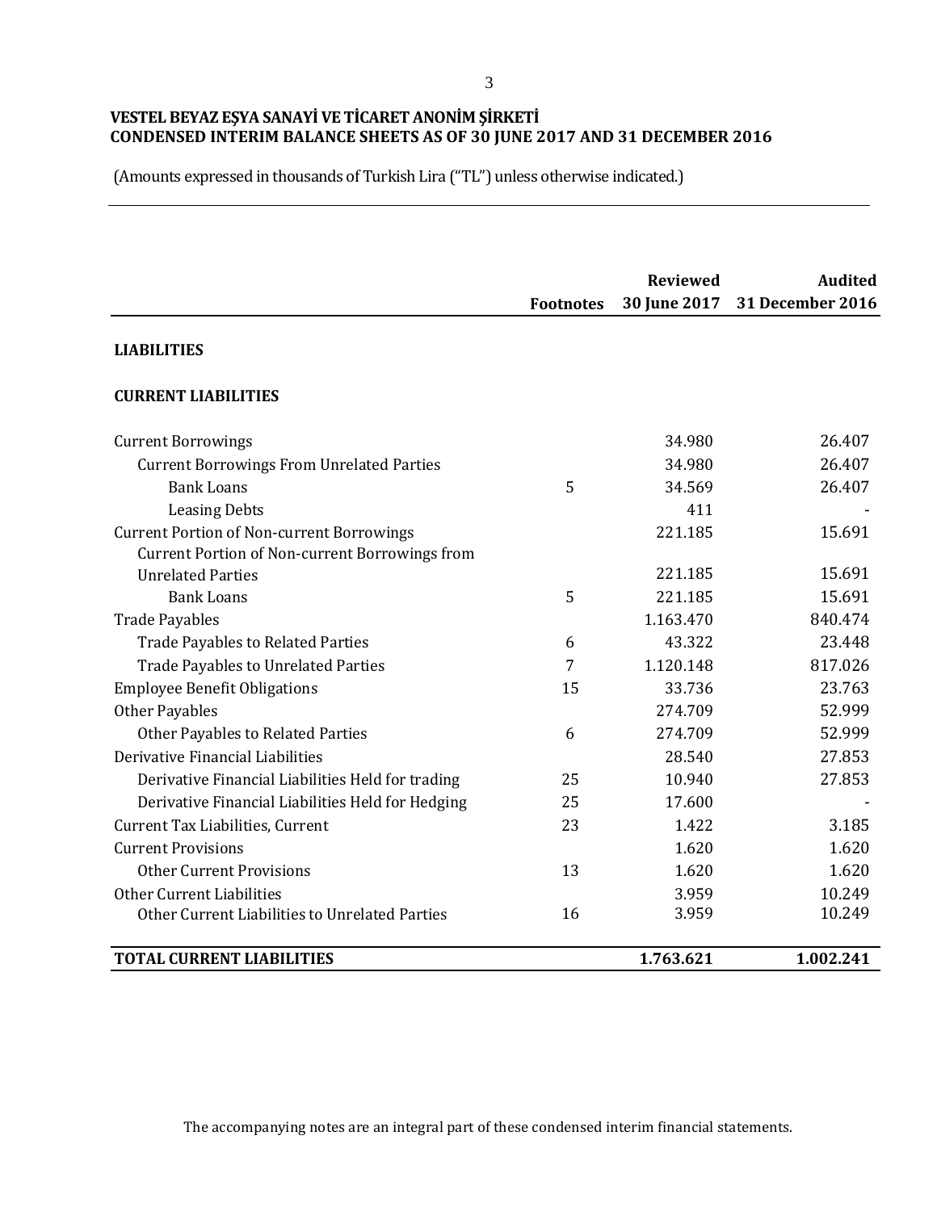**VESTEL BEYAZ EŞYA SANAYİ VE TİCARET ANONİM ŞİRKETİ**
**CONDENSED INTERIM BALANCE SHEETS AS OF 30 JUNE 2017 AND 31 DECEMBER 2016**

(Amounts expressed in thousands of Turkish Lira ("TL") unless otherwise indicated.)

| | Footnotes | Reviewed 30 June 2017 | Audited 31 December 2016 |
|---|---|---|---|
| **LIABILITIES** | | | |
| **CURRENT LIABILITIES** | | | |
| Current Borrowings | | 34.980 | 26.407 |
| Current Borrowings From Unrelated Parties | | 34.980 | 26.407 |
| Bank Loans | 5 | 34.569 | 26.407 |
| Leasing Debts | | 411 | - |
| Current Portion of Non-current Borrowings | | 221.185 | 15.691 |
| Current Portion of Non-current Borrowings from Unrelated Parties | | 221.185 | 15.691 |
| Bank Loans | 5 | 221.185 | 15.691 |
| Trade Payables | | 1.163.470 | 840.474 |
| Trade Payables to Related Parties | 6 | 43.322 | 23.448 |
| Trade Payables to Unrelated Parties | 7 | 1.120.148 | 817.026 |
| Employee Benefit Obligations | 15 | 33.736 | 23.763 |
| Other Payables | | 274.709 | 52.999 |
| Other Payables to Related Parties | 6 | 274.709 | 52.999 |
| Derivative Financial Liabilities | | 28.540 | 27.853 |
| Derivative Financial Liabilities Held for trading | 25 | 10.940 | 27.853 |
| Derivative Financial Liabilities Held for Hedging | 25 | 17.600 | - |
| Current Tax Liabilities, Current | 23 | 1.422 | 3.185 |
| Current Provisions | | 1.620 | 1.620 |
| Other Current Provisions | 13 | 1.620 | 1.620 |
| Other Current Liabilities | | 3.959 | 10.249 |
| Other Current Liabilities to Unrelated Parties | 16 | 3.959 | 10.249 |
| **TOTAL CURRENT LIABILITIES** | | **1.763.621** | **1.002.241** |

The accompanying notes are an integral part of these condensed interim financial statements.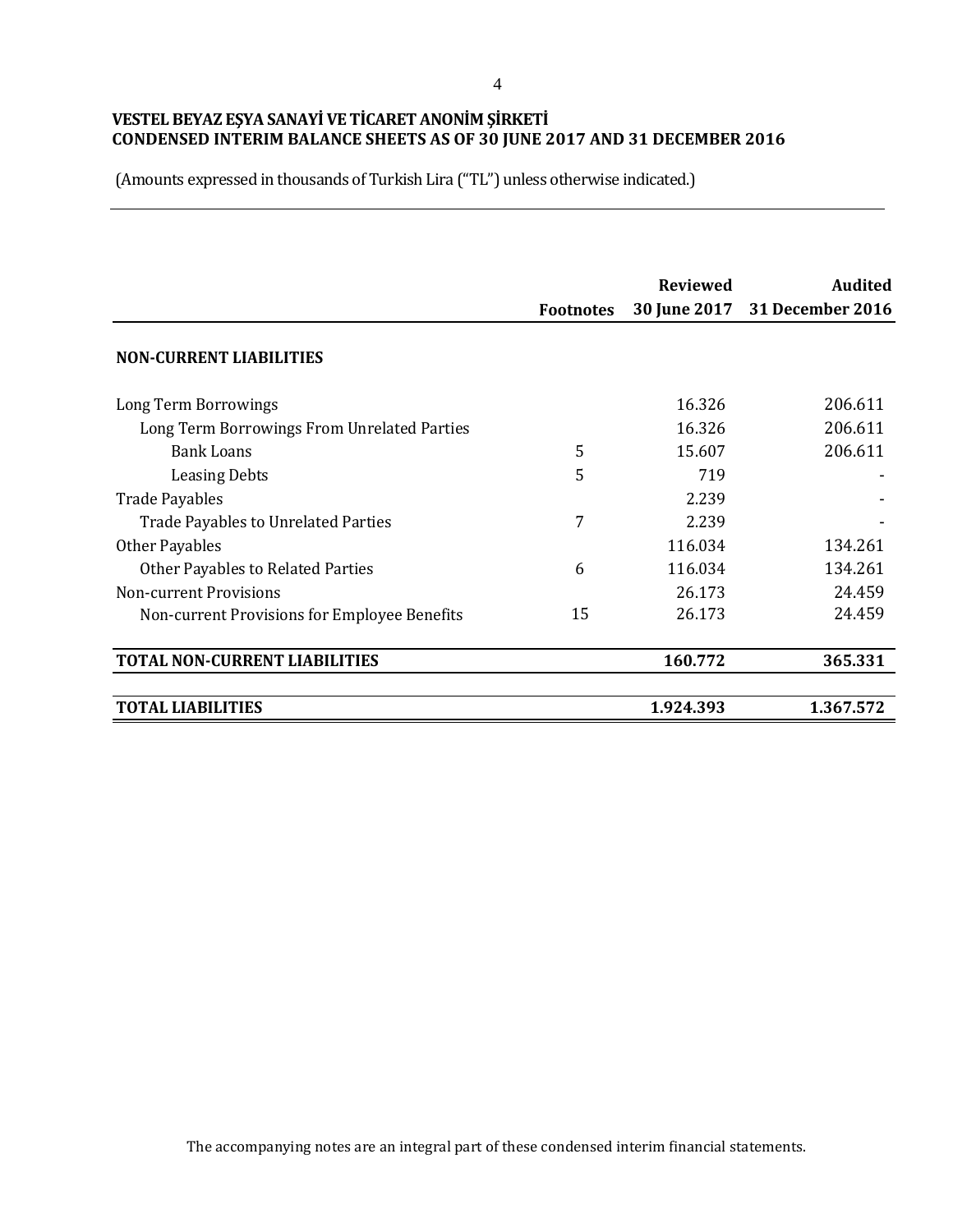**VESTEL BEYAZ EŞYA SANAYİ VE TİCARET ANONİM ŞİRKETİ**
**CONDENSED INTERIM BALANCE SHEETS AS OF 30 JUNE 2017 AND 31 DECEMBER 2016**

(Amounts expressed in thousands of Turkish Lira ("TL") unless otherwise indicated.)

| | Footnotes | Reviewed 30 June 2017 | Audited 31 December 2016 |
|---|---|---|---|
| **NON-CURRENT LIABILITIES** | | | |
| Long Term Borrowings | | 16.326 | 206.611 |
| Long Term Borrowings From Unrelated Parties | | 16.326 | 206.611 |
| Bank Loans | 5 | 15.607 | 206.611 |
| Leasing Debts | 5 | 719 | - |
| Trade Payables | | 2.239 | - |
| Trade Payables to Unrelated Parties | 7 | 2.239 | - |
| Other Payables | | 116.034 | 134.261 |
| Other Payables to Related Parties | 6 | 116.034 | 134.261 |
| Non-current Provisions | | 26.173 | 24.459 |
| Non-current Provisions for Employee Benefits | 15 | 26.173 | 24.459 |
| **TOTAL NON-CURRENT LIABILITIES** | | **160.772** | **365.331** |
| **TOTAL LIABILITIES** | | **1.924.393** | **1.367.572** |

The accompanying notes are an integral part of these condensed interim financial statements.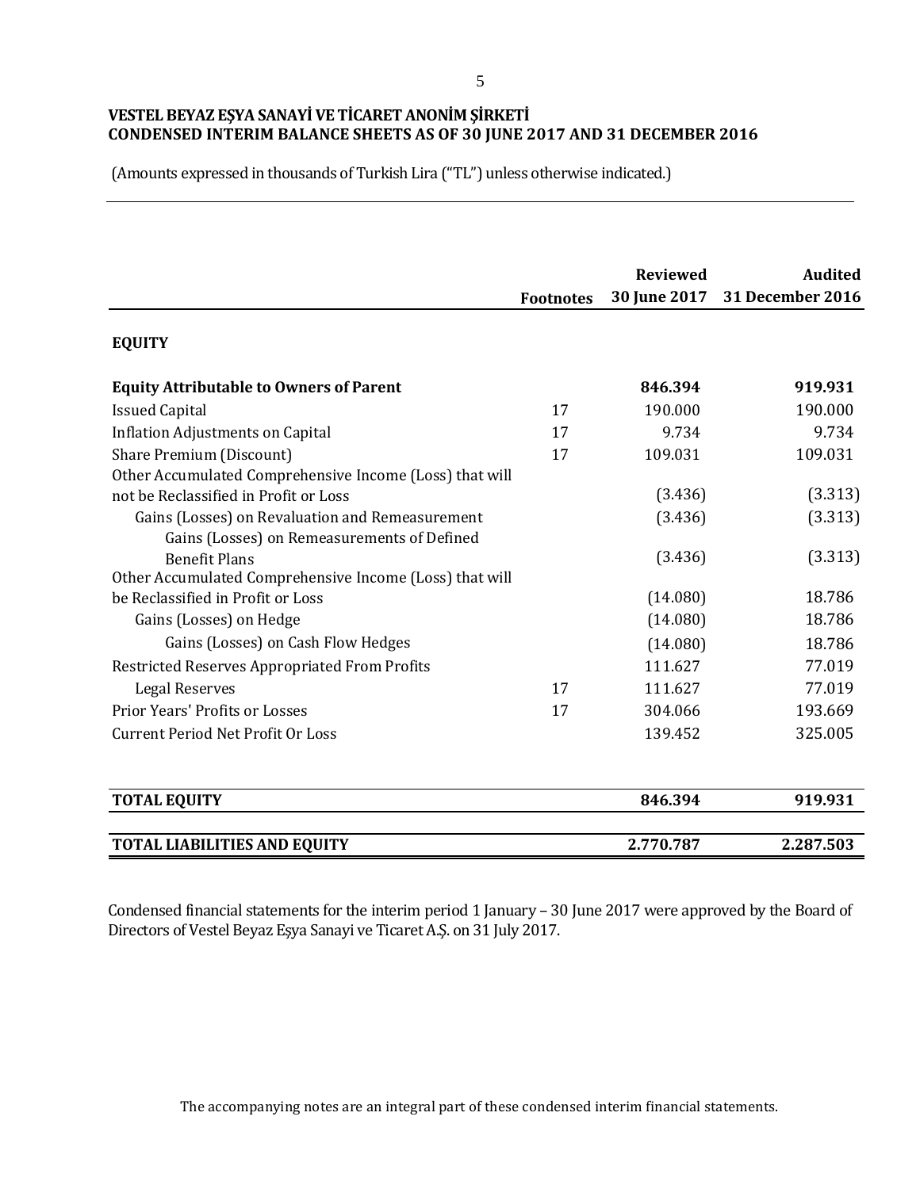**VESTEL BEYAZ EŞYA SANAYİ VE TİCARET ANONİM ŞİRKETİ**
**CONDENSED INTERIM BALANCE SHEETS AS OF 30 JUNE 2017 AND 31 DECEMBER 2016**

(Amounts expressed in thousands of Turkish Lira ("TL") unless otherwise indicated.)

| | Footnotes | Reviewed 30 June 2017 | Audited 31 December 2016 |
|---|---|---|---|
| **EQUITY** | | | |
| **Equity Attributable to Owners of Parent** | | **846.394** | **919.931** |
| Issued Capital | 17 | 190.000 | 190.000 |
| Inflation Adjustments on Capital | 17 | 9.734 | 9.734 |
| Share Premium (Discount) | 17 | 109.031 | 109.031 |
| Other Accumulated Comprehensive Income (Loss) that will not be Reclassified in Profit or Loss | | (3.436) | (3.313) |
| Gains (Losses) on Revaluation and Remeasurement | | (3.436) | (3.313) |
| Gains (Losses) on Remeasurements of Defined Benefit Plans | | (3.436) | (3.313) |
| Other Accumulated Comprehensive Income (Loss) that will be Reclassified in Profit or Loss | | (14.080) | 18.786 |
| Gains (Losses) on Hedge | | (14.080) | 18.786 |
| Gains (Losses) on Cash Flow Hedges | | (14.080) | 18.786 |
| Restricted Reserves Appropriated From Profits | | 111.627 | 77.019 |
| Legal Reserves | 17 | 111.627 | 77.019 |
| Prior Years' Profits or Losses | 17 | 304.066 | 193.669 |
| Current Period Net Profit Or Loss | | 139.452 | 325.005 |
| **TOTAL EQUITY** | | **846.394** | **919.931** |
| **TOTAL LIABILITIES AND EQUITY** | | **2.770.787** | **2.287.503** |

Condensed financial statements for the interim period 1 January – 30 June 2017 were approved by the Board of Directors of Vestel Beyaz Eşya Sanayi ve Ticaret A.Ş. on 31 July 2017.

The accompanying notes are an integral part of these condensed interim financial statements.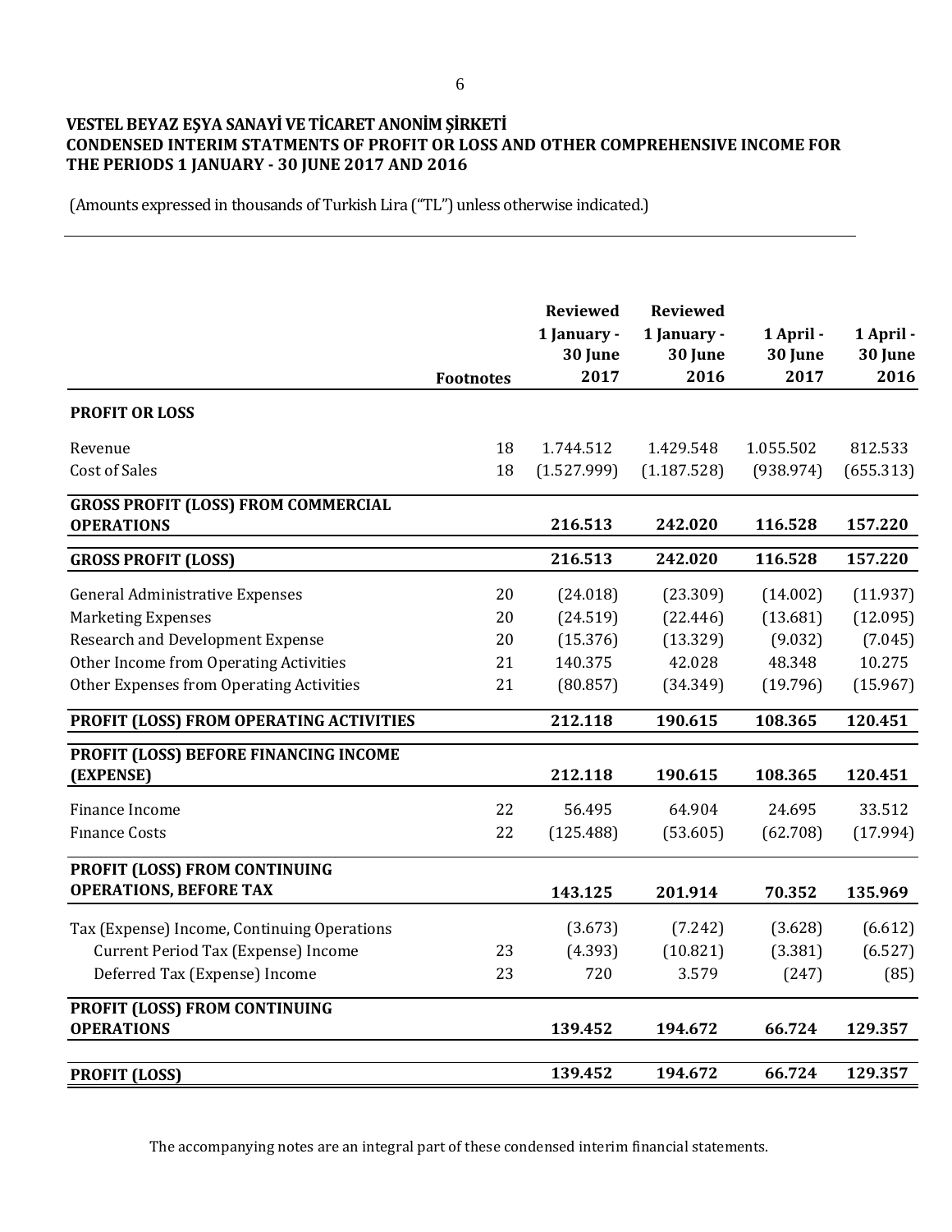**VESTEL BEYAZ EŞYA SANAYİ VE TİCARET ANONİM ŞİRKETİ**
**CONDENSED INTERIM STATMENTS OF PROFIT OR LOSS AND OTHER COMPREHENSIVE INCOME FOR THE PERIODS 1 JANUARY - 30 JUNE 2017 AND 2016**

(Amounts expressed in thousands of Turkish Lira ("TL") unless otherwise indicated.)

| | Footnotes | Reviewed 1 January - 30 June 2017 | Reviewed 1 January - 30 June 2016 | 1 April - 30 June 2017 | 1 April - 30 June 2016 |
|---|---|---|---|---|---|
| **PROFIT OR LOSS** | | | | | |
| Revenue | 18 | 1.744.512 | 1.429.548 | 1.055.502 | 812.533 |
| Cost of Sales | 18 | (1.527.999) | (1.187.528) | (938.974) | (655.313) |
| **GROSS PROFIT (LOSS) FROM COMMERCIAL OPERATIONS** | | **216.513** | **242.020** | **116.528** | **157.220** |
| **GROSS PROFIT (LOSS)** | | **216.513** | **242.020** | **116.528** | **157.220** |
| General Administrative Expenses | 20 | (24.018) | (23.309) | (14.002) | (11.937) |
| Marketing Expenses | 20 | (24.519) | (22.446) | (13.681) | (12.095) |
| Research and Development Expense | 20 | (15.376) | (13.329) | (9.032) | (7.045) |
| Other Income from Operating Activities | 21 | 140.375 | 42.028 | 48.348 | 10.275 |
| Other Expenses from Operating Activities | 21 | (80.857) | (34.349) | (19.796) | (15.967) |
| **PROFIT (LOSS) FROM OPERATING ACTIVITIES** | | **212.118** | **190.615** | **108.365** | **120.451** |
| **PROFIT (LOSS) BEFORE FINANCING INCOME (EXPENSE)** | | **212.118** | **190.615** | **108.365** | **120.451** |
| Finance Income | 22 | 56.495 | 64.904 | 24.695 | 33.512 |
| Fınance Costs | 22 | (125.488) | (53.605) | (62.708) | (17.994) |
| **PROFIT (LOSS) FROM CONTINUING OPERATIONS, BEFORE TAX** | | **143.125** | **201.914** | **70.352** | **135.969** |
| Tax (Expense) Income, Continuing Operations | | (3.673) | (7.242) | (3.628) | (6.612) |
| Current Period Tax (Expense) Income | 23 | (4.393) | (10.821) | (3.381) | (6.527) |
| Deferred Tax (Expense) Income | 23 | 720 | 3.579 | (247) | (85) |
| **PROFIT (LOSS) FROM CONTINUING OPERATIONS** | | **139.452** | **194.672** | **66.724** | **129.357** |
| **PROFIT (LOSS)** | | **139.452** | **194.672** | **66.724** | **129.357** |

The accompanying notes are an integral part of these condensed interim financial statements.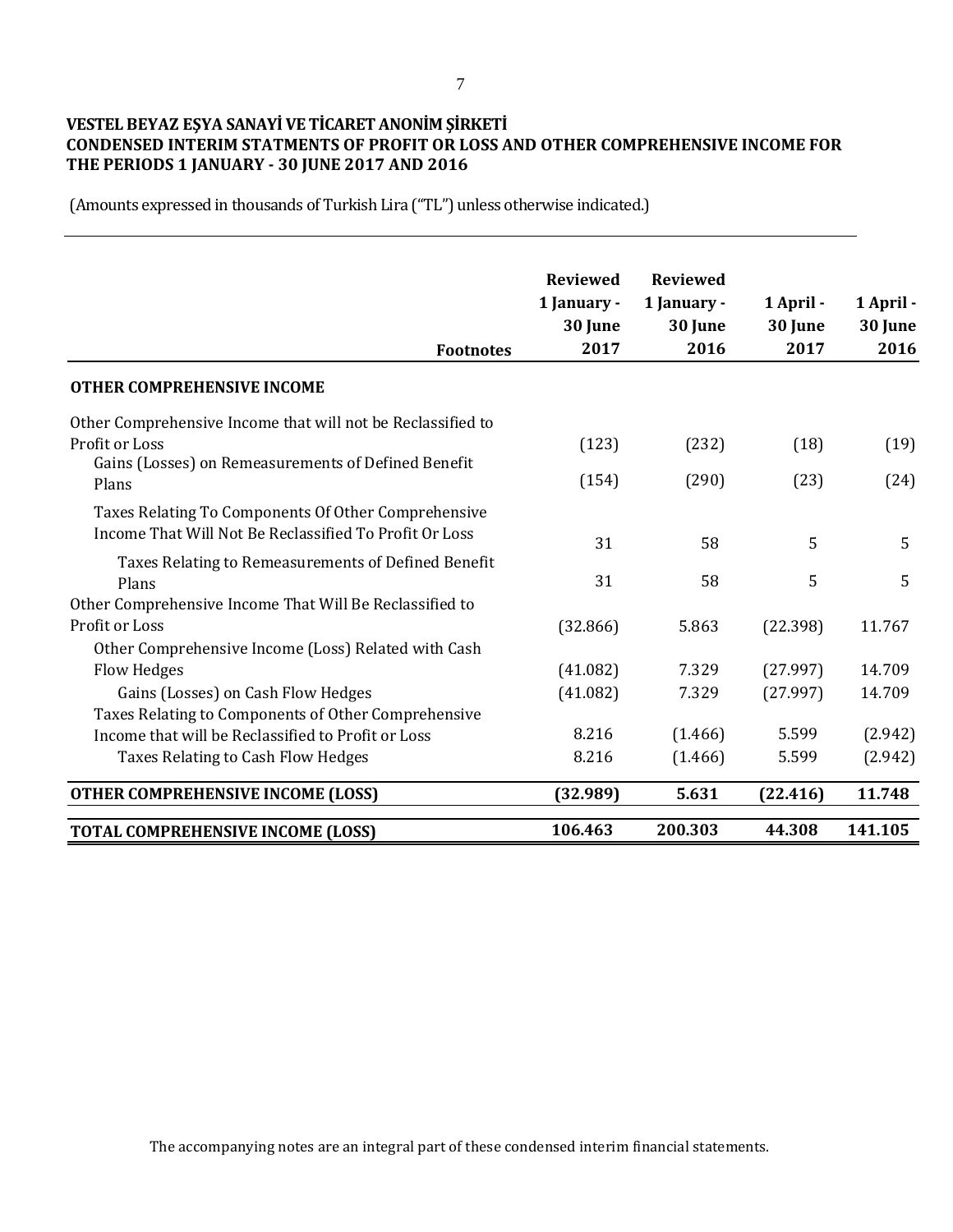**VESTEL BEYAZ EŞYA SANAYİ VE TİCARET ANONİM ŞİRKETİ**
**CONDENSED INTERIM STATMENTS OF PROFIT OR LOSS AND OTHER COMPREHENSIVE INCOME FOR THE PERIODS 1 JANUARY - 30 JUNE 2017 AND 2016**

(Amounts expressed in thousands of Turkish Lira ("TL") unless otherwise indicated.)

| | Footnotes | Reviewed 1 January - 30 June 2017 | Reviewed 1 January - 30 June 2016 | 1 April - 30 June 2017 | 1 April - 30 June 2016 |
|---|---|---|---|---|---|
| **OTHER COMPREHENSIVE INCOME** | | | | | |
| Other Comprehensive Income that will not be Reclassified to Profit or Loss | | (123) | (232) | (18) | (19) |
| Gains (Losses) on Remeasurements of Defined Benefit Plans | | (154) | (290) | (23) | (24) |
| Taxes Relating To Components Of Other Comprehensive Income That Will Not Be Reclassified To Profit Or Loss | | 31 | 58 | 5 | 5 |
| Taxes Relating to Remeasurements of Defined Benefit Plans | | 31 | 58 | 5 | 5 |
| Other Comprehensive Income That Will Be Reclassified to Profit or Loss | | (32.866) | 5.863 | (22.398) | 11.767 |
| Other Comprehensive Income (Loss) Related with Cash Flow Hedges | | (41.082) | 7.329 | (27.997) | 14.709 |
| Gains (Losses) on Cash Flow Hedges | | (41.082) | 7.329 | (27.997) | 14.709 |
| Taxes Relating to Components of Other Comprehensive Income that will be Reclassified to Profit or Loss | | 8.216 | (1.466) | 5.599 | (2.942) |
| Taxes Relating to Cash Flow Hedges | | 8.216 | (1.466) | 5.599 | (2.942) |
| **OTHER COMPREHENSIVE INCOME (LOSS)** | | **(32.989)** | **5.631** | **(22.416)** | **11.748** |
| **TOTAL COMPREHENSIVE INCOME (LOSS)** | | **106.463** | **200.303** | **44.308** | **141.105** |

The accompanying notes are an integral part of these condensed interim financial statements.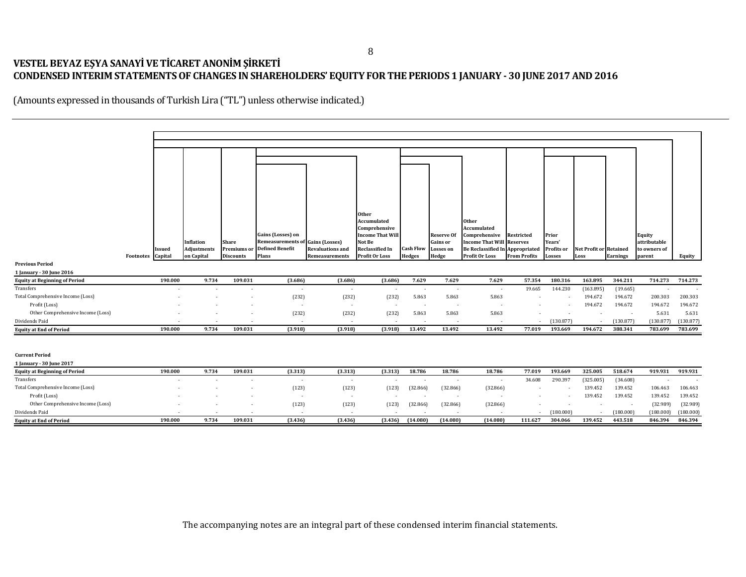# VESTEL BEYAZ EŞYA SANAYİ VE TİCARET ANONİM ŞİRKETİ
## CONDENSED INTERIM STATEMENTS OF CHANGES IN SHAREHOLDERS' EQUITY FOR THE PERIODS 1 JANUARY - 30 JUNE 2017 AND 2016

(Amounts expressed in thousands of Turkish Lira ("TL") unless otherwise indicated.)

| | Footnotes | Issued Capital | Inflation Adjustments on Capital | Share Premiums or Discounts | Gains (Losses) on Remeasurements of Defined Benefit Plans | Gains (Losses) Revaluations and Remeasurements | Other Accumulated Comprehensive Income That Will Not Be Reclassified In Profit Or Loss | Cash Flow Hedges | Reserve Of Gains or Losses on Hedge | Other Accumulated Comprehensive Income That Will Be Reclassified In Profit Or Loss | Restricted Reserves Appropriated From Profits | Prior Years' Profits or Losses | Net Profit or Loss | Retained Earnings | Equity attributable to owners of parent | Equity |
|---|---|---|---|---|---|---|---|---|---|---|---|---|---|---|---|---|
| **Previous Period** | | | | | | | | | | | | | | | | |
| **1 January - 30 June 2016** | | | | | | | | | | | | | | | | |
| **Equity at Beginning of Period** | | 190.000 | 9.734 | 109.031 | (3.686) | (3.686) | (3.686) | 7.629 | 7.629 | 7.629 | 57.354 | 180.316 | 163.895 | 344.211 | 714.273 | 714.273 |
| Transfers | | - | - | - | - | - | - | - | - | - | 19.665 | 144.230 | (163.895) | (19.665) | - | - |
| Total Comprehensive Income (Loss) | | - | - | - | (232) | (232) | (232) | 5.863 | 5.863 | 5.863 | - | - | 194.672 | 194.672 | 200.303 | 200.303 |
| Profit (Loss) | | - | - | - | - | - | - | - | - | - | - | - | 194.672 | 194.672 | 194.672 | 194.672 |
| Other Comprehensive Income (Loss) | | - | - | - | (232) | (232) | (232) | 5.863 | 5.863 | 5.863 | - | - | - | - | 5.631 | 5.631 |
| Dividends Paid | | - | - | - | - | - | - | - | - | - | - | (130.877) | - | (130.877) | (130.877) | (130.877) |
| **Equity at End of Period** | | 190.000 | 9.734 | 109.031 | (3.918) | (3.918) | (3.918) | 13.492 | 13.492 | 13.492 | 77.019 | 193.669 | 194.672 | 388.341 | 783.699 | 783.699 |
| | | | | | | | | | | | | | | | | |
| **Current Period** | | | | | | | | | | | | | | | | |
| **1 January - 30 June 2017** | | | | | | | | | | | | | | | | |
| **Equity at Beginning of Period** | | 190.000 | 9.734 | 109.031 | (3.313) | (3.313) | (3.313) | 18.786 | 18.786 | 18.786 | 77.019 | 193.669 | 325.005 | 518.674 | 919.931 | 919.931 |
| Transfers | | - | - | - | - | - | - | - | - | - | 34.608 | 290.397 | (325.005) | (34.608) | - | - |
| Total Comprehensive Income (Loss) | | - | - | - | (123) | (123) | (123) | (32.866) | (32.866) | (32.866) | - | - | 139.452 | 139.452 | 106.463 | 106.463 |
| Profit (Loss) | | - | - | - | - | - | - | - | - | - | - | - | 139.452 | 139.452 | 139.452 | 139.452 |
| Other Comprehensive Income (Loss) | | - | - | - | (123) | (123) | (123) | (32.866) | (32.866) | (32.866) | - | - | - | - | (32.989) | (32.989) |
| Dividends Paid | | - | - | - | - | - | - | - | - | - | - | (180.000) | - | (180.000) | (180.000) | (180.000) |
| **Equity at End of Period** | | 190.000 | 9.734 | 109.031 | (3.436) | (3.436) | (3.436) | (14.080) | (14.080) | (14.080) | 111.627 | 304.066 | 139.452 | 443.518 | 846.394 | 846.394 |

The accompanying notes are an integral part of these condensed interim financial statements.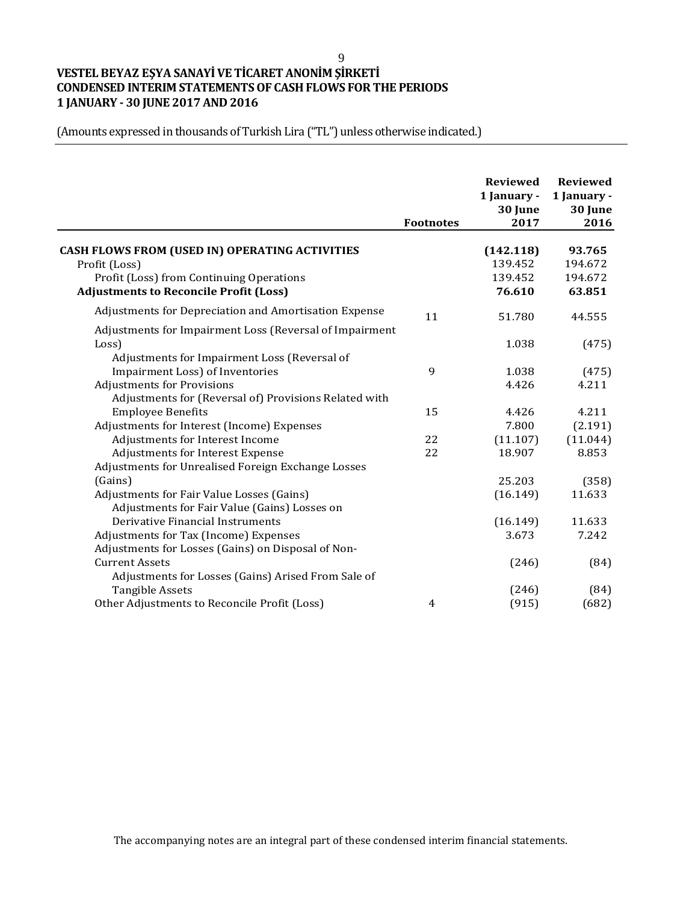# VESTEL BEYAZ EŞYA SANAYİ VE TİCARET ANONİM ŞİRKETİ
## CONDENSED INTERIM STATEMENTS OF CASH FLOWS FOR THE PERIODS
## 1 JANUARY - 30 JUNE 2017 AND 2016

(Amounts expressed in thousands of Turkish Lira ("TL") unless otherwise indicated.)

| | Footnotes | Reviewed 1 January - 30 June 2017 | Reviewed 1 January - 30 June 2016 |
|---|---|---|---|
| **CASH FLOWS FROM (USED IN) OPERATING ACTIVITIES** | | **(142.118)** | **93.765** |
| Profit (Loss) | | 139.452 | 194.672 |
| Profit (Loss) from Continuing Operations | | 139.452 | 194.672 |
| **Adjustments to Reconcile Profit (Loss)** | | **76.610** | **63.851** |
| Adjustments for Depreciation and Amortisation Expense | 11 | 51.780 | 44.555 |
| Adjustments for Impairment Loss (Reversal of Impairment Loss) | | 1.038 | (475) |
| Adjustments for Impairment Loss (Reversal of Impairment Loss) of Inventories | 9 | 1.038 | (475) |
| Adjustments for Provisions | | 4.426 | 4.211 |
| Adjustments for (Reversal of) Provisions Related with Employee Benefits | 15 | 4.426 | 4.211 |
| Adjustments for Interest (Income) Expenses | | 7.800 | (2.191) |
| Adjustments for Interest Income | 22 | (11.107) | (11.044) |
| Adjustments for Interest Expense | 22 | 18.907 | 8.853 |
| Adjustments for Unrealised Foreign Exchange Losses (Gains) | | 25.203 | (358) |
| Adjustments for Fair Value Losses (Gains) | | (16.149) | 11.633 |
| Adjustments for Fair Value (Gains) Losses on Derivative Financial Instruments | | (16.149) | 11.633 |
| Adjustments for Tax (Income) Expenses | | 3.673 | 7.242 |
| Adjustments for Losses (Gains) on Disposal of Non-Current Assets | | (246) | (84) |
| Adjustments for Losses (Gains) Arised From Sale of Tangible Assets | | (246) | (84) |
| Other Adjustments to Reconcile Profit (Loss) | 4 | (915) | (682) |

The accompanying notes are an integral part of these condensed interim financial statements.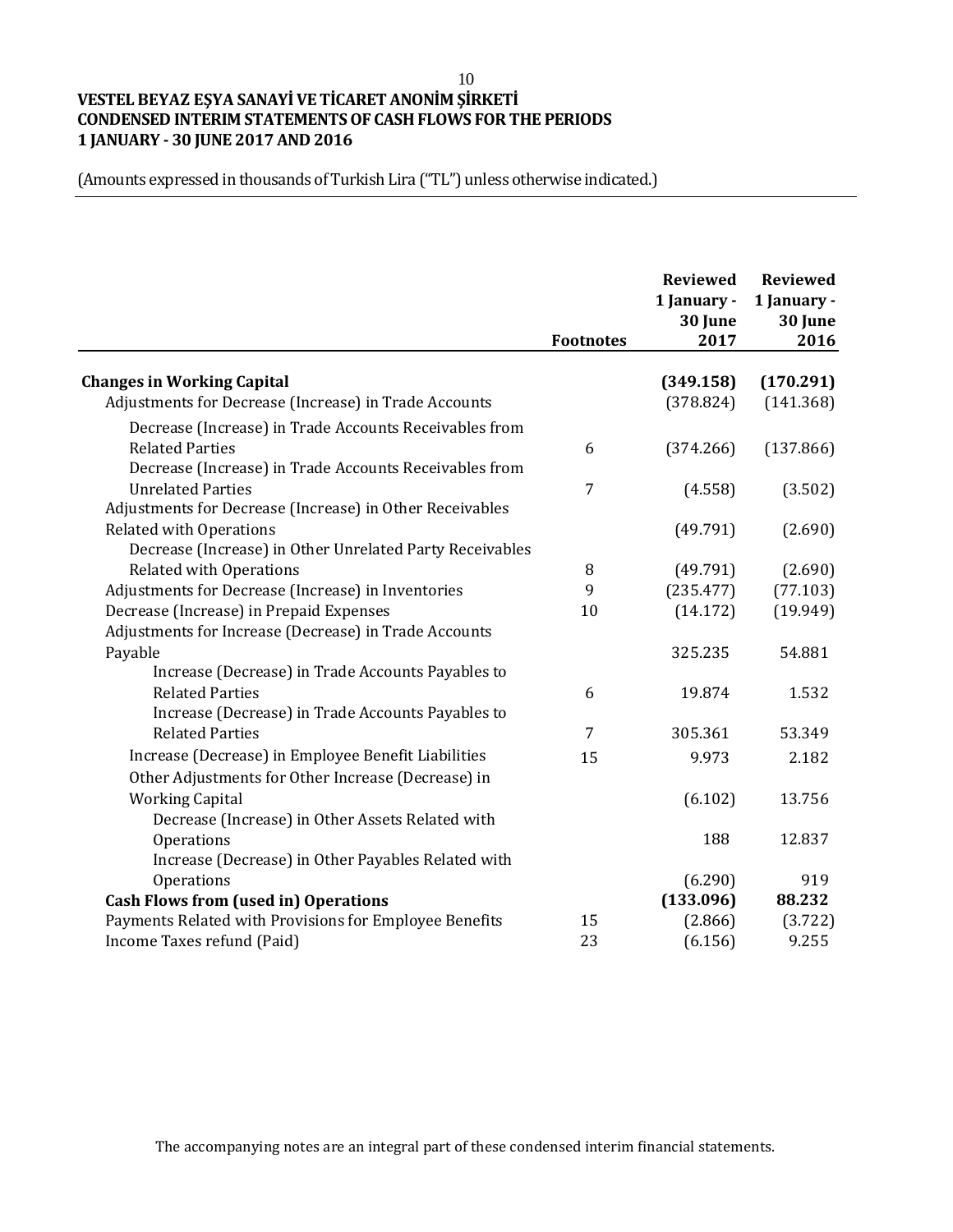# VESTEL BEYAZ EŞYA SANAYİ VE TİCARET ANONİM ŞİRKETİ
## CONDENSED INTERIM STATEMENTS OF CASH FLOWS FOR THE PERIODS 1 JANUARY - 30 JUNE 2017 AND 2016

(Amounts expressed in thousands of Turkish Lira ("TL") unless otherwise indicated.)

| | Footnotes | Reviewed 1 January - 30 June 2017 | Reviewed 1 January - 30 June 2016 |
|---|---|---|---|
| **Changes in Working Capital** | | **(349.158)** | **(170.291)** |
| Adjustments for Decrease (Increase) in Trade Accounts | | (378.824) | (141.368) |
| Decrease (Increase) in Trade Accounts Receivables from Related Parties | 6 | (374.266) | (137.866) |
| Decrease (Increase) in Trade Accounts Receivables from Unrelated Parties | 7 | (4.558) | (3.502) |
| Adjustments for Decrease (Increase) in Other Receivables Related with Operations | | (49.791) | (2.690) |
| Decrease (Increase) in Other Unrelated Party Receivables Related with Operations | 8 | (49.791) | (2.690) |
| Adjustments for Decrease (Increase) in Inventories | 9 | (235.477) | (77.103) |
| Decrease (Increase) in Prepaid Expenses | 10 | (14.172) | (19.949) |
| Adjustments for Increase (Decrease) in Trade Accounts Payable | | 325.235 | 54.881 |
| Increase (Decrease) in Trade Accounts Payables to Related Parties | 6 | 19.874 | 1.532 |
| Increase (Decrease) in Trade Accounts Payables to Related Parties | 7 | 305.361 | 53.349 |
| Increase (Decrease) in Employee Benefit Liabilities | 15 | 9.973 | 2.182 |
| Other Adjustments for Other Increase (Decrease) in Working Capital | | (6.102) | 13.756 |
| Decrease (Increase) in Other Assets Related with Operations | | 188 | 12.837 |
| Increase (Decrease) in Other Payables Related with Operations | | (6.290) | 919 |
| **Cash Flows from (used in) Operations** | | **(133.096)** | **88.232** |
| Payments Related with Provisions for Employee Benefits | 15 | (2.866) | (3.722) |
| Income Taxes refund (Paid) | 23 | (6.156) | 9.255 |

The accompanying notes are an integral part of these condensed interim financial statements.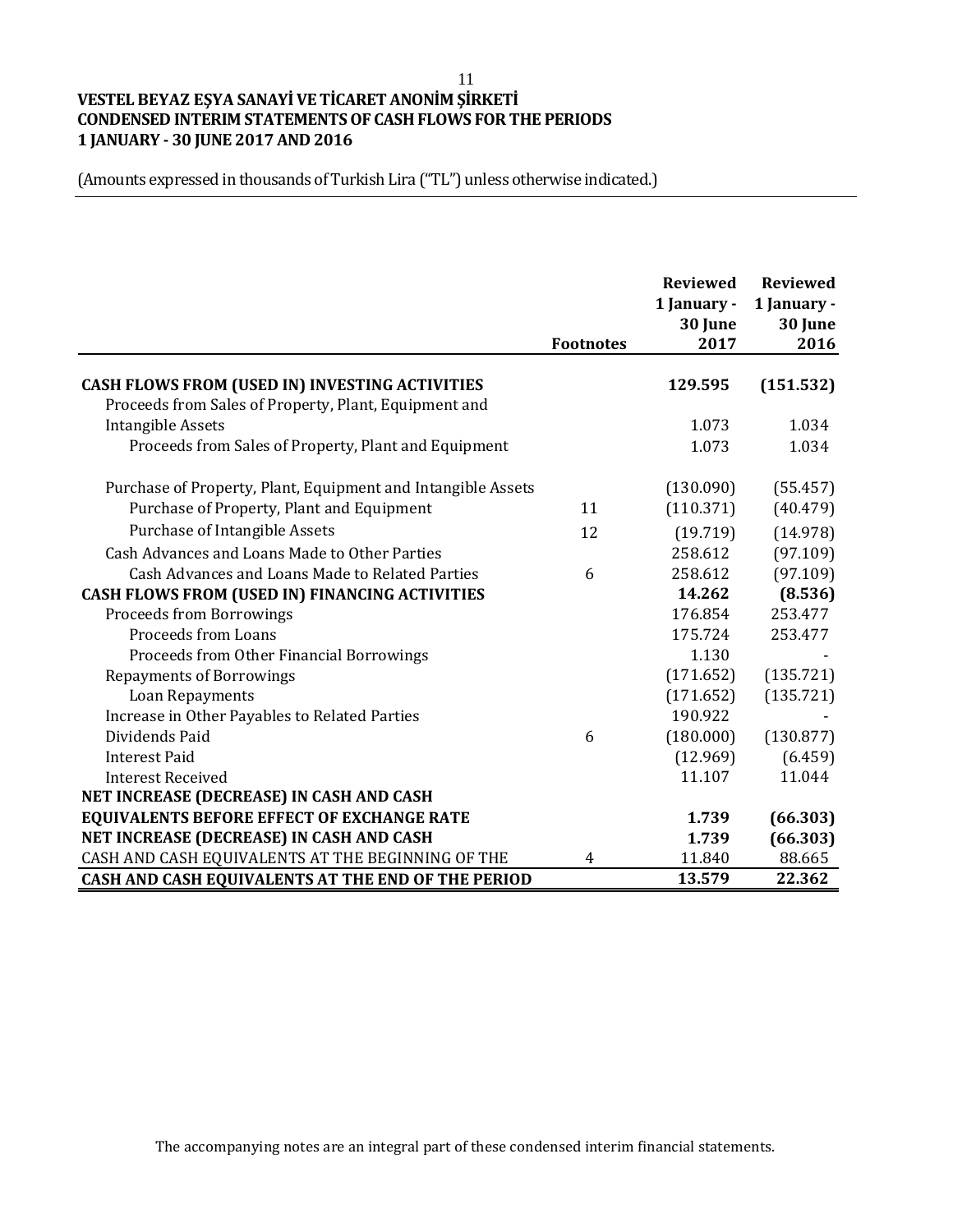**VESTEL BEYAZ EŞYA SANAYİ VE TİCARET ANONİM ŞİRKETİ**
**CONDENSED INTERIM STATEMENTS OF CASH FLOWS FOR THE PERIODS**
**1 JANUARY - 30 JUNE 2017 AND 2016**

(Amounts expressed in thousands of Turkish Lira ("TL") unless otherwise indicated.)

| | Footnotes | Reviewed 1 January - 30 June 2017 | Reviewed 1 January - 30 June 2016 |
|---|---|---|---|
| **CASH FLOWS FROM (USED IN) INVESTING ACTIVITIES** | | **129.595** | **(151.532)** |
| Proceeds from Sales of Property, Plant, Equipment and Intangible Assets | | 1.073 | 1.034 |
| Proceeds from Sales of Property, Plant and Equipment | | 1.073 | 1.034 |
| Purchase of Property, Plant, Equipment and Intangible Assets | | (130.090) | (55.457) |
| Purchase of Property, Plant and Equipment | 11 | (110.371) | (40.479) |
| Purchase of Intangible Assets | 12 | (19.719) | (14.978) |
| Cash Advances and Loans Made to Other Parties | | 258.612 | (97.109) |
| Cash Advances and Loans Made to Related Parties | 6 | 258.612 | (97.109) |
| **CASH FLOWS FROM (USED IN) FINANCING ACTIVITIES** | | **14.262** | **(8.536)** |
| Proceeds from Borrowings | | 176.854 | 253.477 |
| Proceeds from Loans | | 175.724 | 253.477 |
| Proceeds from Other Financial Borrowings | | 1.130 | - |
| Repayments of Borrowings | | (171.652) | (135.721) |
| Loan Repayments | | (171.652) | (135.721) |
| Increase in Other Payables to Related Parties | | 190.922 | - |
| Dividends Paid | 6 | (180.000) | (130.877) |
| Interest Paid | | (12.969) | (6.459) |
| Interest Received | | 11.107 | 11.044 |
| **NET INCREASE (DECREASE) IN CASH AND CASH EQUIVALENTS BEFORE EFFECT OF EXCHANGE RATE** | | **1.739** | **(66.303)** |
| **NET INCREASE (DECREASE) IN CASH AND CASH** | | **1.739** | **(66.303)** |
| CASH AND CASH EQUIVALENTS AT THE BEGINNING OF THE | 4 | 11.840 | 88.665 |
| **CASH AND CASH EQUIVALENTS AT THE END OF THE PERIOD** | | **13.579** | **22.362** |

The accompanying notes are an integral part of these condensed interim financial statements.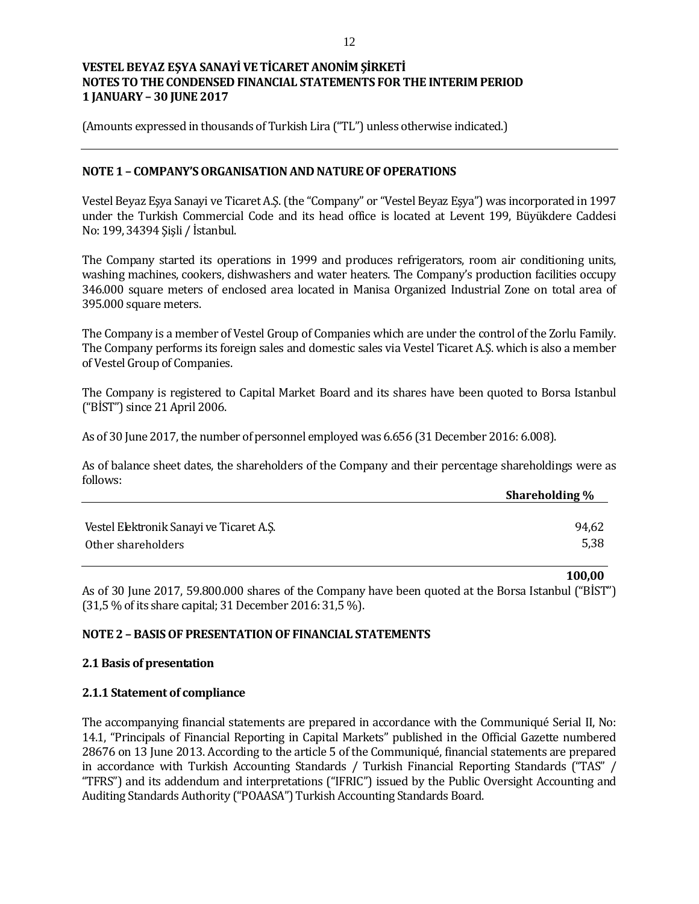**VESTEL BEYAZ EŞYA SANAYİ VE TİCARET ANONİM ŞİRKETİ**
**NOTES TO THE CONDENSED FINANCIAL STATEMENTS FOR THE INTERIM PERIOD**
**1 JANUARY – 30 JUNE 2017**

(Amounts expressed in thousands of Turkish Lira ("TL") unless otherwise indicated.)

## NOTE 1 – COMPANY'S ORGANISATION AND NATURE OF OPERATIONS

Vestel Beyaz Eşya Sanayi ve Ticaret A.Ş. (the "Company" or "Vestel Beyaz Eşya") was incorporated in 1997 under the Turkish Commercial Code and its head office is located at Levent 199, Büyükdere Caddesi No: 199, 34394 Şişli / İstanbul.

The Company started its operations in 1999 and produces refrigerators, room air conditioning units, washing machines, cookers, dishwashers and water heaters. The Company's production facilities occupy 346.000 square meters of enclosed area located in Manisa Organized Industrial Zone on total area of 395.000 square meters.

The Company is a member of Vestel Group of Companies which are under the control of the Zorlu Family. The Company performs its foreign sales and domestic sales via Vestel Ticaret A.Ş. which is also a member of Vestel Group of Companies.

The Company is registered to Capital Market Board and its shares have been quoted to Borsa Istanbul ("BİST") since 21 April 2006.

As of 30 June 2017, the number of personnel employed was 6.656 (31 December 2016: 6.008).

As of balance sheet dates, the shareholders of the Company and their percentage shareholdings were as follows:

| | Shareholding % |
|---|---|
| Vestel Elektronik Sanayi ve Ticaret A.Ş. | 94,62 |
| Other shareholders | 5,38 |
| | **100,00** |

As of 30 June 2017, 59.800.000 shares of the Company have been quoted at the Borsa Istanbul ("BİST") (31,5 % of its share capital; 31 December 2016: 31,5 %).

## NOTE 2 – BASIS OF PRESENTATION OF FINANCIAL STATEMENTS

### 2.1 Basis of presentation

### 2.1.1 Statement of compliance

The accompanying financial statements are prepared in accordance with the Communiqué Serial II, No: 14.1, "Principals of Financial Reporting in Capital Markets" published in the Official Gazette numbered 28676 on 13 June 2013. According to the article 5 of the Communiqué, financial statements are prepared in accordance with Turkish Accounting Standards / Turkish Financial Reporting Standards ("TAS" / "TFRS") and its addendum and interpretations ("IFRIC") issued by the Public Oversight Accounting and Auditing Standards Authority ("POAASA") Turkish Accounting Standards Board.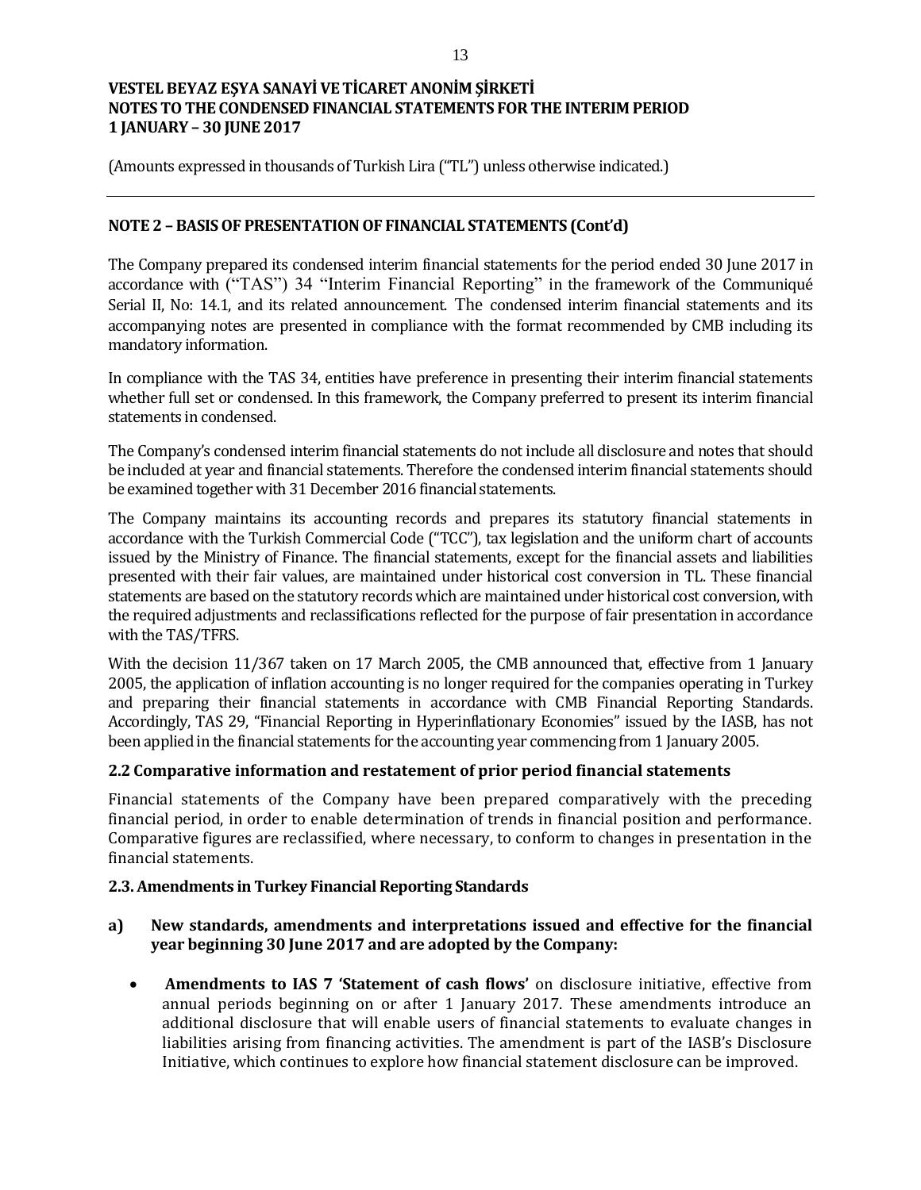(Amounts expressed in thousands of Turkish Lira ("TL") unless otherwise indicated.)

## NOTE 2 – BASIS OF PRESENTATION OF FINANCIAL STATEMENTS (Cont'd)

The Company prepared its condensed interim financial statements for the period ended 30 June 2017 in accordance with ("TAS") 34 "Interim Financial Reporting" in the framework of the Communiqué Serial II, No: 14.1, and its related announcement. The condensed interim financial statements and its accompanying notes are presented in compliance with the format recommended by CMB including its mandatory information.

In compliance with the TAS 34, entities have preference in presenting their interim financial statements whether full set or condensed. In this framework, the Company preferred to present its interim financial statements in condensed.

The Company's condensed interim financial statements do not include all disclosure and notes that should be included at year and financial statements. Therefore the condensed interim financial statements should be examined together with 31 December 2016 financial statements.

The Company maintains its accounting records and prepares its statutory financial statements in accordance with the Turkish Commercial Code ("TCC"), tax legislation and the uniform chart of accounts issued by the Ministry of Finance. The financial statements, except for the financial assets and liabilities presented with their fair values, are maintained under historical cost conversion in TL. These financial statements are based on the statutory records which are maintained under historical cost conversion, with the required adjustments and reclassifications reflected for the purpose of fair presentation in accordance with the TAS/TFRS.

With the decision 11/367 taken on 17 March 2005, the CMB announced that, effective from 1 January 2005, the application of inflation accounting is no longer required for the companies operating in Turkey and preparing their financial statements in accordance with CMB Financial Reporting Standards. Accordingly, TAS 29, "Financial Reporting in Hyperinflationary Economies" issued by the IASB, has not been applied in the financial statements for the accounting year commencing from 1 January 2005.

### 2.2 Comparative information and restatement of prior period financial statements

Financial statements of the Company have been prepared comparatively with the preceding financial period, in order to enable determination of trends in financial position and performance. Comparative figures are reclassified, where necessary, to conform to changes in presentation in the financial statements.

### 2.3. Amendments in Turkey Financial Reporting Standards

**a) New standards, amendments and interpretations issued and effective for the financial year beginning 30 June 2017 and are adopted by the Company:**

- **Amendments to IAS 7 'Statement of cash flows'** on disclosure initiative, effective from annual periods beginning on or after 1 January 2017. These amendments introduce an additional disclosure that will enable users of financial statements to evaluate changes in liabilities arising from financing activities. The amendment is part of the IASB's Disclosure Initiative, which continues to explore how financial statement disclosure can be improved.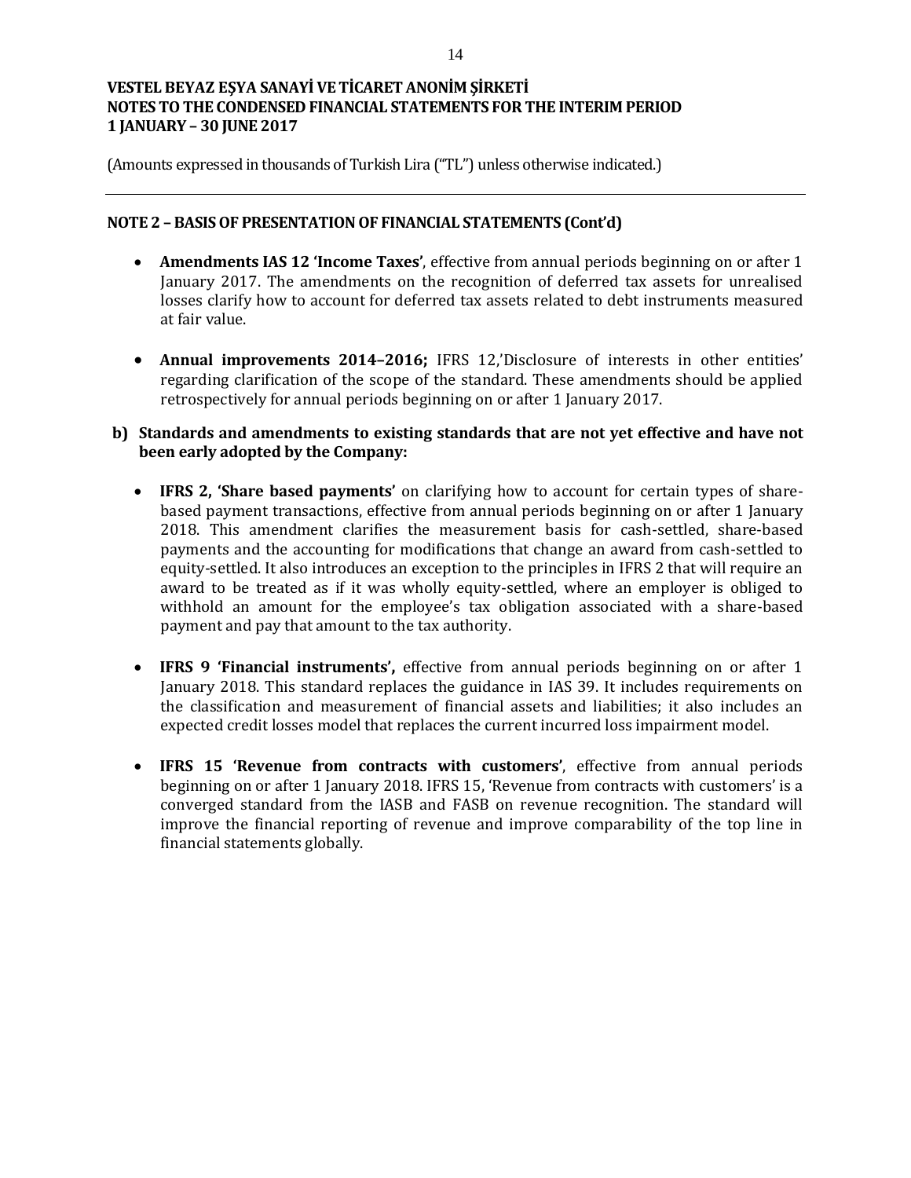## NOTE 2 – BASIS OF PRESENTATION OF FINANCIAL STATEMENTS (Cont'd)

- **Amendments IAS 12 'Income Taxes'**, effective from annual periods beginning on or after 1 January 2017. The amendments on the recognition of deferred tax assets for unrealised losses clarify how to account for deferred tax assets related to debt instruments measured at fair value.

- **Annual improvements 2014–2016;** IFRS 12,'Disclosure of interests in other entities' regarding clarification of the scope of the standard. These amendments should be applied retrospectively for annual periods beginning on or after 1 January 2017.

**b) Standards and amendments to existing standards that are not yet effective and have not been early adopted by the Company:**

- **IFRS 2, 'Share based payments'** on clarifying how to account for certain types of share-based payment transactions, effective from annual periods beginning on or after 1 January 2018. This amendment clarifies the measurement basis for cash-settled, share-based payments and the accounting for modifications that change an award from cash-settled to equity-settled. It also introduces an exception to the principles in IFRS 2 that will require an award to be treated as if it was wholly equity-settled, where an employer is obliged to withhold an amount for the employee's tax obligation associated with a share-based payment and pay that amount to the tax authority.

- **IFRS 9 'Financial instruments',** effective from annual periods beginning on or after 1 January 2018. This standard replaces the guidance in IAS 39. It includes requirements on the classification and measurement of financial assets and liabilities; it also includes an expected credit losses model that replaces the current incurred loss impairment model.

- **IFRS 15 'Revenue from contracts with customers'**, effective from annual periods beginning on or after 1 January 2018. IFRS 15, 'Revenue from contracts with customers' is a converged standard from the IASB and FASB on revenue recognition. The standard will improve the financial reporting of revenue and improve comparability of the top line in financial statements globally.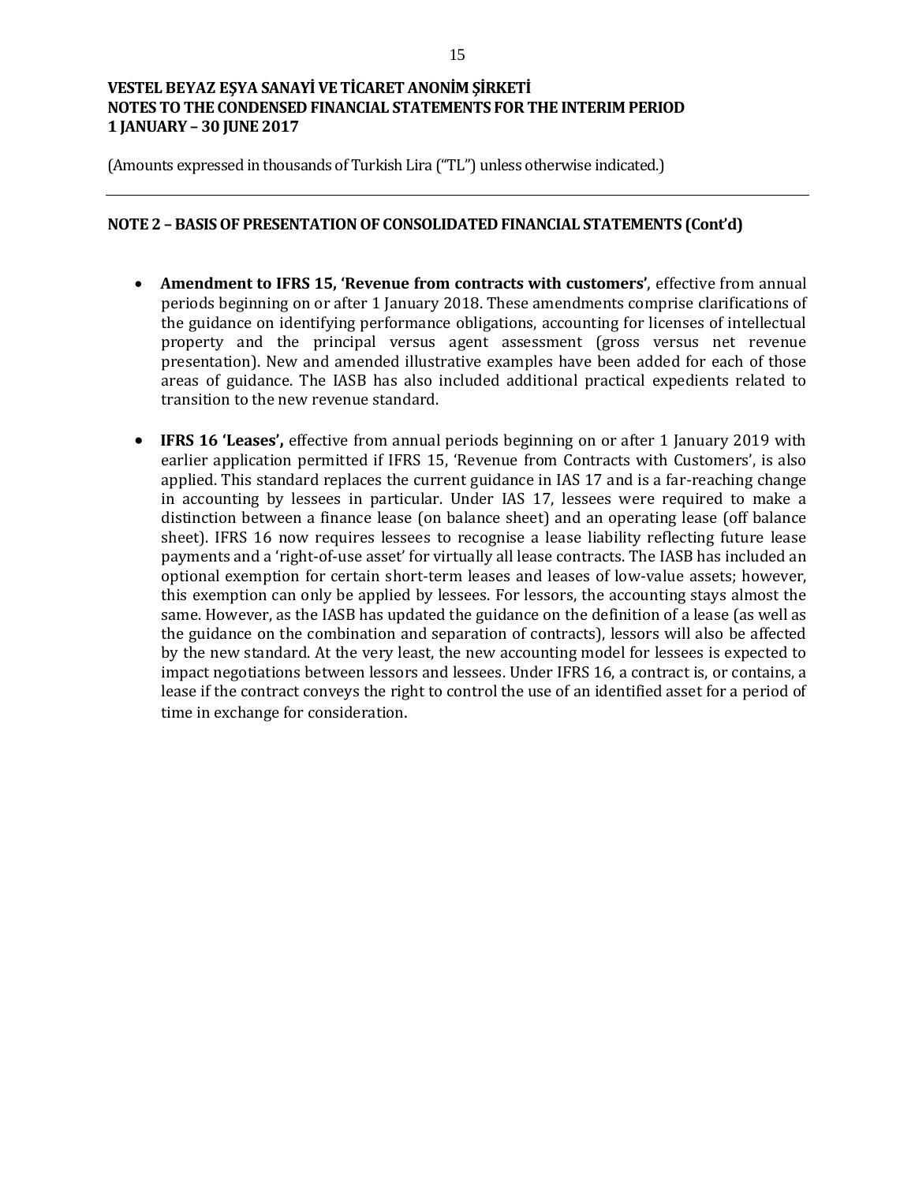**NOTE 2 – BASIS OF PRESENTATION OF CONSOLIDATED FINANCIAL STATEMENTS (Cont'd)**

- **Amendment to IFRS 15, 'Revenue from contracts with customers'**, effective from annual periods beginning on or after 1 January 2018. These amendments comprise clarifications of the guidance on identifying performance obligations, accounting for licenses of intellectual property and the principal versus agent assessment (gross versus net revenue presentation). New and amended illustrative examples have been added for each of those areas of guidance. The IASB has also included additional practical expedients related to transition to the new revenue standard.

- **IFRS 16 'Leases',** effective from annual periods beginning on or after 1 January 2019 with earlier application permitted if IFRS 15, 'Revenue from Contracts with Customers', is also applied. This standard replaces the current guidance in IAS 17 and is a far-reaching change in accounting by lessees in particular. Under IAS 17, lessees were required to make a distinction between a finance lease (on balance sheet) and an operating lease (off balance sheet). IFRS 16 now requires lessees to recognise a lease liability reflecting future lease payments and a 'right-of-use asset' for virtually all lease contracts. The IASB has included an optional exemption for certain short-term leases and leases of low-value assets; however, this exemption can only be applied by lessees. For lessors, the accounting stays almost the same. However, as the IASB has updated the guidance on the definition of a lease (as well as the guidance on the combination and separation of contracts), lessors will also be affected by the new standard. At the very least, the new accounting model for lessees is expected to impact negotiations between lessors and lessees. Under IFRS 16, a contract is, or contains, a lease if the contract conveys the right to control the use of an identified asset for a period of time in exchange for consideration.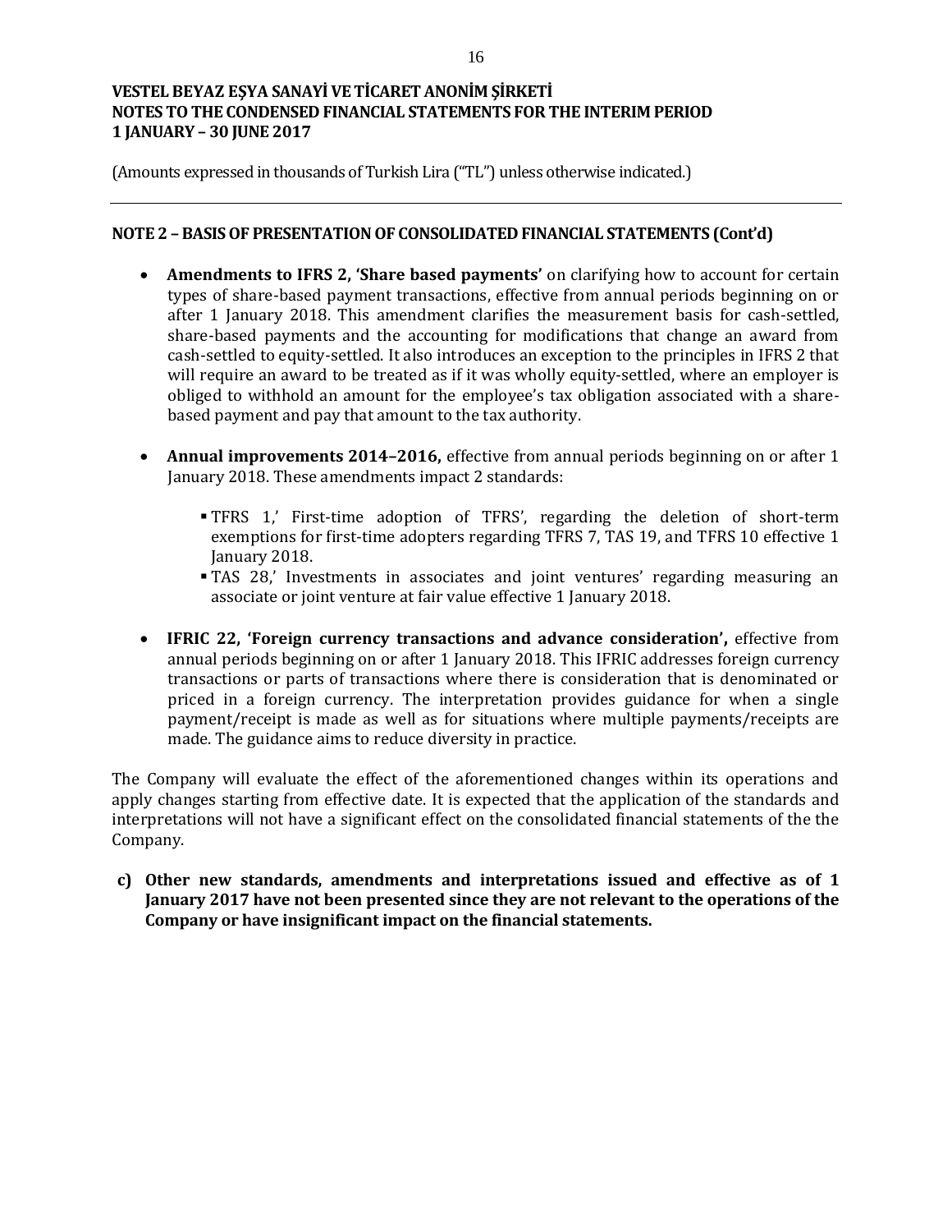## NOTE 2 – BASIS OF PRESENTATION OF CONSOLIDATED FINANCIAL STATEMENTS (Cont'd)

- **Amendments to IFRS 2, 'Share based payments'** on clarifying how to account for certain types of share-based payment transactions, effective from annual periods beginning on or after 1 January 2018. This amendment clarifies the measurement basis for cash-settled, share-based payments and the accounting for modifications that change an award from cash-settled to equity-settled. It also introduces an exception to the principles in IFRS 2 that will require an award to be treated as if it was wholly equity-settled, where an employer is obliged to withhold an amount for the employee's tax obligation associated with a share-based payment and pay that amount to the tax authority.

- **Annual improvements 2014–2016,** effective from annual periods beginning on or after 1 January 2018. These amendments impact 2 standards:
  - TFRS 1,' First-time adoption of TFRS', regarding the deletion of short-term exemptions for first-time adopters regarding TFRS 7, TAS 19, and TFRS 10 effective 1 January 2018.
  - TAS 28,' Investments in associates and joint ventures' regarding measuring an associate or joint venture at fair value effective 1 January 2018.

- **IFRIC 22, 'Foreign currency transactions and advance consideration',** effective from annual periods beginning on or after 1 January 2018. This IFRIC addresses foreign currency transactions or parts of transactions where there is consideration that is denominated or priced in a foreign currency. The interpretation provides guidance for when a single payment/receipt is made as well as for situations where multiple payments/receipts are made. The guidance aims to reduce diversity in practice.

The Company will evaluate the effect of the aforementioned changes within its operations and apply changes starting from effective date. It is expected that the application of the standards and interpretations will not have a significant effect on the consolidated financial statements of the the Company.

**c) Other new standards, amendments and interpretations issued and effective as of 1 January 2017 have not been presented since they are not relevant to the operations of the Company or have insignificant impact on the financial statements.**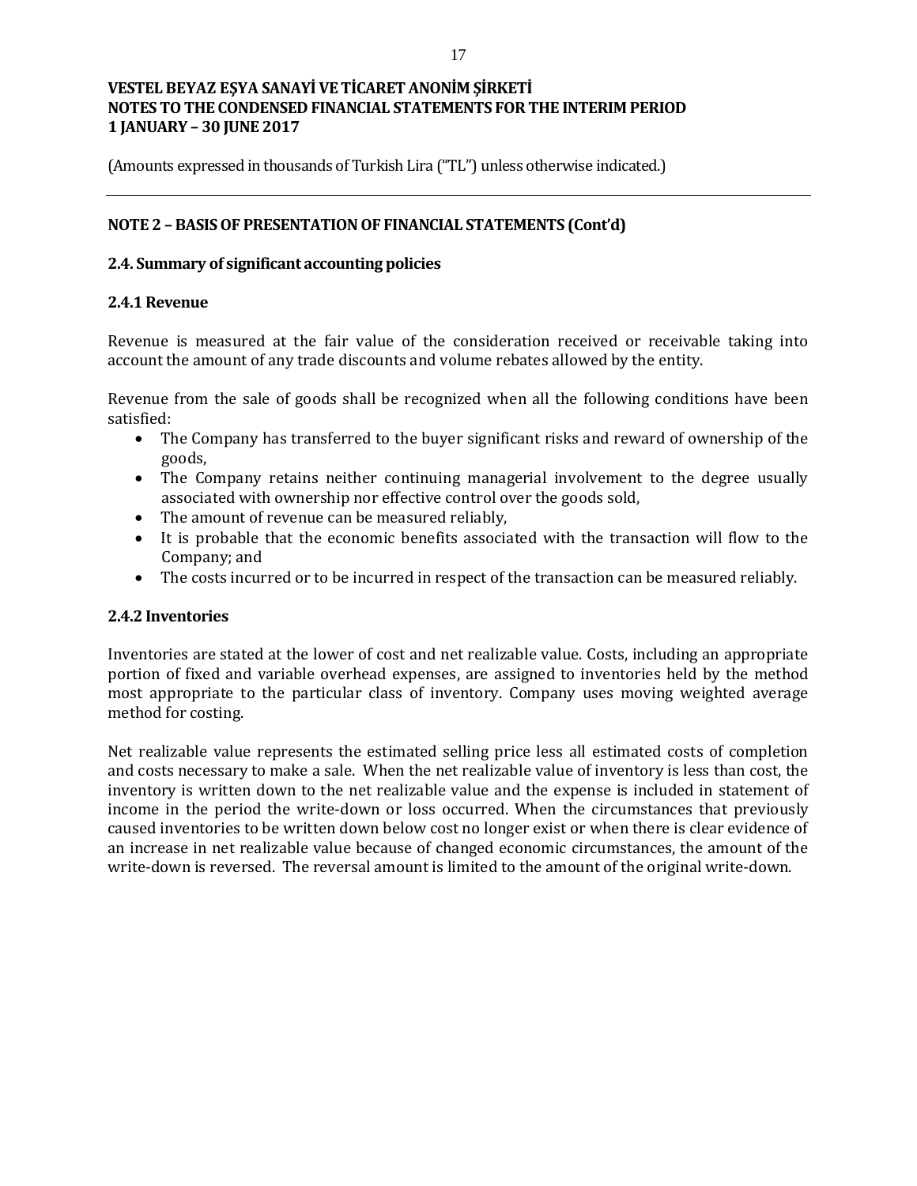## NOTE 2 – BASIS OF PRESENTATION OF FINANCIAL STATEMENTS (Cont'd)

### 2.4. Summary of significant accounting policies

#### 2.4.1 Revenue

Revenue is measured at the fair value of the consideration received or receivable taking into account the amount of any trade discounts and volume rebates allowed by the entity.

Revenue from the sale of goods shall be recognized when all the following conditions have been satisfied:

- The Company has transferred to the buyer significant risks and reward of ownership of the goods,
- The Company retains neither continuing managerial involvement to the degree usually associated with ownership nor effective control over the goods sold,
- The amount of revenue can be measured reliably,
- It is probable that the economic benefits associated with the transaction will flow to the Company; and
- The costs incurred or to be incurred in respect of the transaction can be measured reliably.

#### 2.4.2 Inventories

Inventories are stated at the lower of cost and net realizable value. Costs, including an appropriate portion of fixed and variable overhead expenses, are assigned to inventories held by the method most appropriate to the particular class of inventory. Company uses moving weighted average method for costing.

Net realizable value represents the estimated selling price less all estimated costs of completion and costs necessary to make a sale. When the net realizable value of inventory is less than cost, the inventory is written down to the net realizable value and the expense is included in statement of income in the period the write-down or loss occurred. When the circumstances that previously caused inventories to be written down below cost no longer exist or when there is clear evidence of an increase in net realizable value because of changed economic circumstances, the amount of the write-down is reversed. The reversal amount is limited to the amount of the original write-down.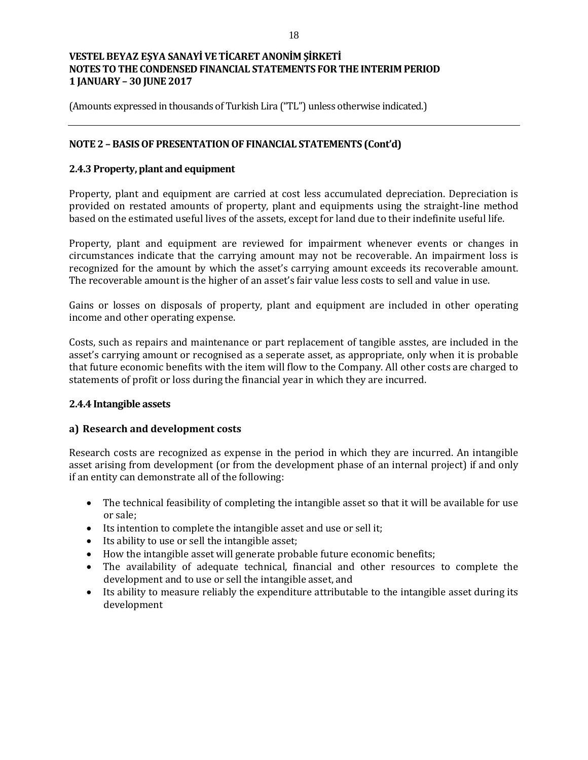## NOTE 2 – BASIS OF PRESENTATION OF FINANCIAL STATEMENTS (Cont'd)

### 2.4.3 Property, plant and equipment

Property, plant and equipment are carried at cost less accumulated depreciation. Depreciation is provided on restated amounts of property, plant and equipments using the straight-line method based on the estimated useful lives of the assets, except for land due to their indefinite useful life.

Property, plant and equipment are reviewed for impairment whenever events or changes in circumstances indicate that the carrying amount may not be recoverable. An impairment loss is recognized for the amount by which the asset's carrying amount exceeds its recoverable amount. The recoverable amount is the higher of an asset's fair value less costs to sell and value in use.

Gains or losses on disposals of property, plant and equipment are included in other operating income and other operating expense.

Costs, such as repairs and maintenance or part replacement of tangible asstes, are included in the asset's carrying amount or recognised as a seperate asset, as appropriate, only when it is probable that future economic benefits with the item will flow to the Company. All other costs are charged to statements of profit or loss during the financial year in which they are incurred.

### 2.4.4 Intangible assets

#### a) Research and development costs

Research costs are recognized as expense in the period in which they are incurred. An intangible asset arising from development (or from the development phase of an internal project) if and only if an entity can demonstrate all of the following:

- The technical feasibility of completing the intangible asset so that it will be available for use or sale;
- Its intention to complete the intangible asset and use or sell it;
- Its ability to use or sell the intangible asset;
- How the intangible asset will generate probable future economic benefits;
- The availability of adequate technical, financial and other resources to complete the development and to use or sell the intangible asset, and
- Its ability to measure reliably the expenditure attributable to the intangible asset during its development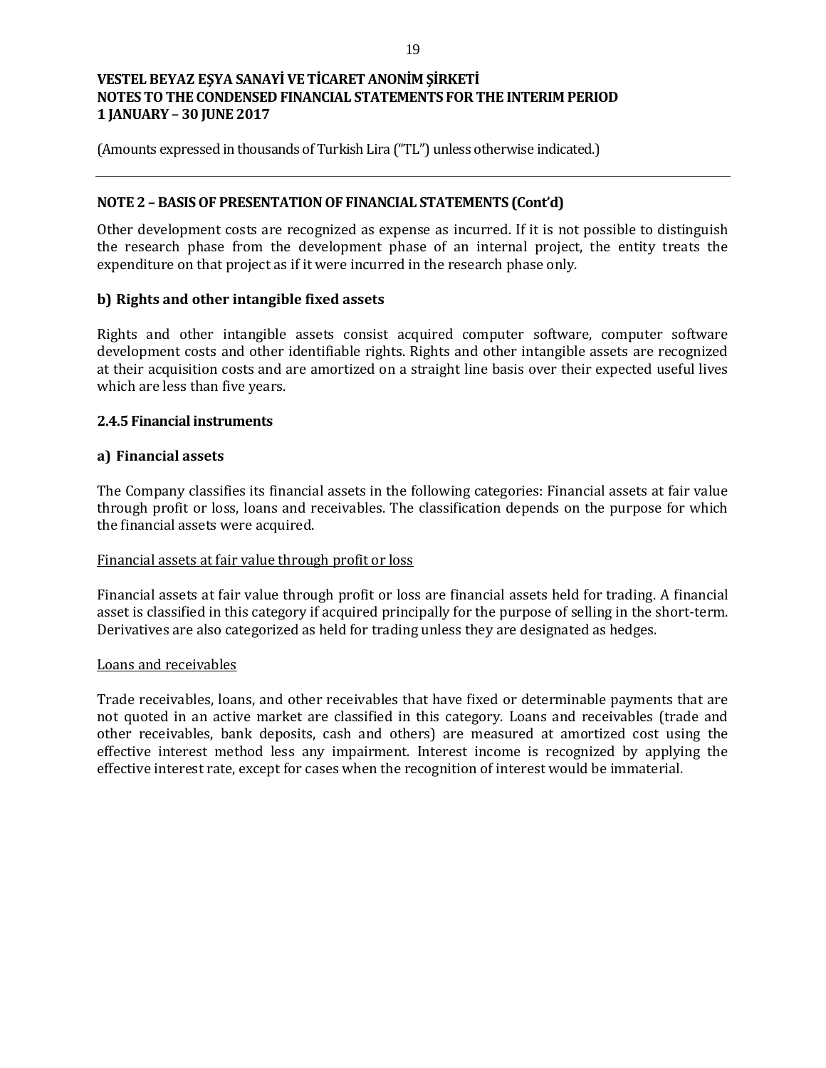## NOTE 2 – BASIS OF PRESENTATION OF FINANCIAL STATEMENTS (Cont'd)

Other development costs are recognized as expense as incurred. If it is not possible to distinguish the research phase from the development phase of an internal project, the entity treats the expenditure on that project as if it were incurred in the research phase only.

### b) Rights and other intangible fixed assets

Rights and other intangible assets consist acquired computer software, computer software development costs and other identifiable rights. Rights and other intangible assets are recognized at their acquisition costs and are amortized on a straight line basis over their expected useful lives which are less than five years.

### 2.4.5 Financial instruments

### a) Financial assets

The Company classifies its financial assets in the following categories: Financial assets at fair value through profit or loss, loans and receivables. The classification depends on the purpose for which the financial assets were acquired.

Financial assets at fair value through profit or loss

Financial assets at fair value through profit or loss are financial assets held for trading. A financial asset is classified in this category if acquired principally for the purpose of selling in the short-term. Derivatives are also categorized as held for trading unless they are designated as hedges.

Loans and receivables

Trade receivables, loans, and other receivables that have fixed or determinable payments that are not quoted in an active market are classified in this category. Loans and receivables (trade and other receivables, bank deposits, cash and others) are measured at amortized cost using the effective interest method less any impairment. Interest income is recognized by applying the effective interest rate, except for cases when the recognition of interest would be immaterial.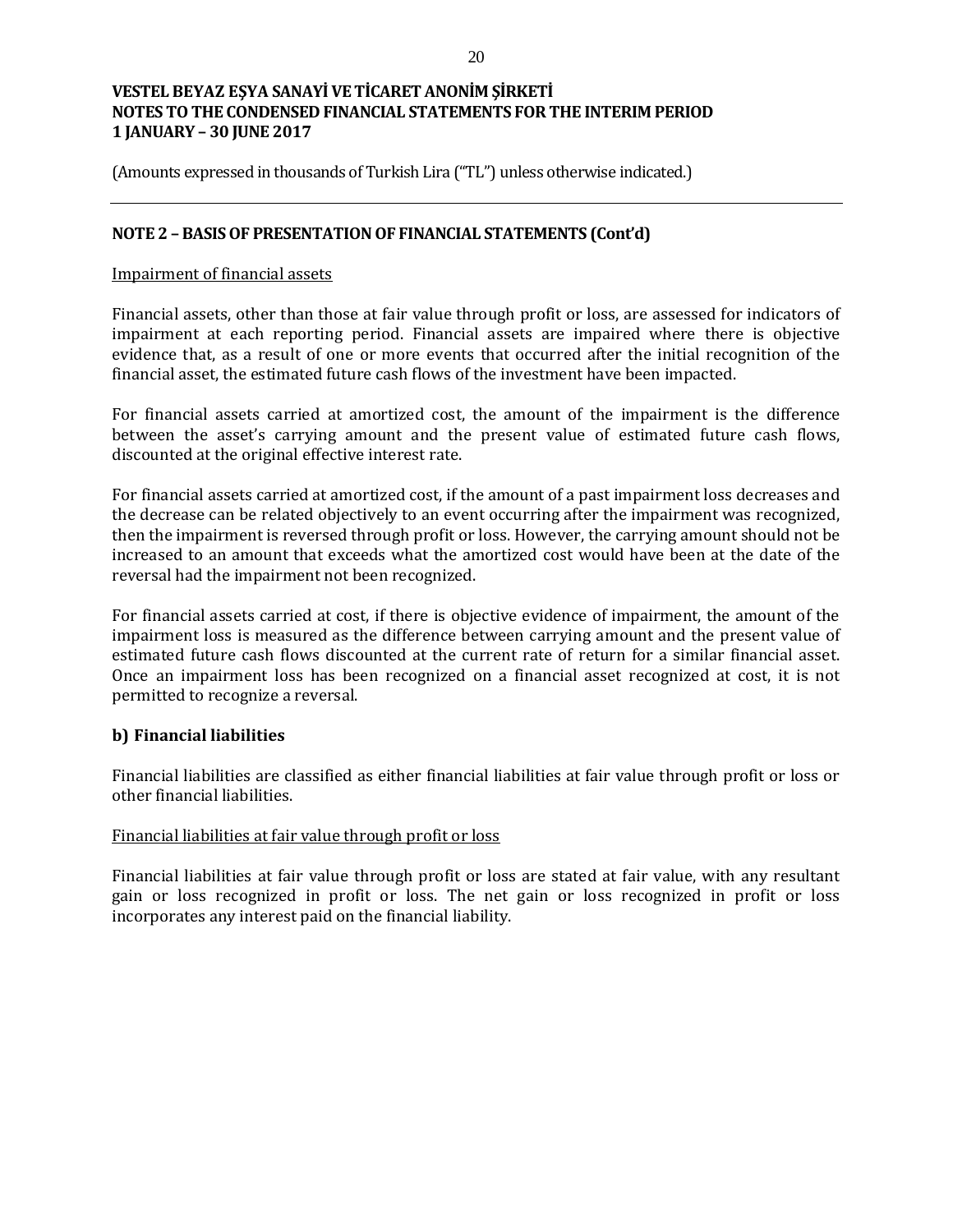## NOTE 2 – BASIS OF PRESENTATION OF FINANCIAL STATEMENTS (Cont'd)

Impairment of financial assets

Financial assets, other than those at fair value through profit or loss, are assessed for indicators of impairment at each reporting period. Financial assets are impaired where there is objective evidence that, as a result of one or more events that occurred after the initial recognition of the financial asset, the estimated future cash flows of the investment have been impacted.

For financial assets carried at amortized cost, the amount of the impairment is the difference between the asset's carrying amount and the present value of estimated future cash flows, discounted at the original effective interest rate.

For financial assets carried at amortized cost, if the amount of a past impairment loss decreases and the decrease can be related objectively to an event occurring after the impairment was recognized, then the impairment is reversed through profit or loss. However, the carrying amount should not be increased to an amount that exceeds what the amortized cost would have been at the date of the reversal had the impairment not been recognized.

For financial assets carried at cost, if there is objective evidence of impairment, the amount of the impairment loss is measured as the difference between carrying amount and the present value of estimated future cash flows discounted at the current rate of return for a similar financial asset. Once an impairment loss has been recognized on a financial asset recognized at cost, it is not permitted to recognize a reversal.

### b) Financial liabilities

Financial liabilities are classified as either financial liabilities at fair value through profit or loss or other financial liabilities.

Financial liabilities at fair value through profit or loss

Financial liabilities at fair value through profit or loss are stated at fair value, with any resultant gain or loss recognized in profit or loss. The net gain or loss recognized in profit or loss incorporates any interest paid on the financial liability.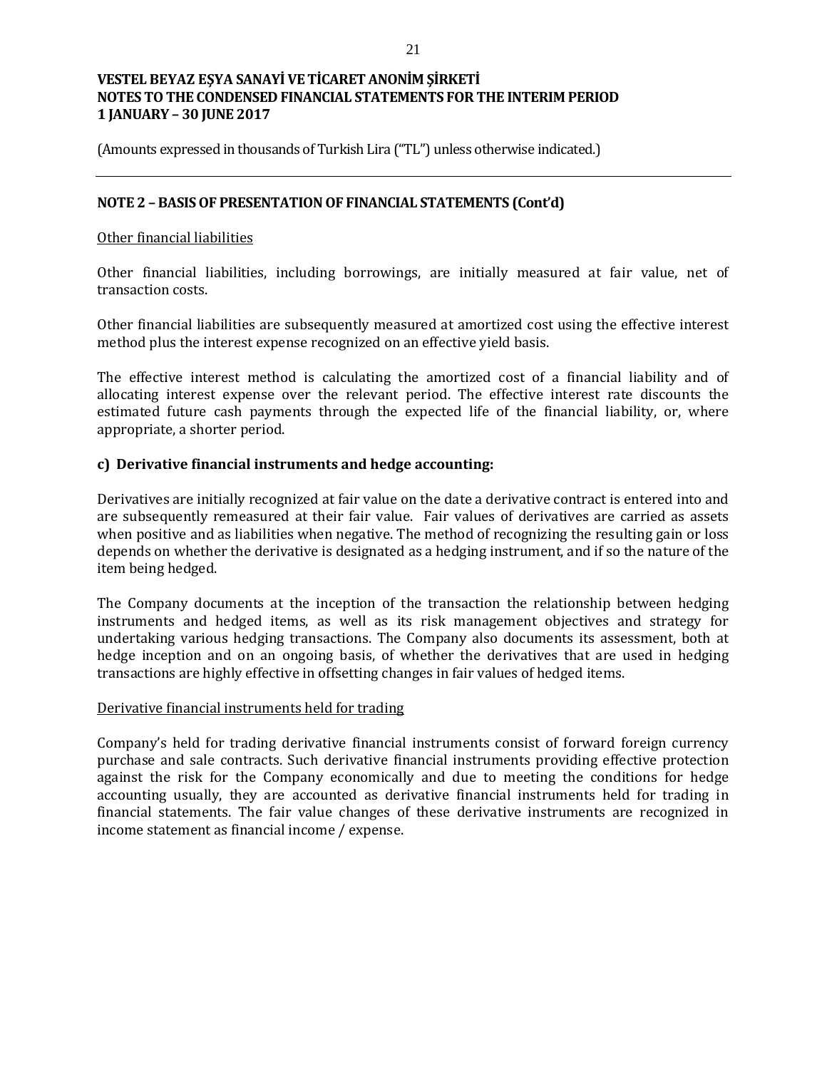## NOTE 2 – BASIS OF PRESENTATION OF FINANCIAL STATEMENTS (Cont'd)

Other financial liabilities

Other financial liabilities, including borrowings, are initially measured at fair value, net of transaction costs.

Other financial liabilities are subsequently measured at amortized cost using the effective interest method plus the interest expense recognized on an effective yield basis.

The effective interest method is calculating the amortized cost of a financial liability and of allocating interest expense over the relevant period. The effective interest rate discounts the estimated future cash payments through the expected life of the financial liability, or, where appropriate, a shorter period.

### c) Derivative financial instruments and hedge accounting:

Derivatives are initially recognized at fair value on the date a derivative contract is entered into and are subsequently remeasured at their fair value. Fair values of derivatives are carried as assets when positive and as liabilities when negative. The method of recognizing the resulting gain or loss depends on whether the derivative is designated as a hedging instrument, and if so the nature of the item being hedged.

The Company documents at the inception of the transaction the relationship between hedging instruments and hedged items, as well as its risk management objectives and strategy for undertaking various hedging transactions. The Company also documents its assessment, both at hedge inception and on an ongoing basis, of whether the derivatives that are used in hedging transactions are highly effective in offsetting changes in fair values of hedged items.

Derivative financial instruments held for trading

Company's held for trading derivative financial instruments consist of forward foreign currency purchase and sale contracts. Such derivative financial instruments providing effective protection against the risk for the Company economically and due to meeting the conditions for hedge accounting usually, they are accounted as derivative financial instruments held for trading in financial statements. The fair value changes of these derivative instruments are recognized in income statement as financial income / expense.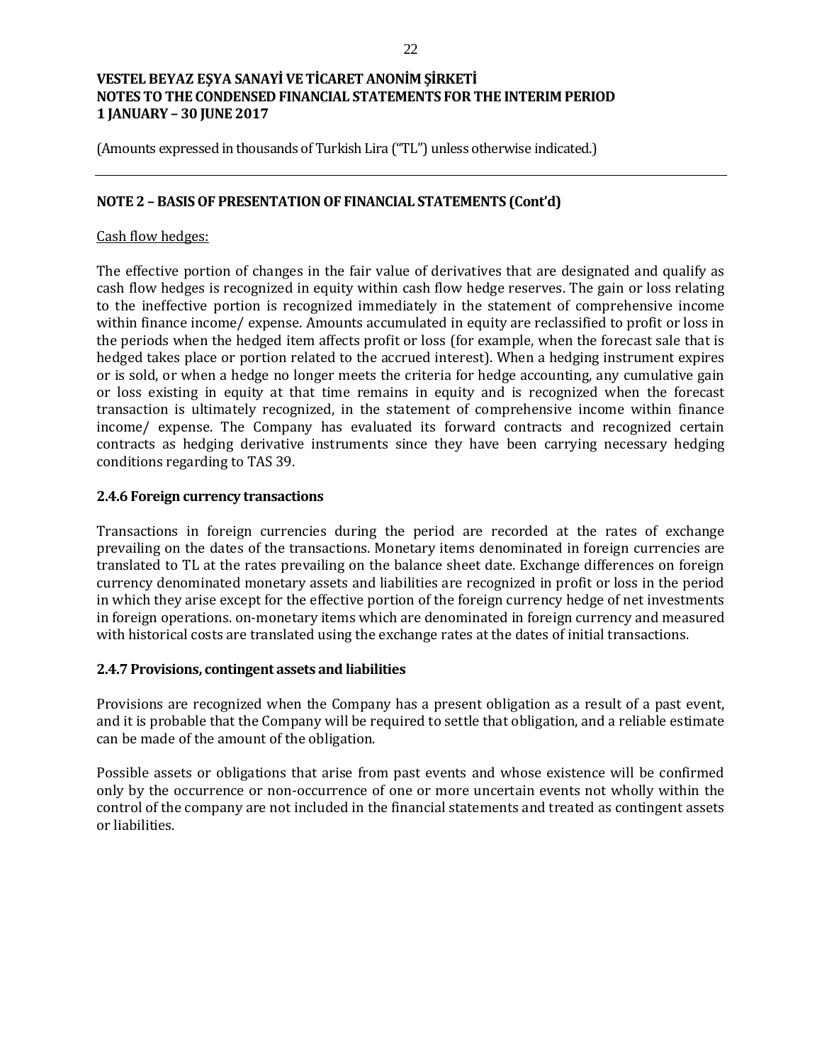(Amounts expressed in thousands of Turkish Lira ("TL") unless otherwise indicated.)

**NOTE 2 – BASIS OF PRESENTATION OF FINANCIAL STATEMENTS (Cont'd)**

Cash flow hedges:

The effective portion of changes in the fair value of derivatives that are designated and qualify as cash flow hedges is recognized in equity within cash flow hedge reserves. The gain or loss relating to the ineffective portion is recognized immediately in the statement of comprehensive income within finance income/ expense. Amounts accumulated in equity are reclassified to profit or loss in the periods when the hedged item affects profit or loss (for example, when the forecast sale that is hedged takes place or portion related to the accrued interest). When a hedging instrument expires or is sold, or when a hedge no longer meets the criteria for hedge accounting, any cumulative gain or loss existing in equity at that time remains in equity and is recognized when the forecast transaction is ultimately recognized, in the statement of comprehensive income within finance income/ expense. The Company has evaluated its forward contracts and recognized certain contracts as hedging derivative instruments since they have been carrying necessary hedging conditions regarding to TAS 39.

### 2.4.6 Foreign currency transactions

Transactions in foreign currencies during the period are recorded at the rates of exchange prevailing on the dates of the transactions. Monetary items denominated in foreign currencies are translated to TL at the rates prevailing on the balance sheet date. Exchange differences on foreign currency denominated monetary assets and liabilities are recognized in profit or loss in the period in which they arise except for the effective portion of the foreign currency hedge of net investments in foreign operations. on-monetary items which are denominated in foreign currency and measured with historical costs are translated using the exchange rates at the dates of initial transactions.

### 2.4.7 Provisions, contingent assets and liabilities

Provisions are recognized when the Company has a present obligation as a result of a past event, and it is probable that the Company will be required to settle that obligation, and a reliable estimate can be made of the amount of the obligation.

Possible assets or obligations that arise from past events and whose existence will be confirmed only by the occurrence or non-occurrence of one or more uncertain events not wholly within the control of the company are not included in the financial statements and treated as contingent assets or liabilities.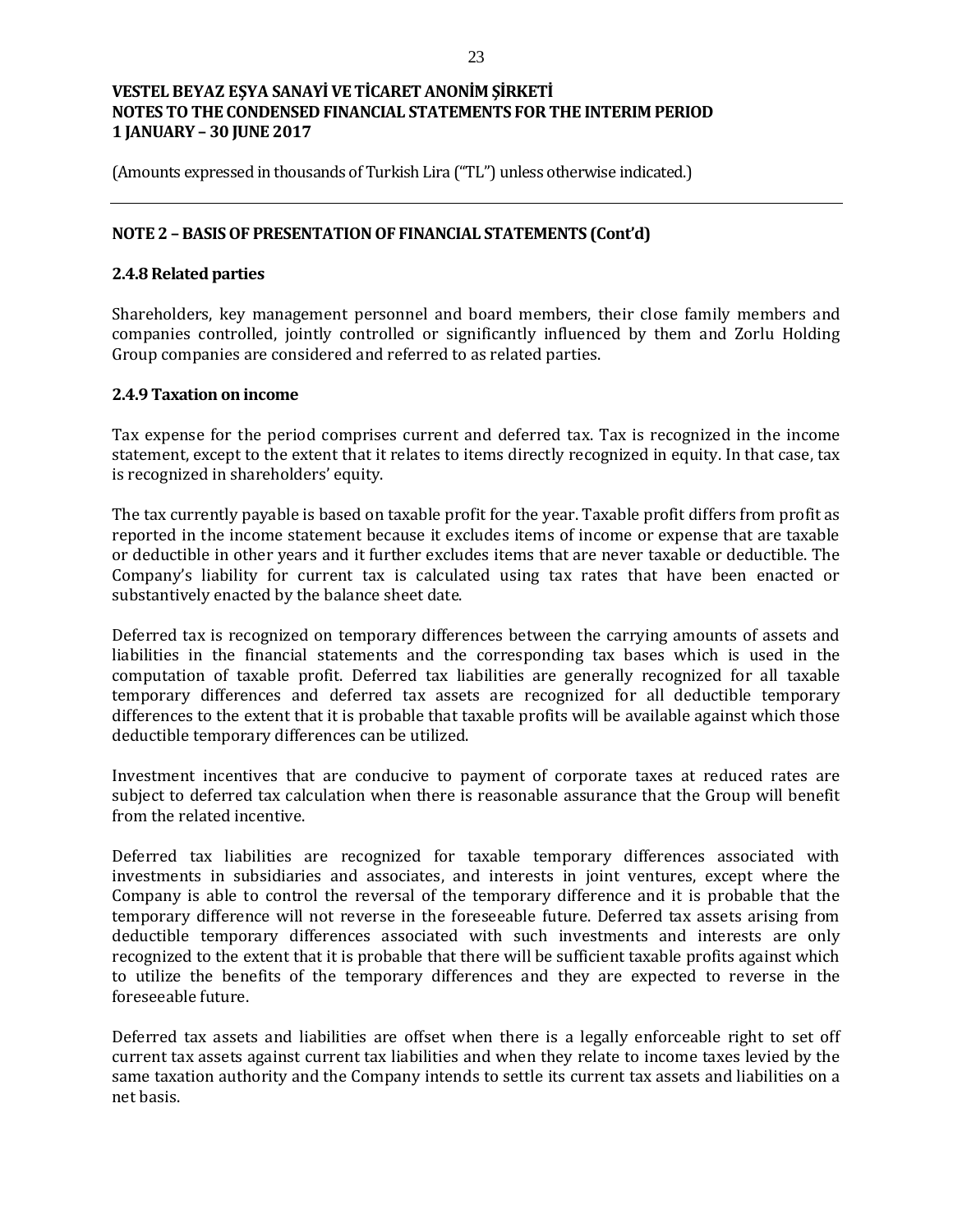## NOTE 2 – BASIS OF PRESENTATION OF FINANCIAL STATEMENTS (Cont'd)

### 2.4.8 Related parties

Shareholders, key management personnel and board members, their close family members and companies controlled, jointly controlled or significantly influenced by them and Zorlu Holding Group companies are considered and referred to as related parties.

### 2.4.9 Taxation on income

Tax expense for the period comprises current and deferred tax. Tax is recognized in the income statement, except to the extent that it relates to items directly recognized in equity. In that case, tax is recognized in shareholders' equity.

The tax currently payable is based on taxable profit for the year. Taxable profit differs from profit as reported in the income statement because it excludes items of income or expense that are taxable or deductible in other years and it further excludes items that are never taxable or deductible. The Company's liability for current tax is calculated using tax rates that have been enacted or substantively enacted by the balance sheet date.

Deferred tax is recognized on temporary differences between the carrying amounts of assets and liabilities in the financial statements and the corresponding tax bases which is used in the computation of taxable profit. Deferred tax liabilities are generally recognized for all taxable temporary differences and deferred tax assets are recognized for all deductible temporary differences to the extent that it is probable that taxable profits will be available against which those deductible temporary differences can be utilized.

Investment incentives that are conducive to payment of corporate taxes at reduced rates are subject to deferred tax calculation when there is reasonable assurance that the Group will benefit from the related incentive.

Deferred tax liabilities are recognized for taxable temporary differences associated with investments in subsidiaries and associates, and interests in joint ventures, except where the Company is able to control the reversal of the temporary difference and it is probable that the temporary difference will not reverse in the foreseeable future. Deferred tax assets arising from deductible temporary differences associated with such investments and interests are only recognized to the extent that it is probable that there will be sufficient taxable profits against which to utilize the benefits of the temporary differences and they are expected to reverse in the foreseeable future.

Deferred tax assets and liabilities are offset when there is a legally enforceable right to set off current tax assets against current tax liabilities and when they relate to income taxes levied by the same taxation authority and the Company intends to settle its current tax assets and liabilities on a net basis.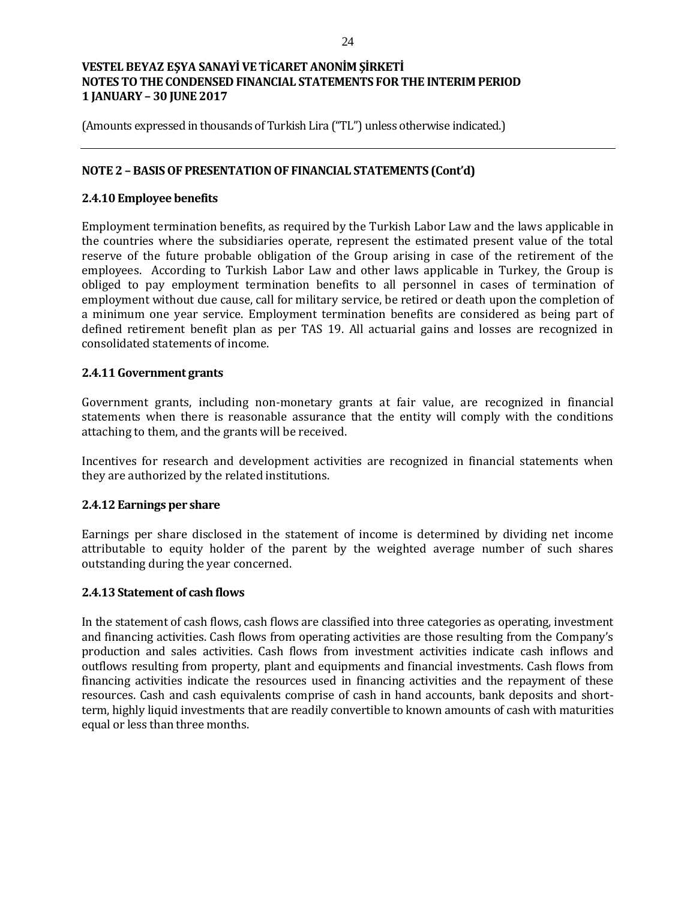(Amounts expressed in thousands of Turkish Lira ("TL") unless otherwise indicated.)

## NOTE 2 – BASIS OF PRESENTATION OF FINANCIAL STATEMENTS (Cont'd)

### 2.4.10 Employee benefits

Employment termination benefits, as required by the Turkish Labor Law and the laws applicable in the countries where the subsidiaries operate, represent the estimated present value of the total reserve of the future probable obligation of the Group arising in case of the retirement of the employees. According to Turkish Labor Law and other laws applicable in Turkey, the Group is obliged to pay employment termination benefits to all personnel in cases of termination of employment without due cause, call for military service, be retired or death upon the completion of a minimum one year service. Employment termination benefits are considered as being part of defined retirement benefit plan as per TAS 19. All actuarial gains and losses are recognized in consolidated statements of income.

### 2.4.11 Government grants

Government grants, including non-monetary grants at fair value, are recognized in financial statements when there is reasonable assurance that the entity will comply with the conditions attaching to them, and the grants will be received.

Incentives for research and development activities are recognized in financial statements when they are authorized by the related institutions.

### 2.4.12 Earnings per share

Earnings per share disclosed in the statement of income is determined by dividing net income attributable to equity holder of the parent by the weighted average number of such shares outstanding during the year concerned.

### 2.4.13 Statement of cash flows

In the statement of cash flows, cash flows are classified into three categories as operating, investment and financing activities. Cash flows from operating activities are those resulting from the Company's production and sales activities. Cash flows from investment activities indicate cash inflows and outflows resulting from property, plant and equipments and financial investments. Cash flows from financing activities indicate the resources used in financing activities and the repayment of these resources. Cash and cash equivalents comprise of cash in hand accounts, bank deposits and short-term, highly liquid investments that are readily convertible to known amounts of cash with maturities equal or less than three months.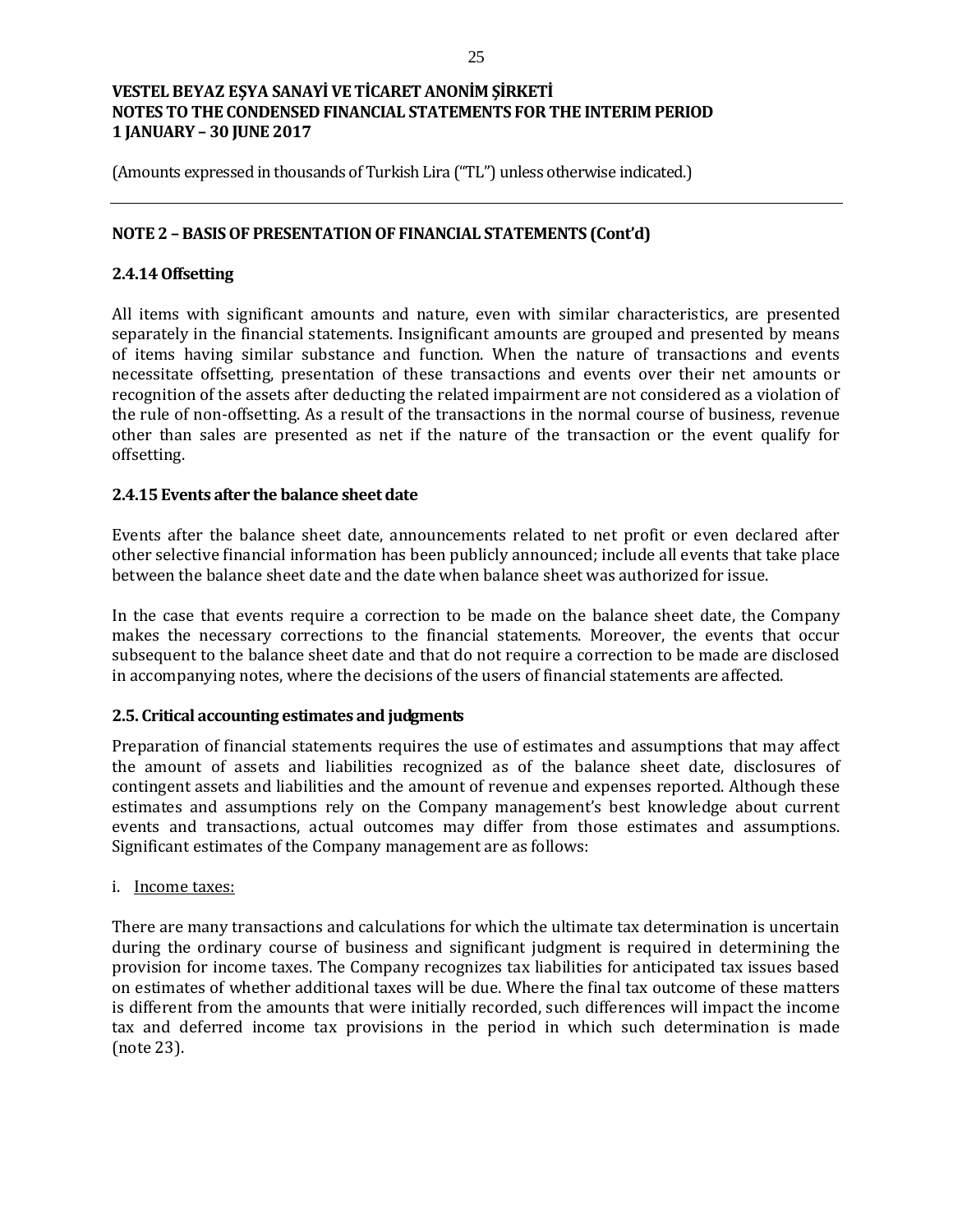# VESTEL BEYAZ EŞYA SANAYİ VE TİCARET ANONİM ŞİRKETİ
# NOTES TO THE CONDENSED FINANCIAL STATEMENTS FOR THE INTERIM PERIOD
# 1 JANUARY – 30 JUNE 2017

(Amounts expressed in thousands of Turkish Lira ("TL") unless otherwise indicated.)

## NOTE 2 – BASIS OF PRESENTATION OF FINANCIAL STATEMENTS (Cont'd)

### 2.4.14 Offsetting

All items with significant amounts and nature, even with similar characteristics, are presented separately in the financial statements. Insignificant amounts are grouped and presented by means of items having similar substance and function. When the nature of transactions and events necessitate offsetting, presentation of these transactions and events over their net amounts or recognition of the assets after deducting the related impairment are not considered as a violation of the rule of non-offsetting. As a result of the transactions in the normal course of business, revenue other than sales are presented as net if the nature of the transaction or the event qualify for offsetting.

### 2.4.15 Events after the balance sheet date

Events after the balance sheet date, announcements related to net profit or even declared after other selective financial information has been publicly announced; include all events that take place between the balance sheet date and the date when balance sheet was authorized for issue.

In the case that events require a correction to be made on the balance sheet date, the Company makes the necessary corrections to the financial statements. Moreover, the events that occur subsequent to the balance sheet date and that do not require a correction to be made are disclosed in accompanying notes, where the decisions of the users of financial statements are affected.

### 2.5. Critical accounting estimates and judgments

Preparation of financial statements requires the use of estimates and assumptions that may affect the amount of assets and liabilities recognized as of the balance sheet date, disclosures of contingent assets and liabilities and the amount of revenue and expenses reported. Although these estimates and assumptions rely on the Company management's best knowledge about current events and transactions, actual outcomes may differ from those estimates and assumptions. Significant estimates of the Company management are as follows:

i. Income taxes:

There are many transactions and calculations for which the ultimate tax determination is uncertain during the ordinary course of business and significant judgment is required in determining the provision for income taxes. The Company recognizes tax liabilities for anticipated tax issues based on estimates of whether additional taxes will be due. Where the final tax outcome of these matters is different from the amounts that were initially recorded, such differences will impact the income tax and deferred income tax provisions in the period in which such determination is made (note 23).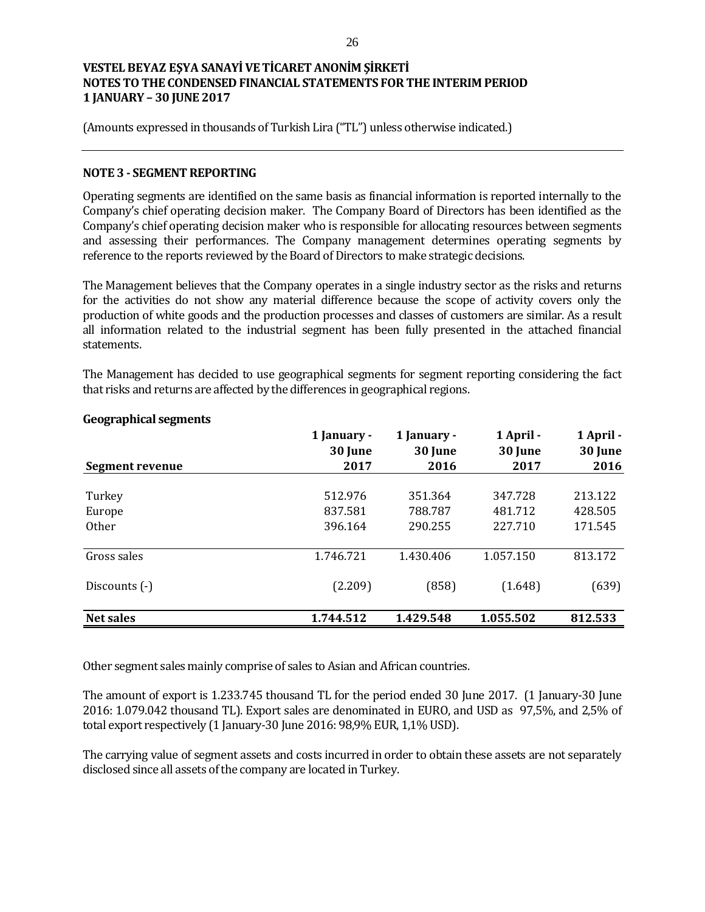VESTEL BEYAZ EŞYA SANAYİ VE TİCARET ANONİM ŞİRKETİ
NOTES TO THE CONDENSED FINANCIAL STATEMENTS FOR THE INTERIM PERIOD
1 JANUARY – 30 JUNE 2017

(Amounts expressed in thousands of Turkish Lira ("TL") unless otherwise indicated.)

## NOTE 3 - SEGMENT REPORTING

Operating segments are identified on the same basis as financial information is reported internally to the Company's chief operating decision maker. The Company Board of Directors has been identified as the Company's chief operating decision maker who is responsible for allocating resources between segments and assessing their performances. The Company management determines operating segments by reference to the reports reviewed by the Board of Directors to make strategic decisions.

The Management believes that the Company operates in a single industry sector as the risks and returns for the activities do not show any material difference because the scope of activity covers only the production of white goods and the production processes and classes of customers are similar. As a result all information related to the industrial segment has been fully presented in the attached financial statements.

The Management has decided to use geographical segments for segment reporting considering the fact that risks and returns are affected by the differences in geographical regions.

**Geographical segments**

| Segment revenue | 1 January - 30 June 2017 | 1 January - 30 June 2016 | 1 April - 30 June 2017 | 1 April - 30 June 2016 |
|---|---|---|---|---|
| Turkey | 512.976 | 351.364 | 347.728 | 213.122 |
| Europe | 837.581 | 788.787 | 481.712 | 428.505 |
| Other | 396.164 | 290.255 | 227.710 | 171.545 |
| Gross sales | 1.746.721 | 1.430.406 | 1.057.150 | 813.172 |
| Discounts (-) | (2.209) | (858) | (1.648) | (639) |
| **Net sales** | **1.744.512** | **1.429.548** | **1.055.502** | **812.533** |

Other segment sales mainly comprise of sales to Asian and African countries.

The amount of export is 1.233.745 thousand TL for the period ended 30 June 2017. (1 January-30 June 2016: 1.079.042 thousand TL). Export sales are denominated in EURO, and USD as 97,5%, and 2,5% of total export respectively (1 January-30 June 2016: 98,9% EUR, 1,1% USD).

The carrying value of segment assets and costs incurred in order to obtain these assets are not separately disclosed since all assets of the company are located in Turkey.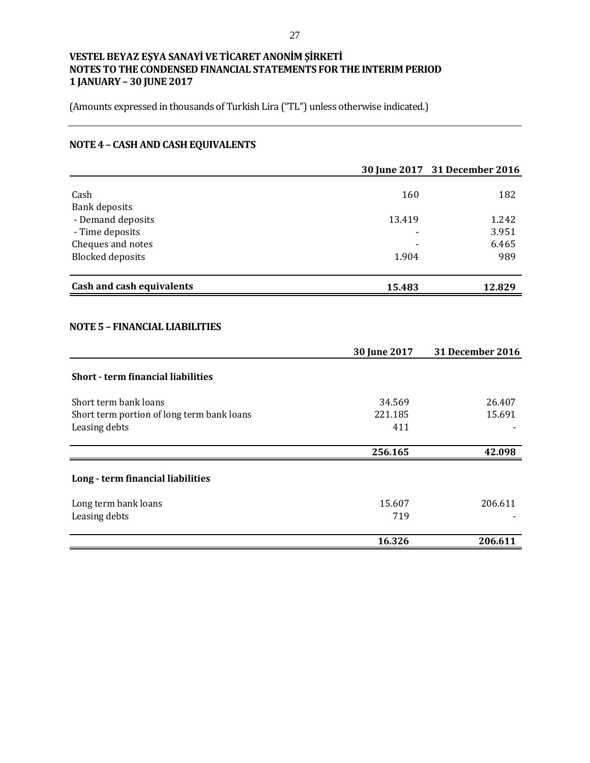VESTEL BEYAZ EŞYA SANAYİ VE TİCARET ANONİM ŞİRKETİ
NOTES TO THE CONDENSED FINANCIAL STATEMENTS FOR THE INTERIM PERIOD
1 JANUARY – 30 JUNE 2017

(Amounts expressed in thousands of Turkish Lira ("TL") unless otherwise indicated.)

## NOTE 4 – CASH AND CASH EQUIVALENTS

| | 30 June 2017 | 31 December 2016 |
|---|---|---|
| Cash | 160 | 182 |
| Bank deposits | | |
| - Demand deposits | 13.419 | 1.242 |
| - Time deposits | - | 3.951 |
| Cheques and notes | - | 6.465 |
| Blocked deposits | 1.904 | 989 |
| **Cash and cash equivalents** | **15.483** | **12.829** |

## NOTE 5 – FINANCIAL LIABILITIES

| | 30 June 2017 | 31 December 2016 |
|---|---|---|
| **Short - term financial liabilities** | | |
| Short term bank loans | 34.569 | 26.407 |
| Short term portion of long term bank loans | 221.185 | 15.691 |
| Leasing debts | 411 | - |
| | **256.165** | **42.098** |
| **Long - term financial liabilities** | | |
| Long term bank loans | 15.607 | 206.611 |
| Leasing debts | 719 | - |
| | **16.326** | **206.611** |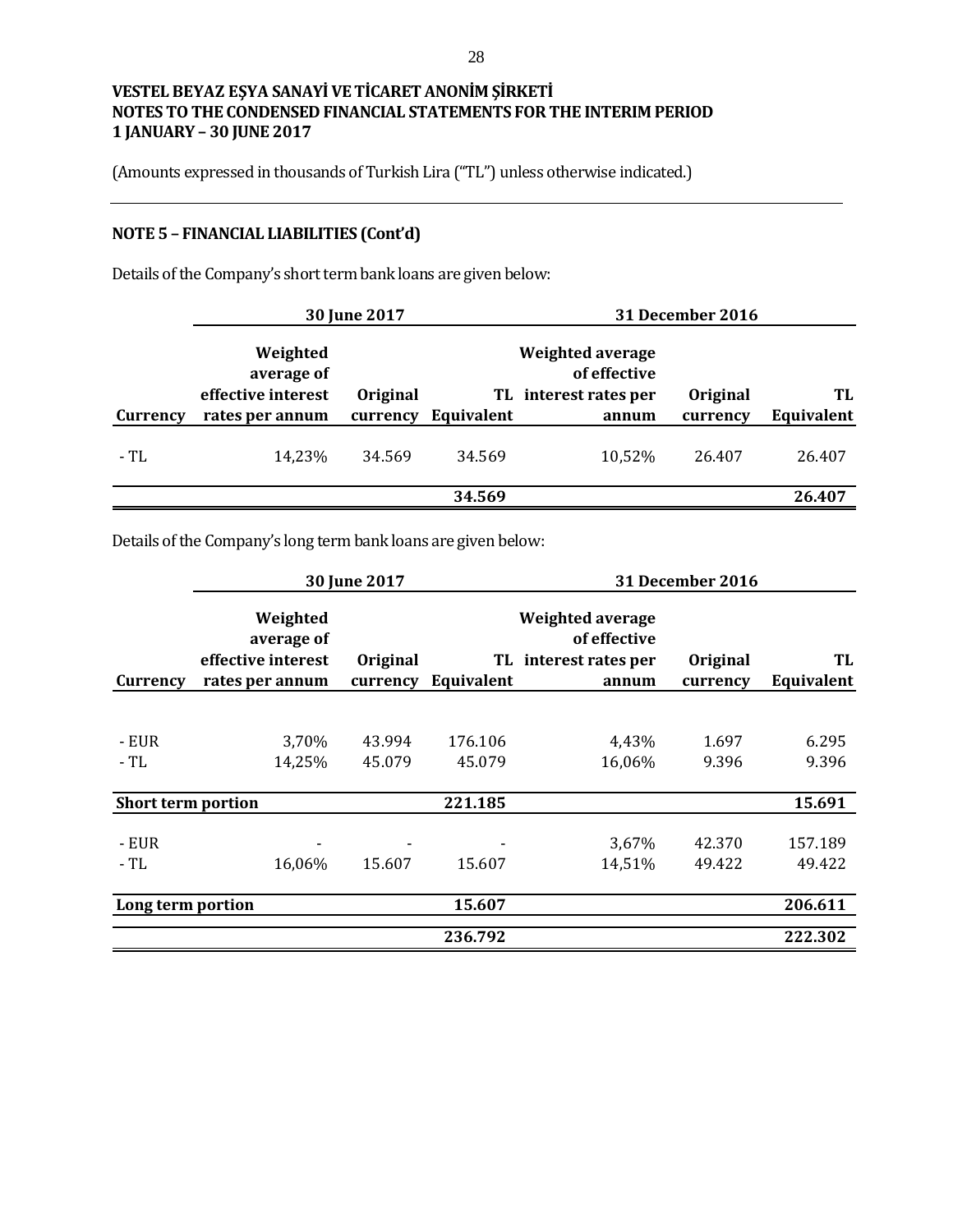**VESTEL BEYAZ EŞYA SANAYİ VE TİCARET ANONİM ŞİRKETİ**
**NOTES TO THE CONDENSED FINANCIAL STATEMENTS FOR THE INTERIM PERIOD**
**1 JANUARY – 30 JUNE 2017**

(Amounts expressed in thousands of Turkish Lira ("TL") unless otherwise indicated.)

## NOTE 5 – FINANCIAL LIABILITIES (Cont'd)

Details of the Company's short term bank loans are given below:

| | 30 June 2017 | | | 31 December 2016 | | |
|---|---|---|---|---|---|---|
| **Currency** | **Weighted average of effective interest rates per annum** | **Original currency** | **TL Equivalent** | **Weighted average of effective interest rates per annum** | **Original currency** | **TL Equivalent** |
| - TL | 14,23% | 34.569 | 34.569 | 10,52% | 26.407 | 26.407 |
| | | | **34.569** | | | **26.407** |

Details of the Company's long term bank loans are given below:

| | 30 June 2017 | | | 31 December 2016 | | |
|---|---|---|---|---|---|---|
| **Currency** | **Weighted average of effective interest rates per annum** | **Original currency** | **TL Equivalent** | **Weighted average of effective interest rates per annum** | **Original currency** | **TL Equivalent** |
| - EUR | 3,70% | 43.994 | 176.106 | 4,43% | 1.697 | 6.295 |
| - TL | 14,25% | 45.079 | 45.079 | 16,06% | 9.396 | 9.396 |
| **Short term portion** | | | **221.185** | | | **15.691** |
| - EUR | - | - | - | 3,67% | 42.370 | 157.189 |
| - TL | 16,06% | 15.607 | 15.607 | 14,51% | 49.422 | 49.422 |
| **Long term portion** | | | **15.607** | | | **206.611** |
| | | | **236.792** | | | **222.302** |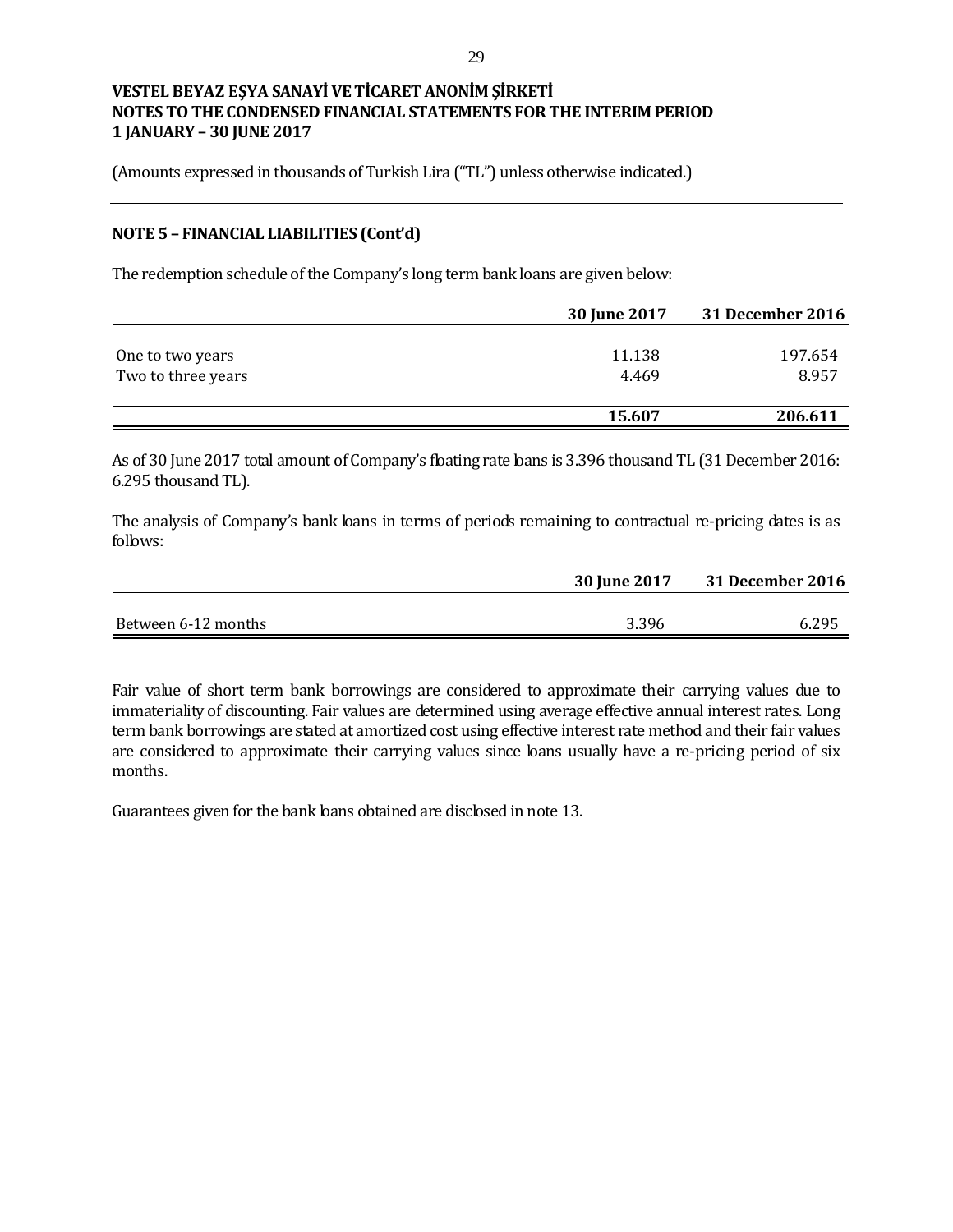## NOTE 5 – FINANCIAL LIABILITIES (Cont'd)

The redemption schedule of the Company's long term bank loans are given below:

| | 30 June 2017 | 31 December 2016 |
|---|---|---|
| One to two years | 11.138 | 197.654 |
| Two to three years | 4.469 | 8.957 |
| | **15.607** | **206.611** |

As of 30 June 2017 total amount of Company's floating rate loans is 3.396 thousand TL (31 December 2016: 6.295 thousand TL).

The analysis of Company's bank loans in terms of periods remaining to contractual re-pricing dates is as follows:

| | 30 June 2017 | 31 December 2016 |
|---|---|---|
| Between 6-12 months | 3.396 | 6.295 |

Fair value of short term bank borrowings are considered to approximate their carrying values due to immateriality of discounting. Fair values are determined using average effective annual interest rates. Long term bank borrowings are stated at amortized cost using effective interest rate method and their fair values are considered to approximate their carrying values since loans usually have a re-pricing period of six months.

Guarantees given for the bank loans obtained are disclosed in note 13.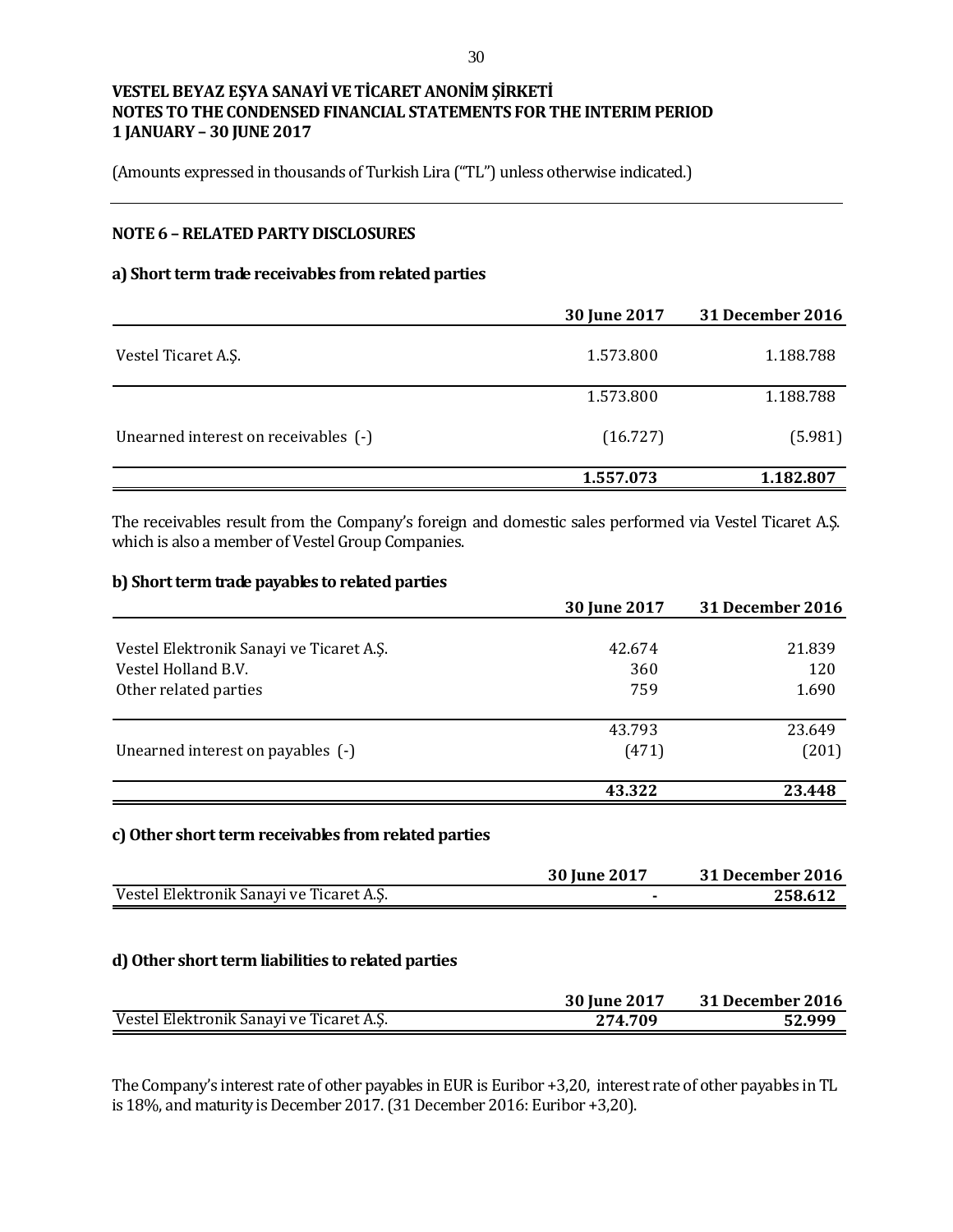VESTEL BEYAZ EŞYA SANAYİ VE TİCARET ANONİM ŞİRKETİ
NOTES TO THE CONDENSED FINANCIAL STATEMENTS FOR THE INTERIM PERIOD
1 JANUARY – 30 JUNE 2017

(Amounts expressed in thousands of Turkish Lira ("TL") unless otherwise indicated.)

## NOTE 6 – RELATED PARTY DISCLOSURES

### a) Short term trade receivables from related parties

| | 30 June 2017 | 31 December 2016 |
|---|---|---|
| Vestel Ticaret A.Ş. | 1.573.800 | 1.188.788 |
| | 1.573.800 | 1.188.788 |
| Unearned interest on receivables (-) | (16.727) | (5.981) |
| | **1.557.073** | **1.182.807** |

The receivables result from the Company's foreign and domestic sales performed via Vestel Ticaret A.Ş. which is also a member of Vestel Group Companies.

### b) Short term trade payables to related parties

| | 30 June 2017 | 31 December 2016 |
|---|---|---|
| Vestel Elektronik Sanayi ve Ticaret A.Ş. | 42.674 | 21.839 |
| Vestel Holland B.V. | 360 | 120 |
| Other related parties | 759 | 1.690 |
| | 43.793 | 23.649 |
| Unearned interest on payables (-) | (471) | (201) |
| | **43.322** | **23.448** |

### c) Other short term receivables from related parties

| | 30 June 2017 | 31 December 2016 |
|---|---|---|
| Vestel Elektronik Sanayi ve Ticaret A.Ş. | **-** | **258.612** |

### d) Other short term liabilities to related parties

| | 30 June 2017 | 31 December 2016 |
|---|---|---|
| Vestel Elektronik Sanayi ve Ticaret A.Ş. | **274.709** | **52.999** |

The Company's interest rate of other payables in EUR is Euribor +3,20, interest rate of other payables in TL is 18%, and maturity is December 2017. (31 December 2016: Euribor +3,20).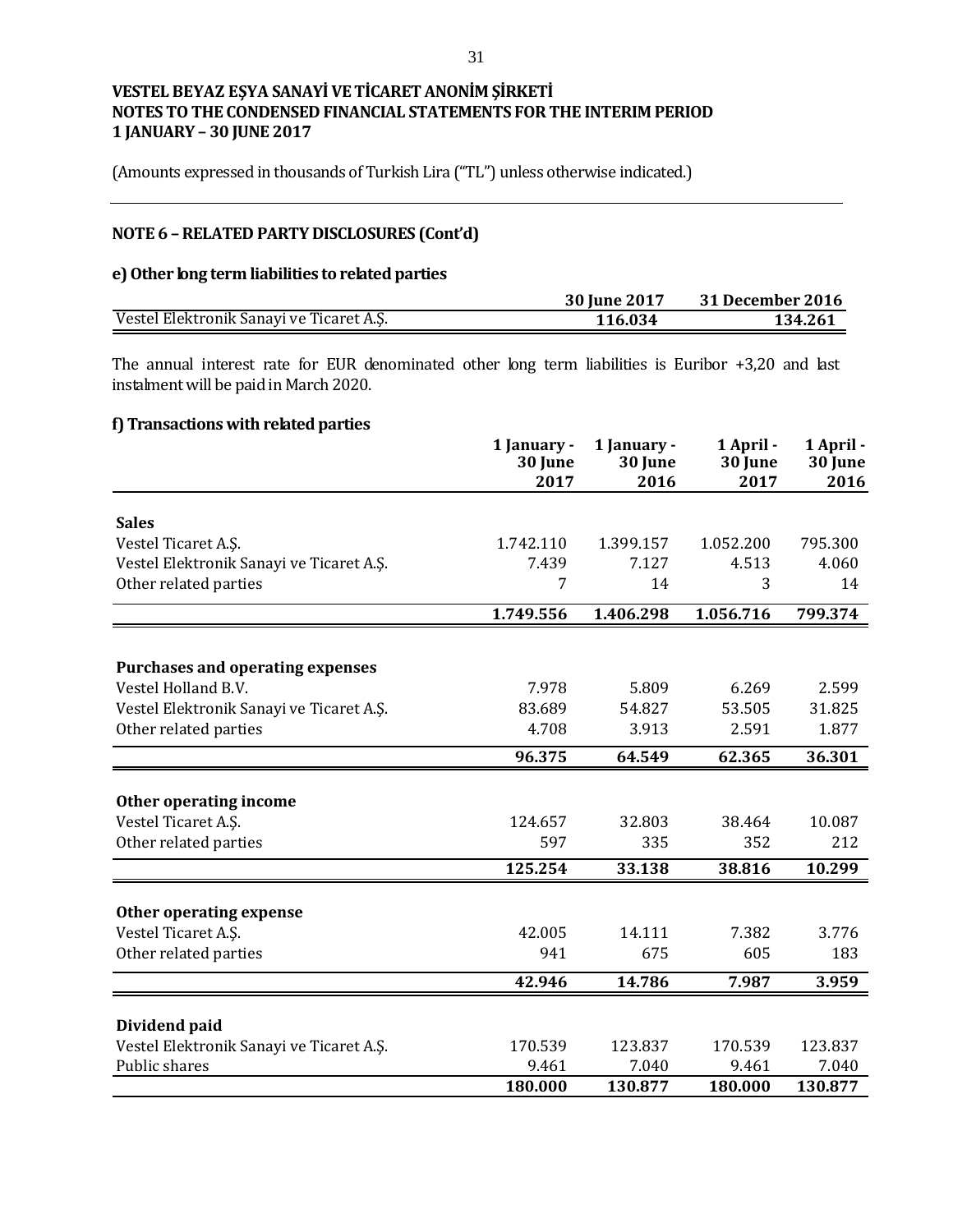**VESTEL BEYAZ EŞYA SANAYİ VE TİCARET ANONİM ŞİRKETİ**
**NOTES TO THE CONDENSED FINANCIAL STATEMENTS FOR THE INTERIM PERIOD**
**1 JANUARY – 30 JUNE 2017**

(Amounts expressed in thousands of Turkish Lira ("TL") unless otherwise indicated.)

## NOTE 6 – RELATED PARTY DISCLOSURES (Cont'd)

### e) Other long term liabilities to related parties

| | 30 June 2017 | 31 December 2016 |
|---|---|---|
| Vestel Elektronik Sanayi ve Ticaret A.Ş. | **116.034** | **134.261** |

The annual interest rate for EUR denominated other long term liabilities is Euribor +3,20 and last instalment will be paid in March 2020.

### f) Transactions with related parties

| | 1 January - 30 June 2017 | 1 January - 30 June 2016 | 1 April - 30 June 2017 | 1 April - 30 June 2016 |
|---|---|---|---|---|
| **Sales** | | | | |
| Vestel Ticaret A.Ş. | 1.742.110 | 1.399.157 | 1.052.200 | 795.300 |
| Vestel Elektronik Sanayi ve Ticaret A.Ş. | 7.439 | 7.127 | 4.513 | 4.060 |
| Other related parties | 7 | 14 | 3 | 14 |
| | **1.749.556** | **1.406.298** | **1.056.716** | **799.374** |
| **Purchases and operating expenses** | | | | |
| Vestel Holland B.V. | 7.978 | 5.809 | 6.269 | 2.599 |
| Vestel Elektronik Sanayi ve Ticaret A.Ş. | 83.689 | 54.827 | 53.505 | 31.825 |
| Other related parties | 4.708 | 3.913 | 2.591 | 1.877 |
| | **96.375** | **64.549** | **62.365** | **36.301** |
| **Other operating income** | | | | |
| Vestel Ticaret A.Ş. | 124.657 | 32.803 | 38.464 | 10.087 |
| Other related parties | 597 | 335 | 352 | 212 |
| | **125.254** | **33.138** | **38.816** | **10.299** |
| **Other operating expense** | | | | |
| Vestel Ticaret A.Ş. | 42.005 | 14.111 | 7.382 | 3.776 |
| Other related parties | 941 | 675 | 605 | 183 |
| | **42.946** | **14.786** | **7.987** | **3.959** |
| **Dividend paid** | | | | |
| Vestel Elektronik Sanayi ve Ticaret A.Ş. | 170.539 | 123.837 | 170.539 | 123.837 |
| Public shares | 9.461 | 7.040 | 9.461 | 7.040 |
| | **180.000** | **130.877** | **180.000** | **130.877** |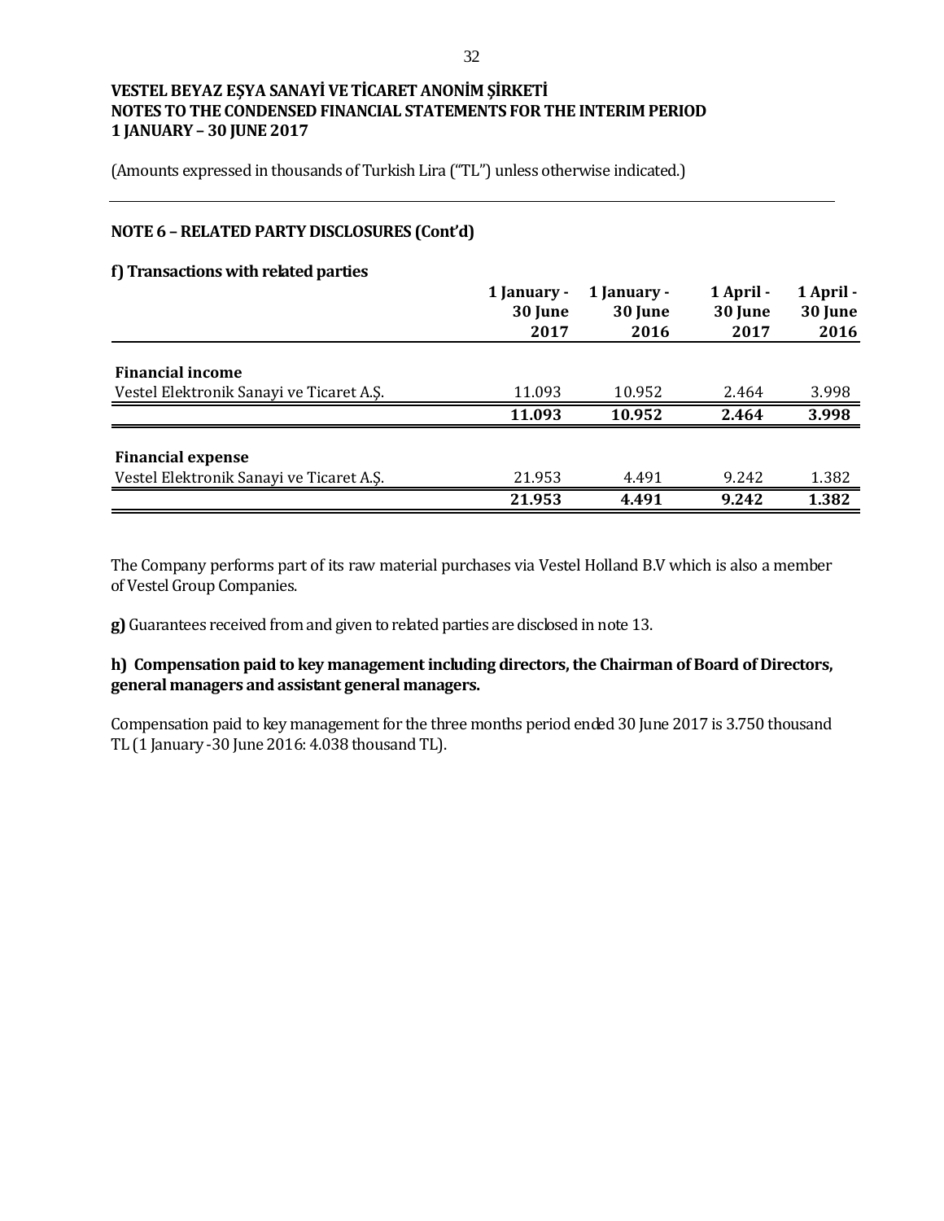**VESTEL BEYAZ EŞYA SANAYİ VE TİCARET ANONİM ŞİRKETİ**
**NOTES TO THE CONDENSED FINANCIAL STATEMENTS FOR THE INTERIM PERIOD**
**1 JANUARY – 30 JUNE 2017**

(Amounts expressed in thousands of Turkish Lira ("TL") unless otherwise indicated.)

## NOTE 6 – RELATED PARTY DISCLOSURES (Cont'd)

### f) Transactions with related parties

| | 1 January - 30 June 2017 | 1 January - 30 June 2016 | 1 April - 30 June 2017 | 1 April - 30 June 2016 |
|---|---|---|---|---|
| **Financial income** | | | | |
| Vestel Elektronik Sanayi ve Ticaret A.Ş. | 11.093 | 10.952 | 2.464 | 3.998 |
| | **11.093** | **10.952** | **2.464** | **3.998** |
| **Financial expense** | | | | |
| Vestel Elektronik Sanayi ve Ticaret A.Ş. | 21.953 | 4.491 | 9.242 | 1.382 |
| | **21.953** | **4.491** | **9.242** | **1.382** |

The Company performs part of its raw material purchases via Vestel Holland B.V which is also a member of Vestel Group Companies.

**g)** Guarantees received from and given to related parties are disclosed in note 13.

### h) Compensation paid to key management including directors, the Chairman of Board of Directors, general managers and assistant general managers.

Compensation paid to key management for the three months period ended 30 June 2017 is 3.750 thousand TL (1 January -30 June 2016: 4.038 thousand TL).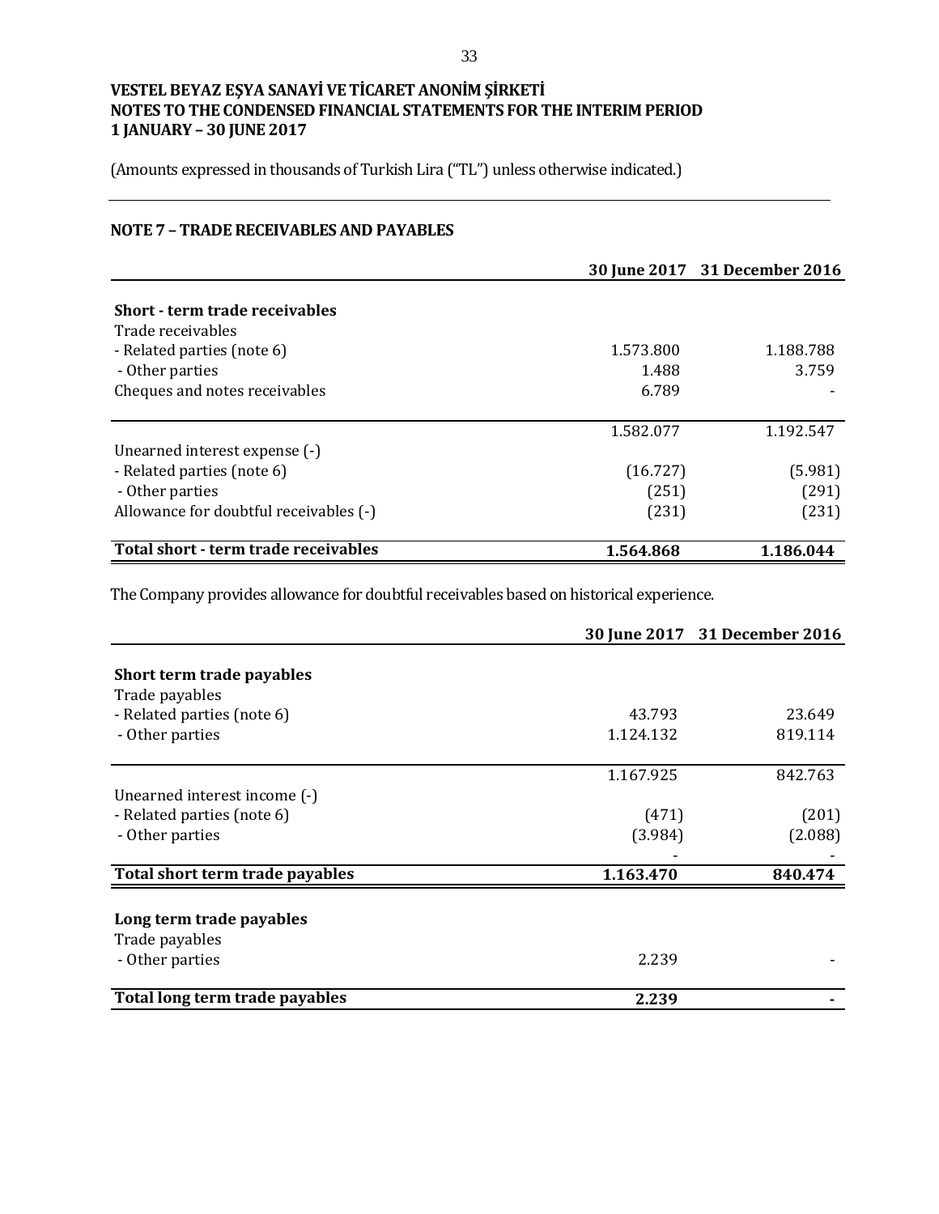**VESTEL BEYAZ EŞYA SANAYİ VE TİCARET ANONİM ŞİRKETİ**
**NOTES TO THE CONDENSED FINANCIAL STATEMENTS FOR THE INTERIM PERIOD**
**1 JANUARY – 30 JUNE 2017**

(Amounts expressed in thousands of Turkish Lira ("TL") unless otherwise indicated.)

## NOTE 7 – TRADE RECEIVABLES AND PAYABLES

| | 30 June 2017 | 31 December 2016 |
|---|---|---|
| **Short - term trade receivables** | | |
| Trade receivables | | |
| - Related parties (note 6) | 1.573.800 | 1.188.788 |
| - Other parties | 1.488 | 3.759 |
| Cheques and notes receivables | 6.789 | - |
| | 1.582.077 | 1.192.547 |
| Unearned interest expense (-) | | |
| - Related parties (note 6) | (16.727) | (5.981) |
| - Other parties | (251) | (291) |
| Allowance for doubtful receivables (-) | (231) | (231) |
| **Total short - term trade receivables** | **1.564.868** | **1.186.044** |

The Company provides allowance for doubtful receivables based on historical experience.

| | 30 June 2017 | 31 December 2016 |
|---|---|---|
| **Short term trade payables** | | |
| Trade payables | | |
| - Related parties (note 6) | 43.793 | 23.649 |
| - Other parties | 1.124.132 | 819.114 |
| | 1.167.925 | 842.763 |
| Unearned interest income (-) | | |
| - Related parties (note 6) | (471) | (201) |
| - Other parties | (3.984) | (2.088) |
| | - | - |
| **Total short term trade payables** | **1.163.470** | **840.474** |
| **Long term trade payables** | | |
| Trade payables | | |
| - Other parties | 2.239 | - |
| **Total long term trade payables** | **2.239** | **-** |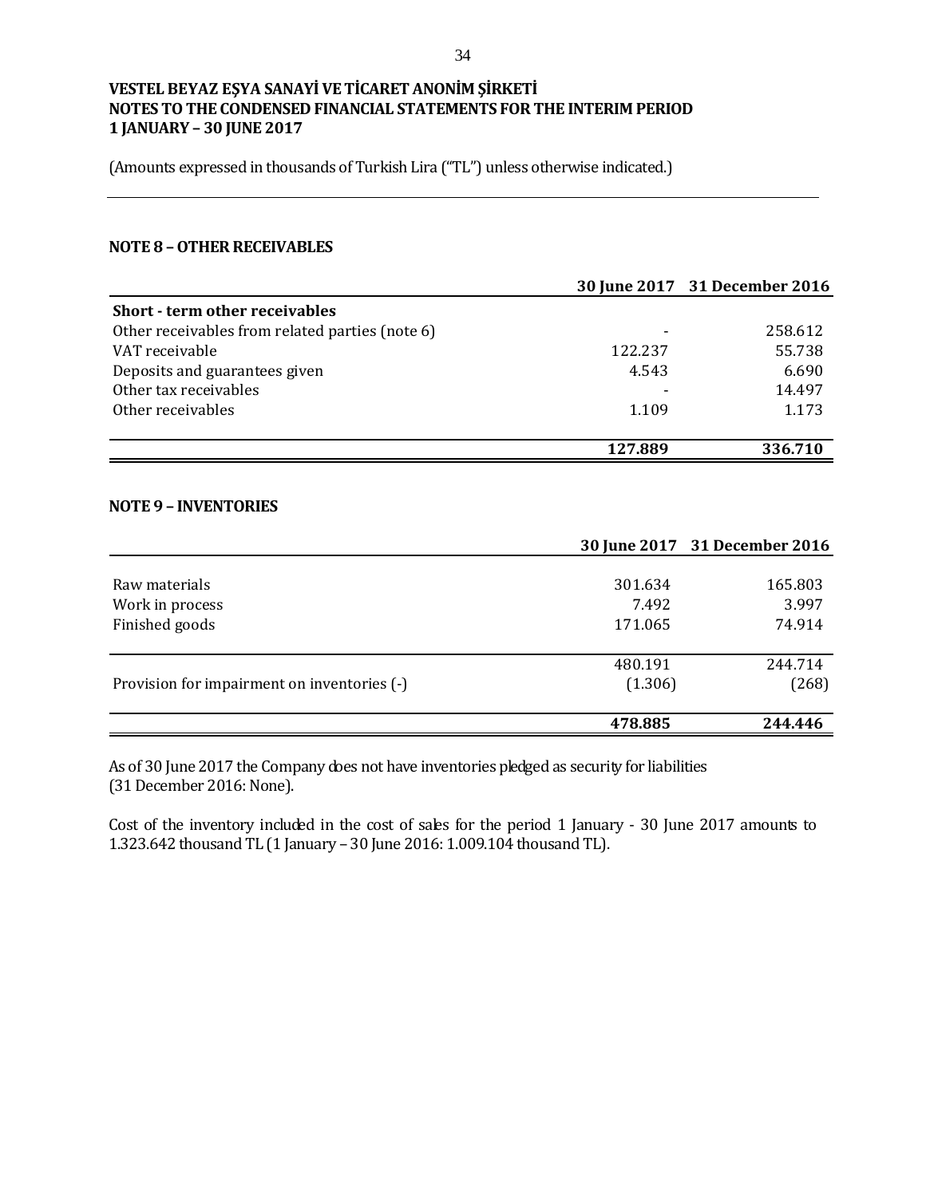VESTEL BEYAZ EŞYA SANAYİ VE TİCARET ANONİM ŞİRKETİ
NOTES TO THE CONDENSED FINANCIAL STATEMENTS FOR THE INTERIM PERIOD
1 JANUARY – 30 JUNE 2017

(Amounts expressed in thousands of Turkish Lira ("TL") unless otherwise indicated.)

## NOTE 8 – OTHER RECEIVABLES

| | 30 June 2017 | 31 December 2016 |
|---|---|---|
| **Short - term other receivables** | | |
| Other receivables from related parties (note 6) | - | 258.612 |
| VAT receivable | 122.237 | 55.738 |
| Deposits and guarantees given | 4.543 | 6.690 |
| Other tax receivables | - | 14.497 |
| Other receivables | 1.109 | 1.173 |
| | **127.889** | **336.710** |

## NOTE 9 – INVENTORIES

| | 30 June 2017 | 31 December 2016 |
|---|---|---|
| Raw materials | 301.634 | 165.803 |
| Work in process | 7.492 | 3.997 |
| Finished goods | 171.065 | 74.914 |
| | 480.191 | 244.714 |
| Provision for impairment on inventories (-) | (1.306) | (268) |
| | **478.885** | **244.446** |

As of 30 June 2017 the Company does not have inventories pledged as security for liabilities (31 December 2016: None).

Cost of the inventory included in the cost of sales for the period 1 January - 30 June 2017 amounts to 1.323.642 thousand TL (1 January – 30 June 2016: 1.009.104 thousand TL).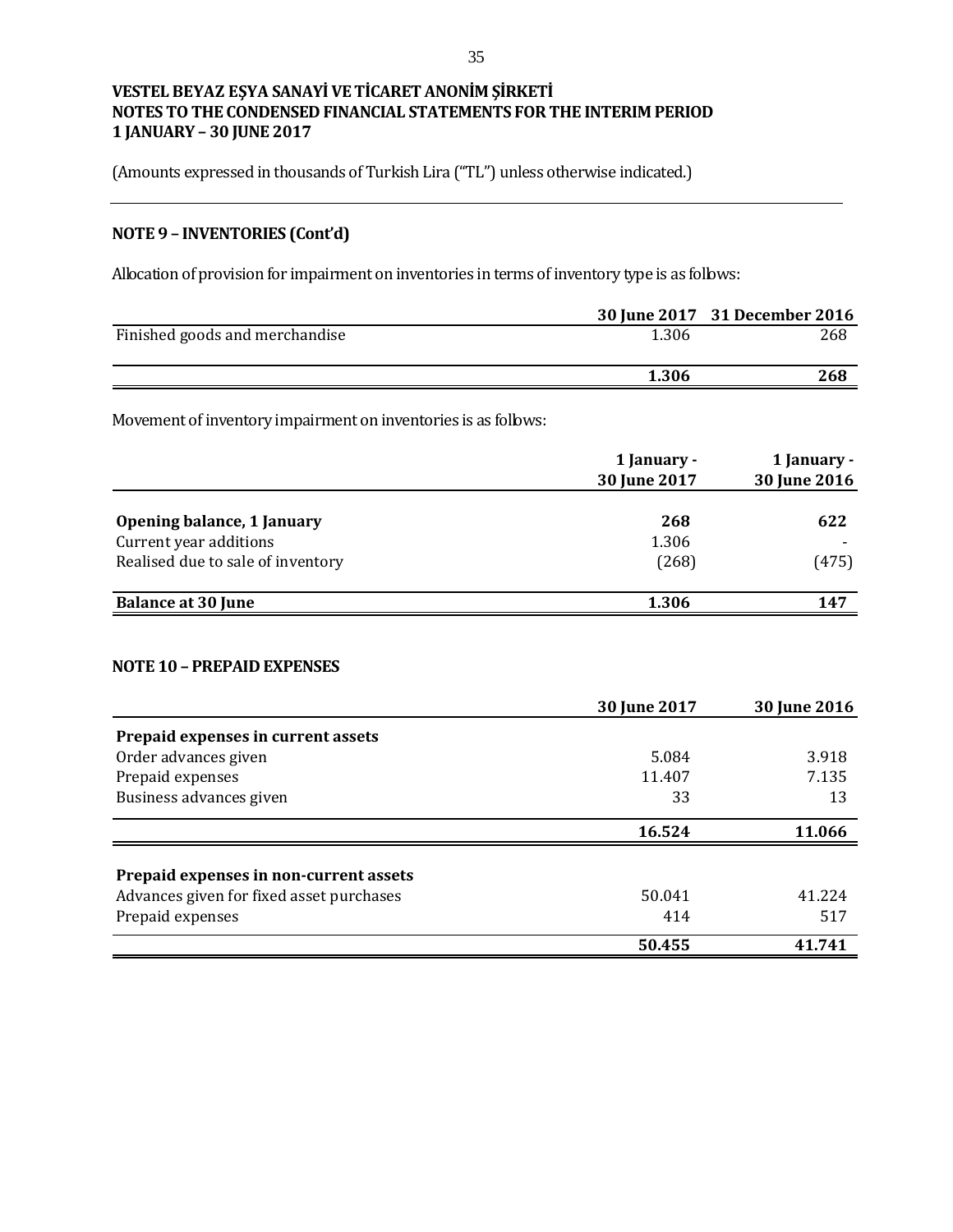VESTEL BEYAZ EŞYA SANAYİ VE TİCARET ANONİM ŞİRKETİ
NOTES TO THE CONDENSED FINANCIAL STATEMENTS FOR THE INTERIM PERIOD
1 JANUARY – 30 JUNE 2017

(Amounts expressed in thousands of Turkish Lira ("TL") unless otherwise indicated.)

## NOTE 9 – INVENTORIES (Cont'd)

Allocation of provision for impairment on inventories in terms of inventory type is as follows:

| | 30 June 2017 | 31 December 2016 |
|---|---|---|
| Finished goods and merchandise | 1.306 | 268 |
| | **1.306** | **268** |

Movement of inventory impairment on inventories is as follows:

| | 1 January - 30 June 2017 | 1 January - 30 June 2016 |
|---|---|---|
| **Opening balance, 1 January** | **268** | **622** |
| Current year additions | 1.306 | - |
| Realised due to sale of inventory | (268) | (475) |
| **Balance at 30 June** | **1.306** | **147** |

## NOTE 10 – PREPAID EXPENSES

| | 30 June 2017 | 30 June 2016 |
|---|---|---|
| **Prepaid expenses in current assets** | | |
| Order advances given | 5.084 | 3.918 |
| Prepaid expenses | 11.407 | 7.135 |
| Business advances given | 33 | 13 |
| | **16.524** | **11.066** |
| **Prepaid expenses in non-current assets** | | |
| Advances given for fixed asset purchases | 50.041 | 41.224 |
| Prepaid expenses | 414 | 517 |
| | **50.455** | **41.741** |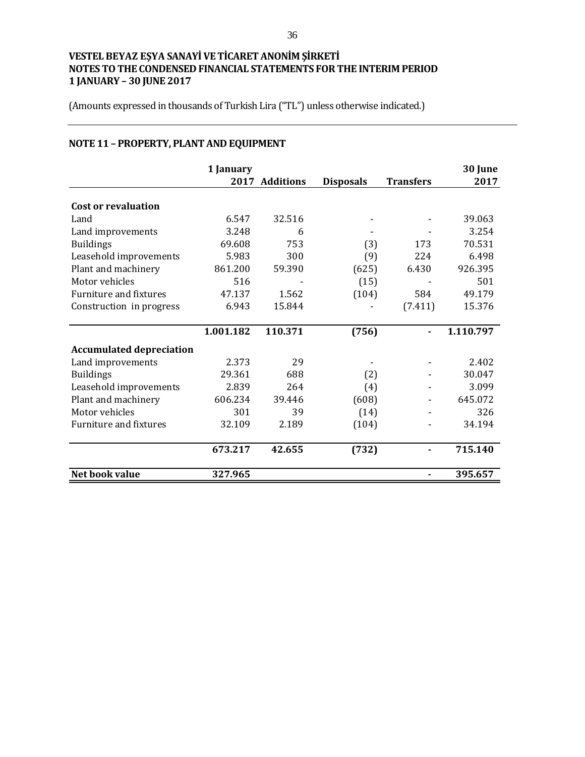**VESTEL BEYAZ EŞYA SANAYİ VE TİCARET ANONİM ŞİRKETİ**
**NOTES TO THE CONDENSED FINANCIAL STATEMENTS FOR THE INTERIM PERIOD**
**1 JANUARY – 30 JUNE 2017**

(Amounts expressed in thousands of Turkish Lira ("TL") unless otherwise indicated.)

## NOTE 11 – PROPERTY, PLANT AND EQUIPMENT

| | 1 January 2017 | Additions | Disposals | Transfers | 30 June 2017 |
|---|---|---|---|---|---|
| **Cost or revaluation** | | | | | |
| Land | 6.547 | 32.516 | - | - | 39.063 |
| Land improvements | 3.248 | 6 | - | - | 3.254 |
| Buildings | 69.608 | 753 | (3) | 173 | 70.531 |
| Leasehold improvements | 5.983 | 300 | (9) | 224 | 6.498 |
| Plant and machinery | 861.200 | 59.390 | (625) | 6.430 | 926.395 |
| Motor vehicles | 516 | - | (15) | - | 501 |
| Furniture and fixtures | 47.137 | 1.562 | (104) | 584 | 49.179 |
| Construction in progress | 6.943 | 15.844 | - | (7.411) | 15.376 |
| | **1.001.182** | **110.371** | **(756)** | **-** | **1.110.797** |
| **Accumulated depreciation** | | | | | |
| Land improvements | 2.373 | 29 | - | - | 2.402 |
| Buildings | 29.361 | 688 | (2) | - | 30.047 |
| Leasehold improvements | 2.839 | 264 | (4) | - | 3.099 |
| Plant and machinery | 606.234 | 39.446 | (608) | - | 645.072 |
| Motor vehicles | 301 | 39 | (14) | - | 326 |
| Furniture and fixtures | 32.109 | 2.189 | (104) | - | 34.194 |
| | **673.217** | **42.655** | **(732)** | **-** | **715.140** |
| **Net book value** | **327.965** | | | **-** | **395.657** |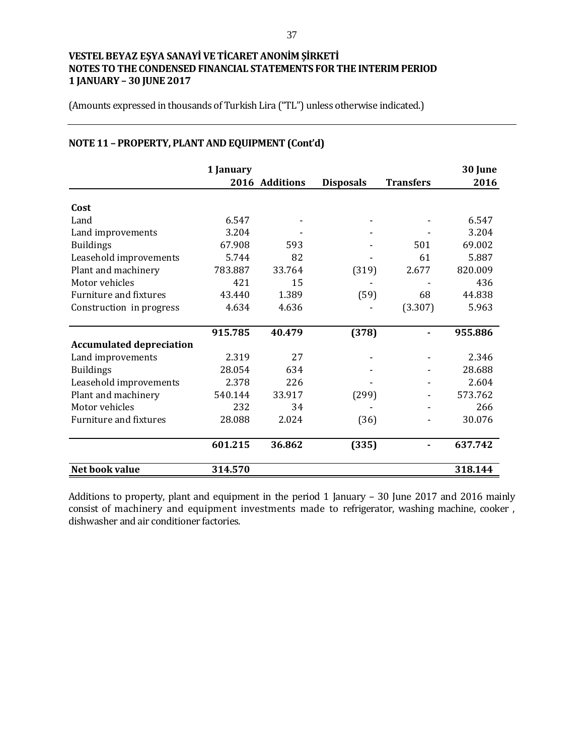VESTEL BEYAZ EŞYA SANAYİ VE TİCARET ANONİM ŞİRKETİ
NOTES TO THE CONDENSED FINANCIAL STATEMENTS FOR THE INTERIM PERIOD
1 JANUARY – 30 JUNE 2017

(Amounts expressed in thousands of Turkish Lira ("TL") unless otherwise indicated.)

## NOTE 11 – PROPERTY, PLANT AND EQUIPMENT (Cont'd)

| | 1 January 2016 | Additions | Disposals | Transfers | 30 June 2016 |
|---|---|---|---|---|---|
| **Cost** | | | | | |
| Land | 6.547 | - | - | - | 6.547 |
| Land improvements | 3.204 | - | - | - | 3.204 |
| Buildings | 67.908 | 593 | - | 501 | 69.002 |
| Leasehold improvements | 5.744 | 82 | - | 61 | 5.887 |
| Plant and machinery | 783.887 | 33.764 | (319) | 2.677 | 820.009 |
| Motor vehicles | 421 | 15 | - | - | 436 |
| Furniture and fixtures | 43.440 | 1.389 | (59) | 68 | 44.838 |
| Construction in progress | 4.634 | 4.636 | - | (3.307) | 5.963 |
| | **915.785** | **40.479** | **(378)** | **-** | **955.886** |
| **Accumulated depreciation** | | | | | |
| Land improvements | 2.319 | 27 | - | - | 2.346 |
| Buildings | 28.054 | 634 | - | - | 28.688 |
| Leasehold improvements | 2.378 | 226 | - | - | 2.604 |
| Plant and machinery | 540.144 | 33.917 | (299) | - | 573.762 |
| Motor vehicles | 232 | 34 | - | - | 266 |
| Furniture and fixtures | 28.088 | 2.024 | (36) | - | 30.076 |
| | **601.215** | **36.862** | **(335)** | **-** | **637.742** |
| **Net book value** | **314.570** | | | | **318.144** |

Additions to property, plant and equipment in the period 1 January – 30 June 2017 and 2016 mainly consist of machinery and equipment investments made to refrigerator, washing machine, cooker , dishwasher and air conditioner factories.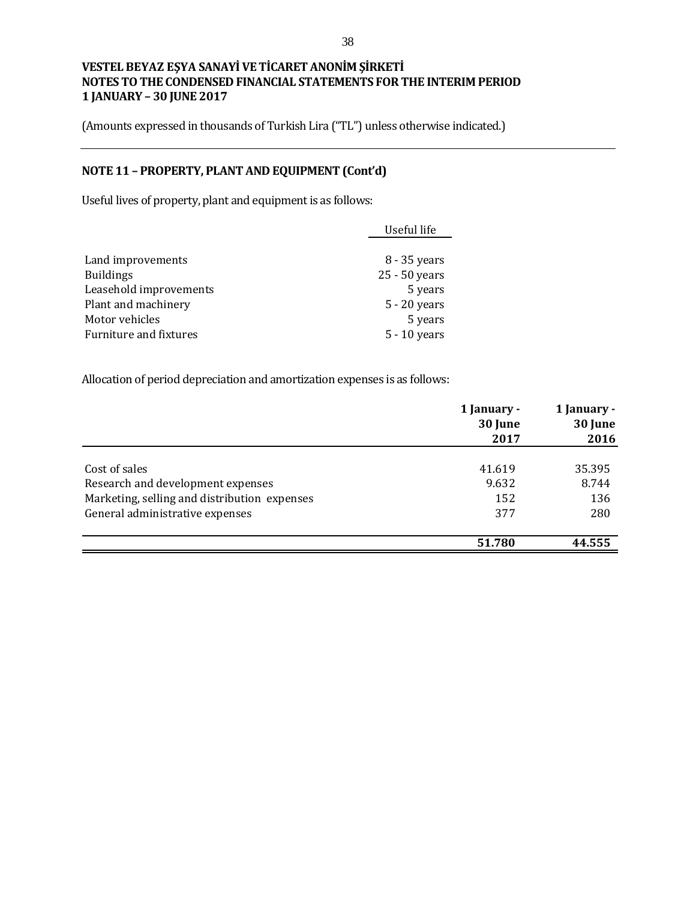**VESTEL BEYAZ EŞYA SANAYİ VE TİCARET ANONİM ŞİRKETİ**
**NOTES TO THE CONDENSED FINANCIAL STATEMENTS FOR THE INTERIM PERIOD**
**1 JANUARY – 30 JUNE 2017**

(Amounts expressed in thousands of Turkish Lira ("TL") unless otherwise indicated.)

## NOTE 11 – PROPERTY, PLANT AND EQUIPMENT (Cont'd)

Useful lives of property, plant and equipment is as follows:

| | Useful life |
|---|---|
| Land improvements | 8 - 35 years |
| Buildings | 25 - 50 years |
| Leasehold improvements | 5 years |
| Plant and machinery | 5 - 20 years |
| Motor vehicles | 5 years |
| Furniture and fixtures | 5 - 10 years |

Allocation of period depreciation and amortization expenses is as follows:

| | **1 January - 30 June 2017** | **1 January - 30 June 2016** |
|---|---|---|
| Cost of sales | 41.619 | 35.395 |
| Research and development expenses | 9.632 | 8.744 |
| Marketing, selling and distribution expenses | 152 | 136 |
| General administrative expenses | 377 | 280 |
| | **51.780** | **44.555** |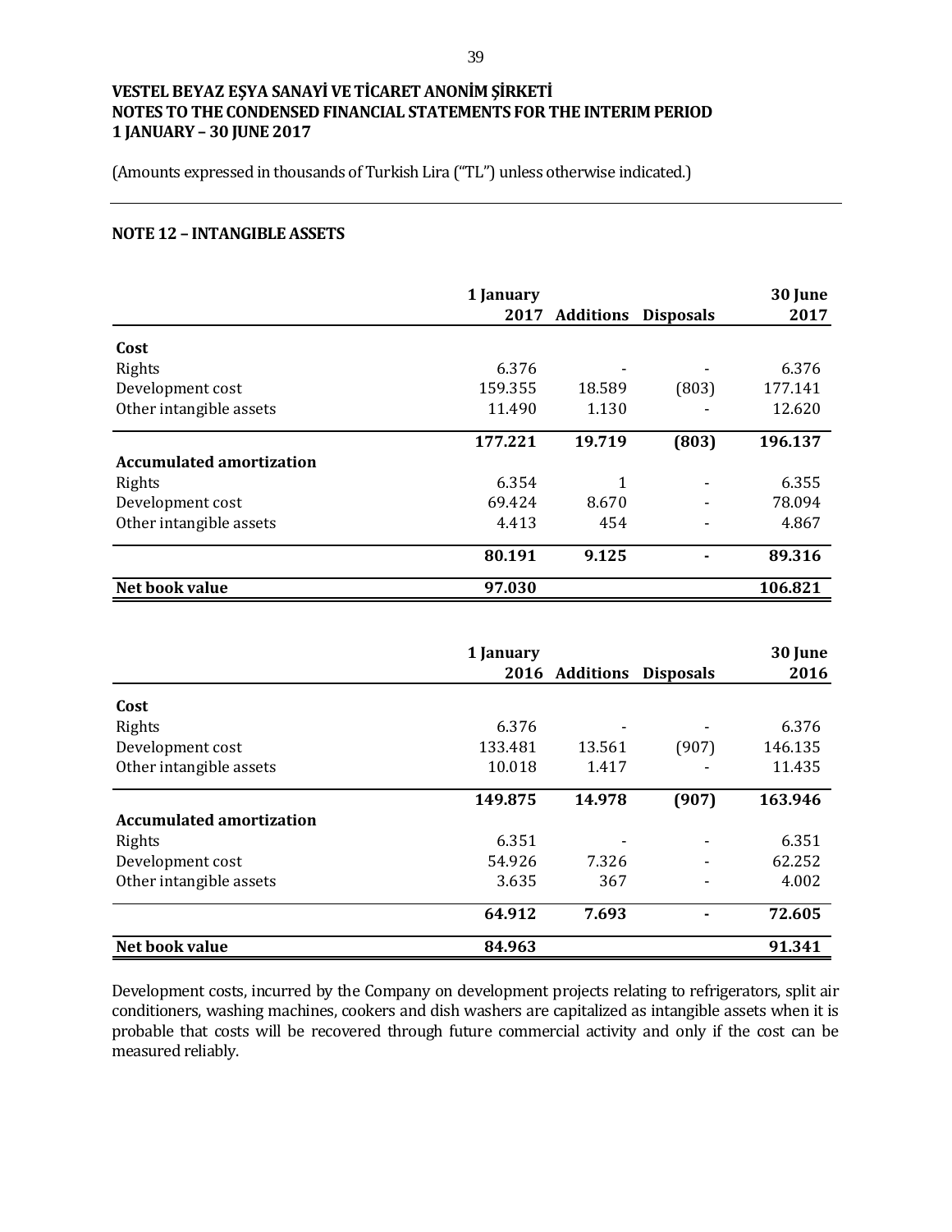VESTEL BEYAZ EŞYA SANAYİ VE TİCARET ANONİM ŞİRKETİ
NOTES TO THE CONDENSED FINANCIAL STATEMENTS FOR THE INTERIM PERIOD
1 JANUARY – 30 JUNE 2017

(Amounts expressed in thousands of Turkish Lira ("TL") unless otherwise indicated.)

## NOTE 12 – INTANGIBLE ASSETS

| | 1 January 2017 | Additions | Disposals | 30 June 2017 |
|---|---|---|---|---|
| **Cost** | | | | |
| Rights | 6.376 | - | - | 6.376 |
| Development cost | 159.355 | 18.589 | (803) | 177.141 |
| Other intangible assets | 11.490 | 1.130 | - | 12.620 |
| | **177.221** | **19.719** | **(803)** | **196.137** |
| **Accumulated amortization** | | | | |
| Rights | 6.354 | 1 | - | 6.355 |
| Development cost | 69.424 | 8.670 | - | 78.094 |
| Other intangible assets | 4.413 | 454 | - | 4.867 |
| | **80.191** | **9.125** | **-** | **89.316** |
| **Net book value** | **97.030** | | | **106.821** |

| | 1 January 2016 | Additions | Disposals | 30 June 2016 |
|---|---|---|---|---|
| **Cost** | | | | |
| Rights | 6.376 | - | - | 6.376 |
| Development cost | 133.481 | 13.561 | (907) | 146.135 |
| Other intangible assets | 10.018 | 1.417 | - | 11.435 |
| | **149.875** | **14.978** | **(907)** | **163.946** |
| **Accumulated amortization** | | | | |
| Rights | 6.351 | - | - | 6.351 |
| Development cost | 54.926 | 7.326 | - | 62.252 |
| Other intangible assets | 3.635 | 367 | - | 4.002 |
| | **64.912** | **7.693** | **-** | **72.605** |
| **Net book value** | **84.963** | | | **91.341** |

Development costs, incurred by the Company on development projects relating to refrigerators, split air conditioners, washing machines, cookers and dish washers are capitalized as intangible assets when it is probable that costs will be recovered through future commercial activity and only if the cost can be measured reliably.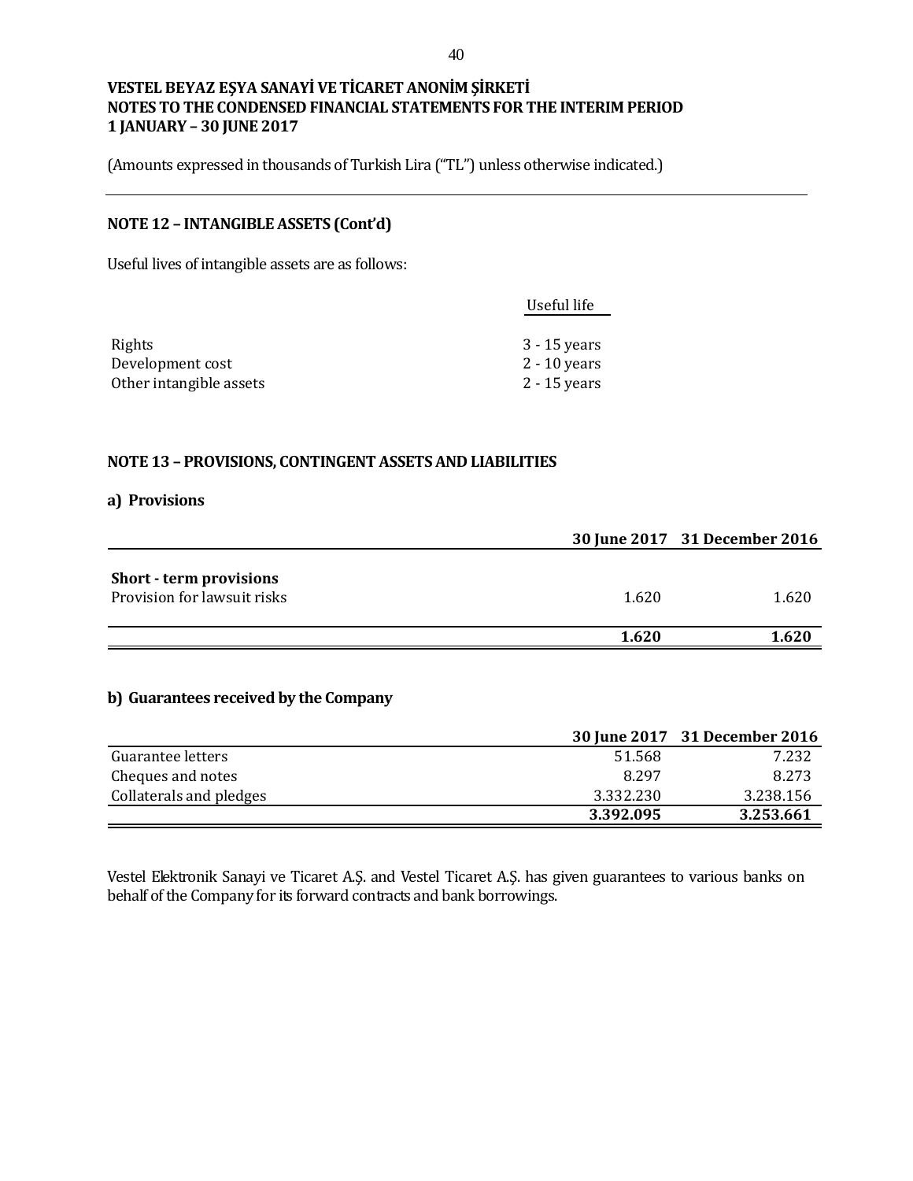(Amounts expressed in thousands of Turkish Lira ("TL") unless otherwise indicated.)

## NOTE 12 – INTANGIBLE ASSETS (Cont'd)

Useful lives of intangible assets are as follows:

| | Useful life |
|---|---|
| Rights | 3 - 15 years |
| Development cost | 2 - 10 years |
| Other intangible assets | 2 - 15 years |

## NOTE 13 – PROVISIONS, CONTINGENT ASSETS AND LIABILITIES

### a) Provisions

| | 30 June 2017 | 31 December 2016 |
|---|---|---|
| **Short - term provisions** | | |
| Provision for lawsuit risks | 1.620 | 1.620 |
| | **1.620** | **1.620** |

### b) Guarantees received by the Company

| | 30 June 2017 | 31 December 2016 |
|---|---|---|
| Guarantee letters | 51.568 | 7.232 |
| Cheques and notes | 8.297 | 8.273 |
| Collaterals and pledges | 3.332.230 | 3.238.156 |
| | **3.392.095** | **3.253.661** |

Vestel Elektronik Sanayi ve Ticaret A.Ş. and Vestel Ticaret A.Ş. has given guarantees to various banks on behalf of the Company for its forward contracts and bank borrowings.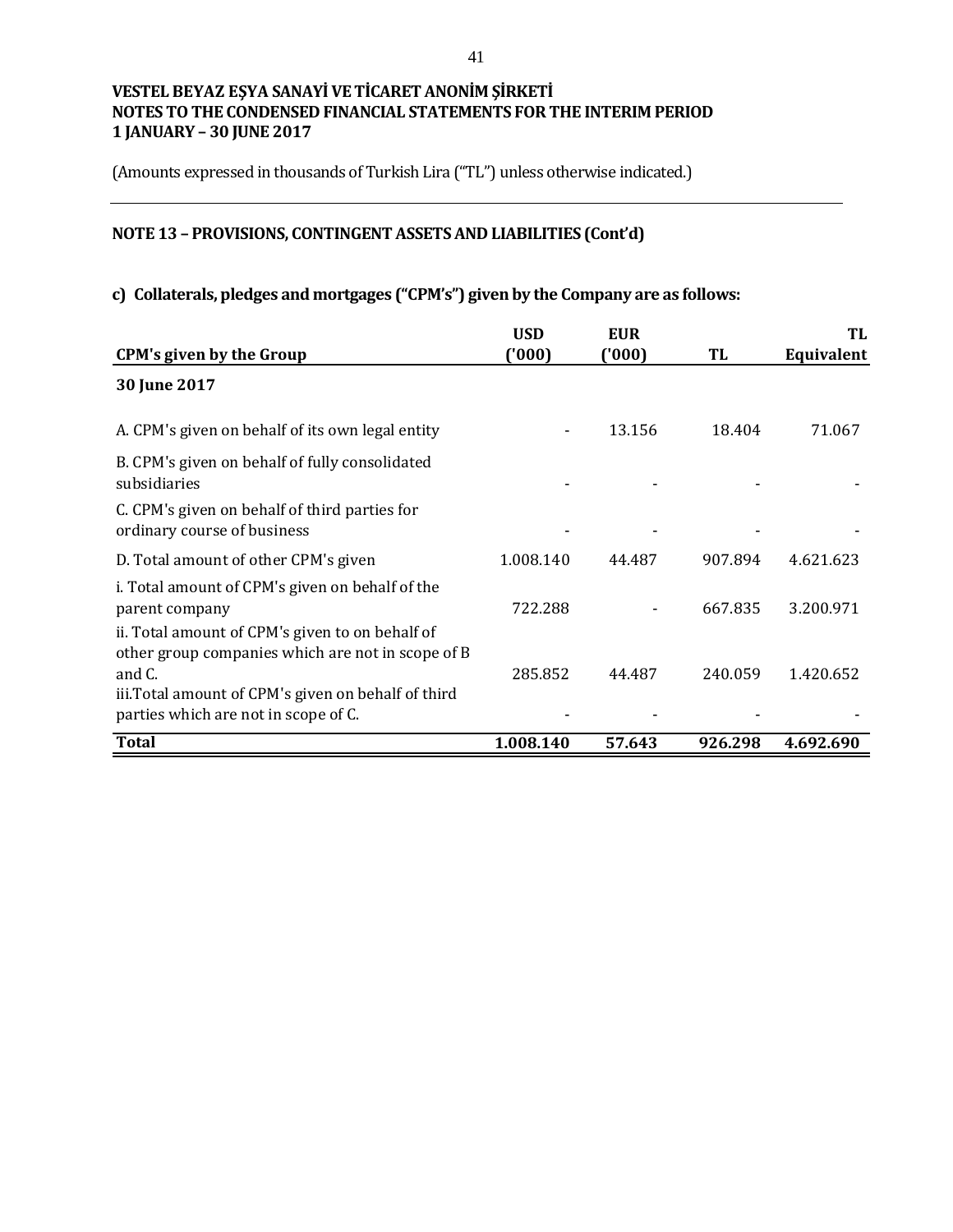**VESTEL BEYAZ EŞYA SANAYİ VE TİCARET ANONİM ŞİRKETİ**
**NOTES TO THE CONDENSED FINANCIAL STATEMENTS FOR THE INTERIM PERIOD**
**1 JANUARY – 30 JUNE 2017**

(Amounts expressed in thousands of Turkish Lira ("TL") unless otherwise indicated.)

## NOTE 13 – PROVISIONS, CONTINGENT ASSETS AND LIABILITIES (Cont'd)

### c) Collaterals, pledges and mortgages ("CPM's") given by the Company are as follows:

| CPM's given by the Group | USD ('000) | EUR ('000) | TL | TL Equivalent |
|---|---|---|---|---|
| **30 June 2017** | | | | |
| A. CPM's given on behalf of its own legal entity | - | 13.156 | 18.404 | 71.067 |
| B. CPM's given on behalf of fully consolidated subsidiaries | - | - | - | - |
| C. CPM's given on behalf of third parties for ordinary course of business | - | - | - | - |
| D. Total amount of other CPM's given | 1.008.140 | 44.487 | 907.894 | 4.621.623 |
| i. Total amount of CPM's given on behalf of the parent company | 722.288 | - | 667.835 | 3.200.971 |
| ii. Total amount of CPM's given to on behalf of other group companies which are not in scope of B and C. | 285.852 | 44.487 | 240.059 | 1.420.652 |
| iii.Total amount of CPM's given on behalf of third parties which are not in scope of C. | - | - | - | - |
| **Total** | **1.008.140** | **57.643** | **926.298** | **4.692.690** |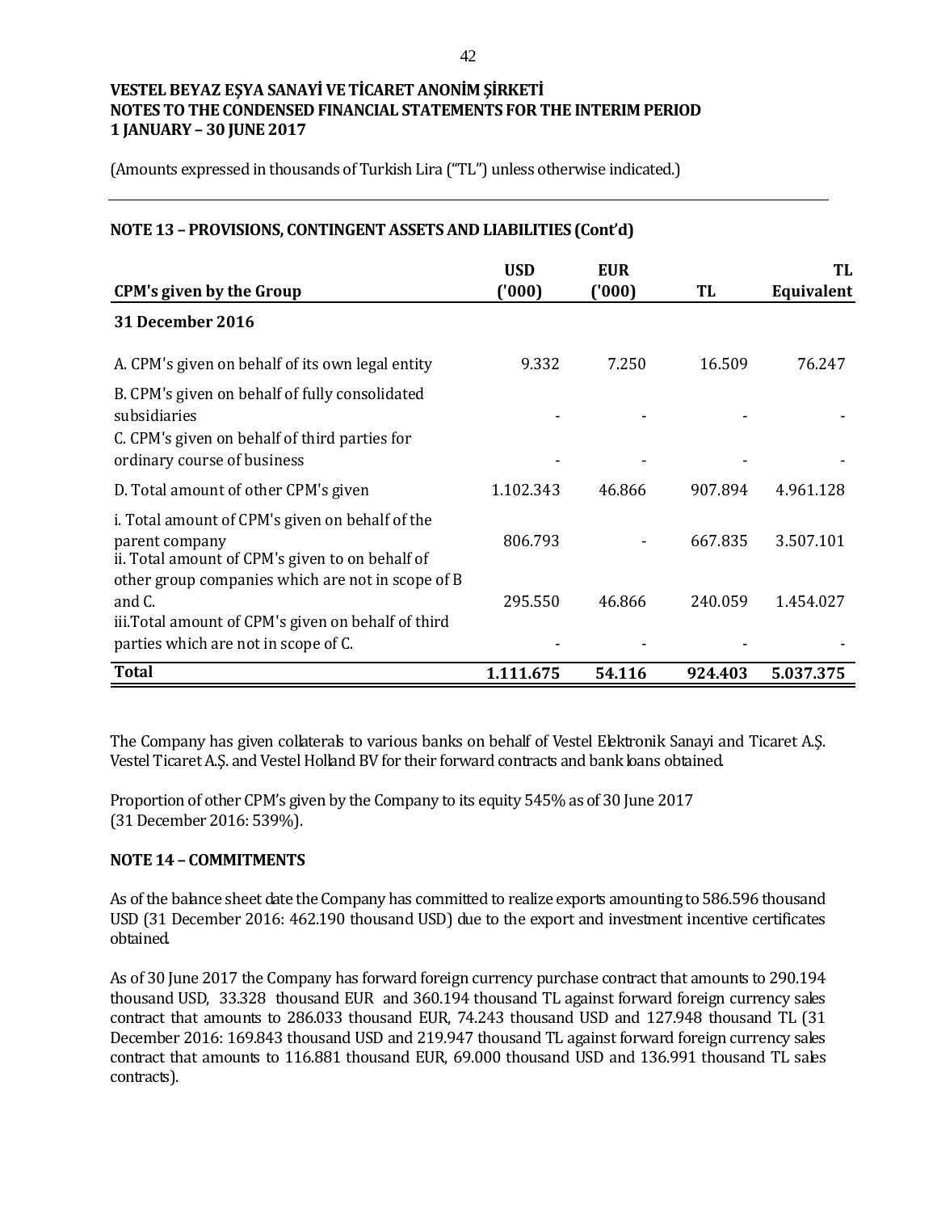## NOTE 13 – PROVISIONS, CONTINGENT ASSETS AND LIABILITIES (Cont'd)

| CPM's given by the Group | USD ('000) | EUR ('000) | TL | TL Equivalent |
|---|---|---|---|---|
| **31 December 2016** | | | | |
| A. CPM's given on behalf of its own legal entity | 9.332 | 7.250 | 16.509 | 76.247 |
| B. CPM's given on behalf of fully consolidated subsidiaries | - | - | - | - |
| C. CPM's given on behalf of third parties for ordinary course of business | - | - | - | - |
| D. Total amount of other CPM's given | 1.102.343 | 46.866 | 907.894 | 4.961.128 |
| i. Total amount of CPM's given on behalf of the parent company | 806.793 | - | 667.835 | 3.507.101 |
| ii. Total amount of CPM's given to on behalf of other group companies which are not in scope of B and C. | 295.550 | 46.866 | 240.059 | 1.454.027 |
| iii.Total amount of CPM's given on behalf of third parties which are not in scope of C. | - | - | - | - |
| **Total** | **1.111.675** | **54.116** | **924.403** | **5.037.375** |

The Company has given collaterals to various banks on behalf of Vestel Elektronik Sanayi and Ticaret A.Ş. Vestel Ticaret A.Ş. and Vestel Holland BV for their forward contracts and bank loans obtained.

Proportion of other CPM's given by the Company to its equity 545% as of 30 June 2017 (31 December 2016: 539%).

## NOTE 14 – COMMITMENTS

As of the balance sheet date the Company has committed to realize exports amounting to 586.596 thousand USD (31 December 2016: 462.190 thousand USD) due to the export and investment incentive certificates obtained.

As of 30 June 2017 the Company has forward foreign currency purchase contract that amounts to 290.194 thousand USD, 33.328 thousand EUR and 360.194 thousand TL against forward foreign currency sales contract that amounts to 286.033 thousand EUR, 74.243 thousand USD and 127.948 thousand TL (31 December 2016: 169.843 thousand USD and 219.947 thousand TL against forward foreign currency sales contract that amounts to 116.881 thousand EUR, 69.000 thousand USD and 136.991 thousand TL sales contracts).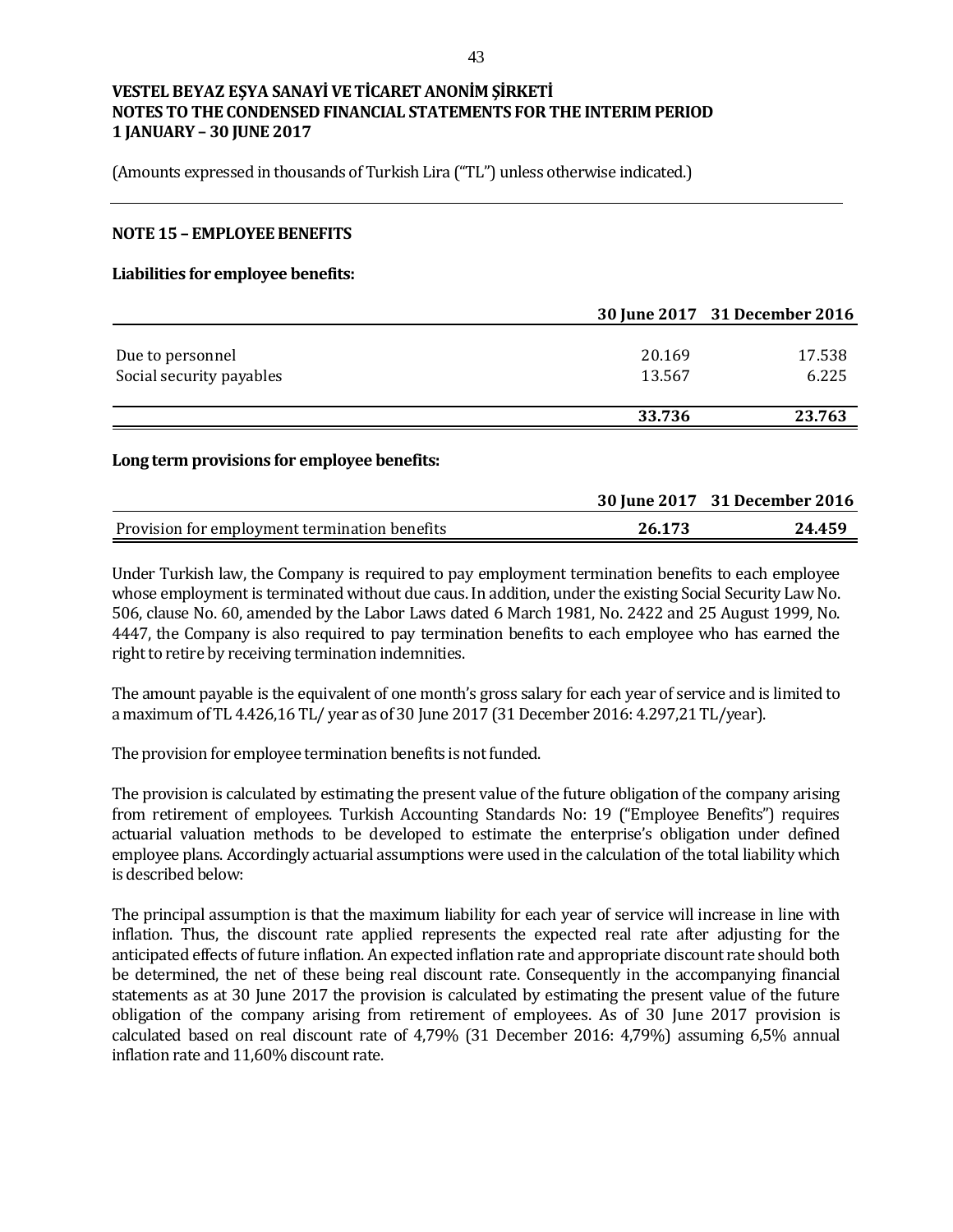**VESTEL BEYAZ EŞYA SANAYİ VE TİCARET ANONİM ŞİRKETİ**
**NOTES TO THE CONDENSED FINANCIAL STATEMENTS FOR THE INTERIM PERIOD**
**1 JANUARY – 30 JUNE 2017**

(Amounts expressed in thousands of Turkish Lira ("TL") unless otherwise indicated.)

## NOTE 15 – EMPLOYEE BENEFITS

**Liabilities for employee benefits:**

| | 30 June 2017 | 31 December 2016 |
|---|---|---|
| Due to personnel | 20.169 | 17.538 |
| Social security payables | 13.567 | 6.225 |
| | **33.736** | **23.763** |

**Long term provisions for employee benefits:**

| | 30 June 2017 | 31 December 2016 |
|---|---|---|
| Provision for employment termination benefits | **26.173** | **24.459** |

Under Turkish law, the Company is required to pay employment termination benefits to each employee whose employment is terminated without due caus. In addition, under the existing Social Security Law No. 506, clause No. 60, amended by the Labor Laws dated 6 March 1981, No. 2422 and 25 August 1999, No. 4447, the Company is also required to pay termination benefits to each employee who has earned the right to retire by receiving termination indemnities.

The amount payable is the equivalent of one month's gross salary for each year of service and is limited to a maximum of TL 4.426,16 TL/ year as of 30 June 2017 (31 December 2016: 4.297,21 TL/year).

The provision for employee termination benefits is not funded.

The provision is calculated by estimating the present value of the future obligation of the company arising from retirement of employees. Turkish Accounting Standards No: 19 ("Employee Benefits") requires actuarial valuation methods to be developed to estimate the enterprise's obligation under defined employee plans. Accordingly actuarial assumptions were used in the calculation of the total liability which is described below:

The principal assumption is that the maximum liability for each year of service will increase in line with inflation. Thus, the discount rate applied represents the expected real rate after adjusting for the anticipated effects of future inflation. An expected inflation rate and appropriate discount rate should both be determined, the net of these being real discount rate. Consequently in the accompanying financial statements as at 30 June 2017 the provision is calculated by estimating the present value of the future obligation of the company arising from retirement of employees. As of 30 June 2017 provision is calculated based on real discount rate of 4,79% (31 December 2016: 4,79%) assuming 6,5% annual inflation rate and 11,60% discount rate.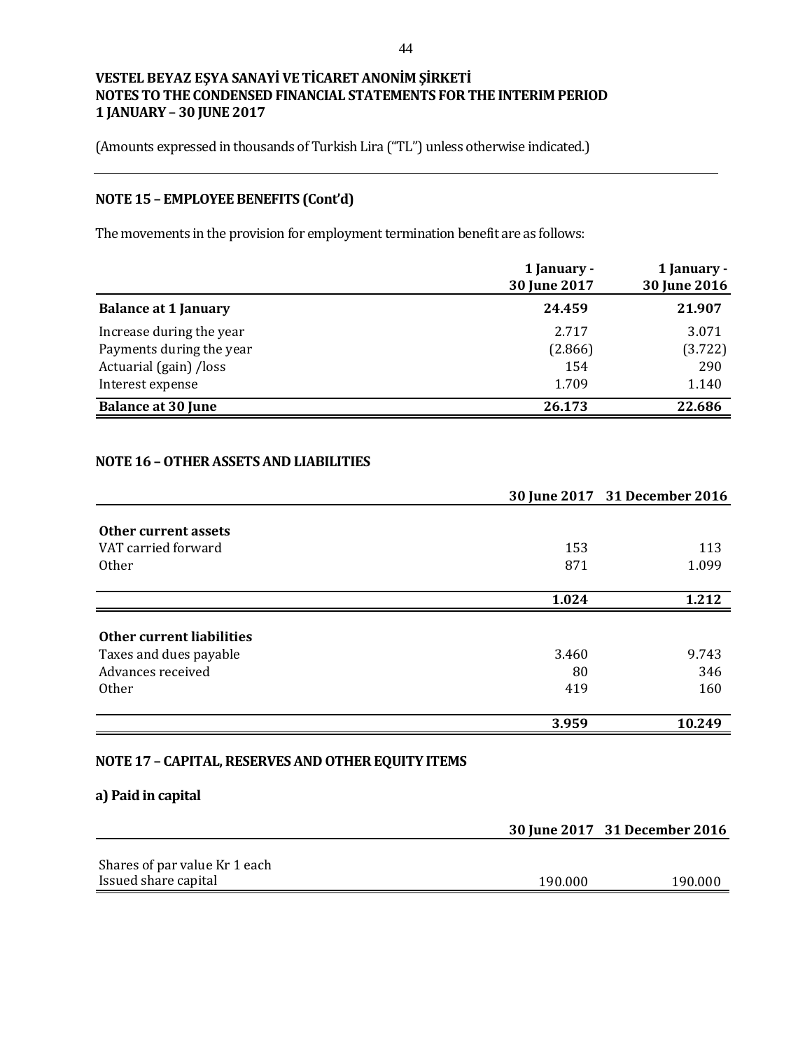VESTEL BEYAZ EŞYA SANAYİ VE TİCARET ANONİM ŞİRKETİ
NOTES TO THE CONDENSED FINANCIAL STATEMENTS FOR THE INTERIM PERIOD
1 JANUARY – 30 JUNE 2017

(Amounts expressed in thousands of Turkish Lira ("TL") unless otherwise indicated.)

## NOTE 15 – EMPLOYEE BENEFITS (Cont'd)

The movements in the provision for employment termination benefit are as follows:

| | 1 January - 30 June 2017 | 1 January - 30 June 2016 |
|---|---|---|
| **Balance at 1 January** | **24.459** | **21.907** |
| Increase during the year | 2.717 | 3.071 |
| Payments during the year | (2.866) | (3.722) |
| Actuarial (gain) /loss | 154 | 290 |
| Interest expense | 1.709 | 1.140 |
| **Balance at 30 June** | **26.173** | **22.686** |

## NOTE 16 – OTHER ASSETS AND LIABILITIES

| | 30 June 2017 | 31 December 2016 |
|---|---|---|
| **Other current assets** | | |
| VAT carried forward | 153 | 113 |
| Other | 871 | 1.099 |
| | **1.024** | **1.212** |

| | 30 June 2017 | 31 December 2016 |
|---|---|---|
| **Other current liabilities** | | |
| Taxes and dues payable | 3.460 | 9.743 |
| Advances received | 80 | 346 |
| Other | 419 | 160 |
| | **3.959** | **10.249** |

## NOTE 17 – CAPITAL, RESERVES AND OTHER EQUITY ITEMS

### a) Paid in capital

| | 30 June 2017 | 31 December 2016 |
|---|---|---|
| Shares of par value Kr 1 each | | |
| Issued share capital | 190.000 | 190.000 |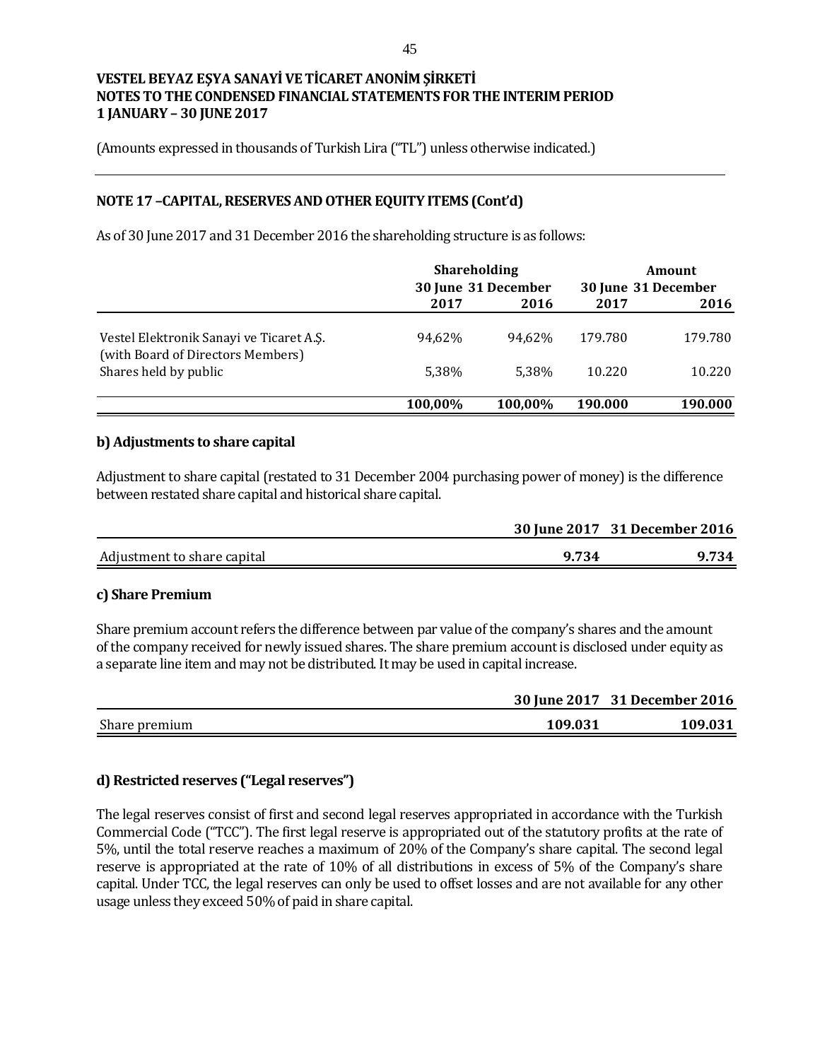VESTEL BEYAZ EŞYA SANAYİ VE TİCARET ANONİM ŞİRKETİ
NOTES TO THE CONDENSED FINANCIAL STATEMENTS FOR THE INTERIM PERIOD
1 JANUARY – 30 JUNE 2017

(Amounts expressed in thousands of Turkish Lira ("TL") unless otherwise indicated.)

## NOTE 17 –CAPITAL, RESERVES AND OTHER EQUITY ITEMS (Cont'd)

As of 30 June 2017 and 31 December 2016 the shareholding structure is as follows:

| | Shareholding | | Amount | |
|---|---|---|---|---|
| | 30 June 2017 | 31 December 2016 | 30 June 2017 | 31 December 2016 |
| Vestel Elektronik Sanayi ve Ticaret A.Ş. (with Board of Directors Members) | 94,62% | 94,62% | 179.780 | 179.780 |
| Shares held by public | 5,38% | 5,38% | 10.220 | 10.220 |
| | **100,00%** | **100,00%** | **190.000** | **190.000** |

### b) Adjustments to share capital

Adjustment to share capital (restated to 31 December 2004 purchasing power of money) is the difference between restated share capital and historical share capital.

| | 30 June 2017 | 31 December 2016 |
|---|---|---|
| Adjustment to share capital | **9.734** | **9.734** |

### c) Share Premium

Share premium account refers the difference between par value of the company's shares and the amount of the company received for newly issued shares. The share premium account is disclosed under equity as a separate line item and may not be distributed. It may be used in capital increase.

| | 30 June 2017 | 31 December 2016 |
|---|---|---|
| Share premium | **109.031** | **109.031** |

### d) Restricted reserves ("Legal reserves")

The legal reserves consist of first and second legal reserves appropriated in accordance with the Turkish Commercial Code ("TCC"). The first legal reserve is appropriated out of the statutory profits at the rate of 5%, until the total reserve reaches a maximum of 20% of the Company's share capital. The second legal reserve is appropriated at the rate of 10% of all distributions in excess of 5% of the Company's share capital. Under TCC, the legal reserves can only be used to offset losses and are not available for any other usage unless they exceed 50% of paid in share capital.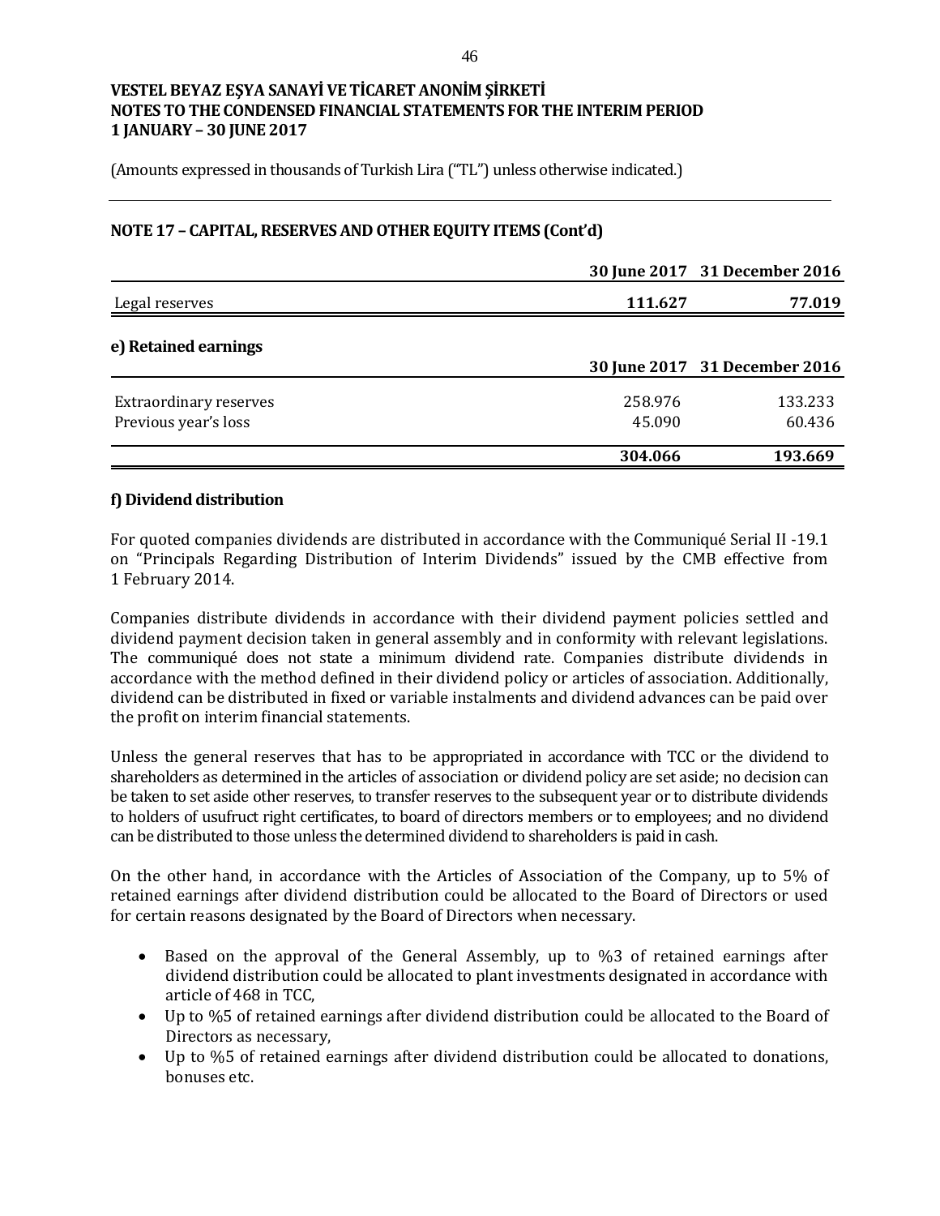VESTEL BEYAZ EŞYA SANAYİ VE TİCARET ANONİM ŞİRKETİ
NOTES TO THE CONDENSED FINANCIAL STATEMENTS FOR THE INTERIM PERIOD
1 JANUARY – 30 JUNE 2017

(Amounts expressed in thousands of Turkish Lira ("TL") unless otherwise indicated.)

## NOTE 17 – CAPITAL, RESERVES AND OTHER EQUITY ITEMS (Cont'd)

| | 30 June 2017 | 31 December 2016 |
|---|---|---|
| Legal reserves | **111.627** | **77.019** |

### e) Retained earnings

| | 30 June 2017 | 31 December 2016 |
|---|---|---|
| Extraordinary reserves | 258.976 | 133.233 |
| Previous year's loss | 45.090 | 60.436 |
| | **304.066** | **193.669** |

### f) Dividend distribution

For quoted companies dividends are distributed in accordance with the Communiqué Serial II -19.1 on "Principals Regarding Distribution of Interim Dividends" issued by the CMB effective from 1 February 2014.

Companies distribute dividends in accordance with their dividend payment policies settled and dividend payment decision taken in general assembly and in conformity with relevant legislations. The communiqué does not state a minimum dividend rate. Companies distribute dividends in accordance with the method defined in their dividend policy or articles of association. Additionally, dividend can be distributed in fixed or variable instalments and dividend advances can be paid over the profit on interim financial statements.

Unless the general reserves that has to be appropriated in accordance with TCC or the dividend to shareholders as determined in the articles of association or dividend policy are set aside; no decision can be taken to set aside other reserves, to transfer reserves to the subsequent year or to distribute dividends to holders of usufruct right certificates, to board of directors members or to employees; and no dividend can be distributed to those unless the determined dividend to shareholders is paid in cash.

On the other hand, in accordance with the Articles of Association of the Company, up to 5% of retained earnings after dividend distribution could be allocated to the Board of Directors or used for certain reasons designated by the Board of Directors when necessary.

- Based on the approval of the General Assembly, up to %3 of retained earnings after dividend distribution could be allocated to plant investments designated in accordance with article of 468 in TCC,
- Up to %5 of retained earnings after dividend distribution could be allocated to the Board of Directors as necessary,
- Up to %5 of retained earnings after dividend distribution could be allocated to donations, bonuses etc.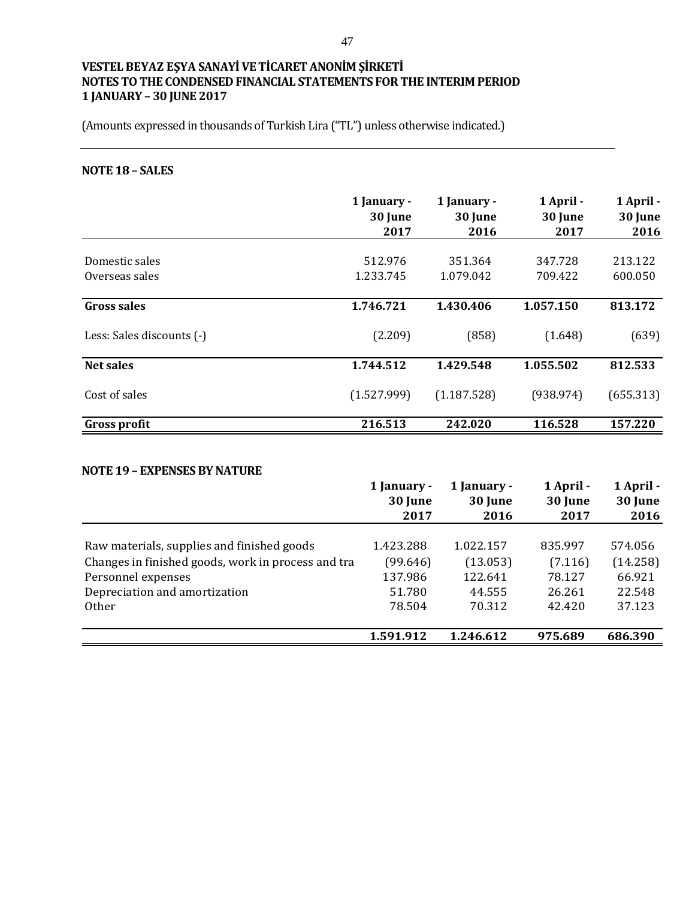**VESTEL BEYAZ EŞYA SANAYİ VE TİCARET ANONİM ŞİRKETİ**
**NOTES TO THE CONDENSED FINANCIAL STATEMENTS FOR THE INTERIM PERIOD**
**1 JANUARY – 30 JUNE 2017**

(Amounts expressed in thousands of Turkish Lira ("TL") unless otherwise indicated.)

## NOTE 18 – SALES

| | 1 January - 30 June 2017 | 1 January - 30 June 2016 | 1 April - 30 June 2017 | 1 April - 30 June 2016 |
|---|---|---|---|---|
| Domestic sales | 512.976 | 351.364 | 347.728 | 213.122 |
| Overseas sales | 1.233.745 | 1.079.042 | 709.422 | 600.050 |
| **Gross sales** | **1.746.721** | **1.430.406** | **1.057.150** | **813.172** |
| Less: Sales discounts (-) | (2.209) | (858) | (1.648) | (639) |
| **Net sales** | **1.744.512** | **1.429.548** | **1.055.502** | **812.533** |
| Cost of sales | (1.527.999) | (1.187.528) | (938.974) | (655.313) |
| **Gross profit** | **216.513** | **242.020** | **116.528** | **157.220** |

## NOTE 19 – EXPENSES BY NATURE

| | 1 January - 30 June 2017 | 1 January - 30 June 2016 | 1 April - 30 June 2017 | 1 April - 30 June 2016 |
|---|---|---|---|---|
| Raw materials, supplies and finished goods | 1.423.288 | 1.022.157 | 835.997 | 574.056 |
| Changes in finished goods, work in process and tra | (99.646) | (13.053) | (7.116) | (14.258) |
| Personnel expenses | 137.986 | 122.641 | 78.127 | 66.921 |
| Depreciation and amortization | 51.780 | 44.555 | 26.261 | 22.548 |
| Other | 78.504 | 70.312 | 42.420 | 37.123 |
| | **1.591.912** | **1.246.612** | **975.689** | **686.390** |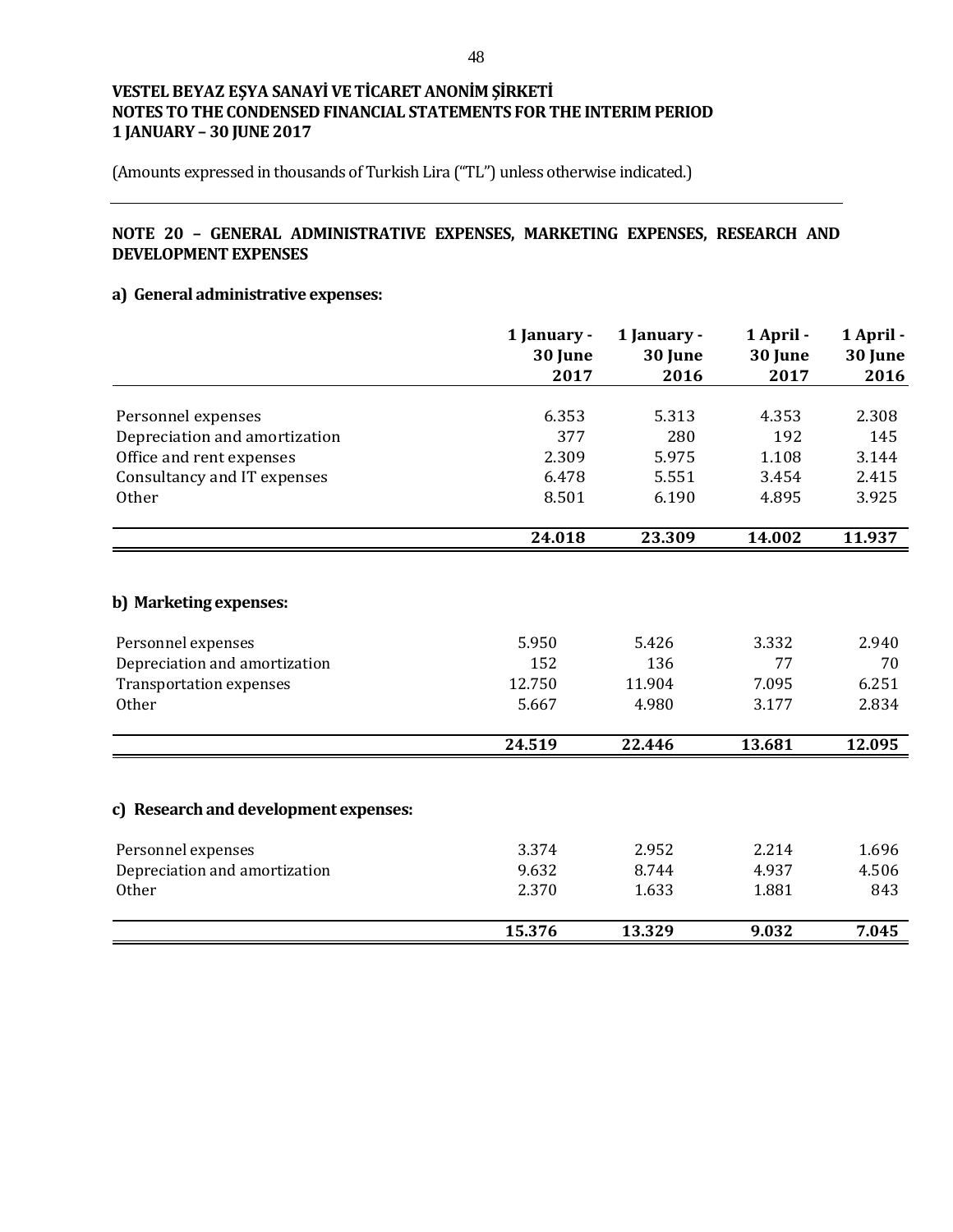**VESTEL BEYAZ EŞYA SANAYİ VE TİCARET ANONİM ŞİRKETİ**
**NOTES TO THE CONDENSED FINANCIAL STATEMENTS FOR THE INTERIM PERIOD**
**1 JANUARY – 30 JUNE 2017**

(Amounts expressed in thousands of Turkish Lira ("TL") unless otherwise indicated.)

## NOTE 20 – GENERAL ADMINISTRATIVE EXPENSES, MARKETING EXPENSES, RESEARCH AND DEVELOPMENT EXPENSES

### a) General administrative expenses:

| | 1 January - 30 June 2017 | 1 January - 30 June 2016 | 1 April - 30 June 2017 | 1 April - 30 June 2016 |
|---|---|---|---|---|
| Personnel expenses | 6.353 | 5.313 | 4.353 | 2.308 |
| Depreciation and amortization | 377 | 280 | 192 | 145 |
| Office and rent expenses | 2.309 | 5.975 | 1.108 | 3.144 |
| Consultancy and IT expenses | 6.478 | 5.551 | 3.454 | 2.415 |
| Other | 8.501 | 6.190 | 4.895 | 3.925 |
| | **24.018** | **23.309** | **14.002** | **11.937** |

### b) Marketing expenses:

| | 1 January - 30 June 2017 | 1 January - 30 June 2016 | 1 April - 30 June 2017 | 1 April - 30 June 2016 |
|---|---|---|---|---|
| Personnel expenses | 5.950 | 5.426 | 3.332 | 2.940 |
| Depreciation and amortization | 152 | 136 | 77 | 70 |
| Transportation expenses | 12.750 | 11.904 | 7.095 | 6.251 |
| Other | 5.667 | 4.980 | 3.177 | 2.834 |
| | **24.519** | **22.446** | **13.681** | **12.095** |

### c) Research and development expenses:

| | 1 January - 30 June 2017 | 1 January - 30 June 2016 | 1 April - 30 June 2017 | 1 April - 30 June 2016 |
|---|---|---|---|---|
| Personnel expenses | 3.374 | 2.952 | 2.214 | 1.696 |
| Depreciation and amortization | 9.632 | 8.744 | 4.937 | 4.506 |
| Other | 2.370 | 1.633 | 1.881 | 843 |
| | **15.376** | **13.329** | **9.032** | **7.045** |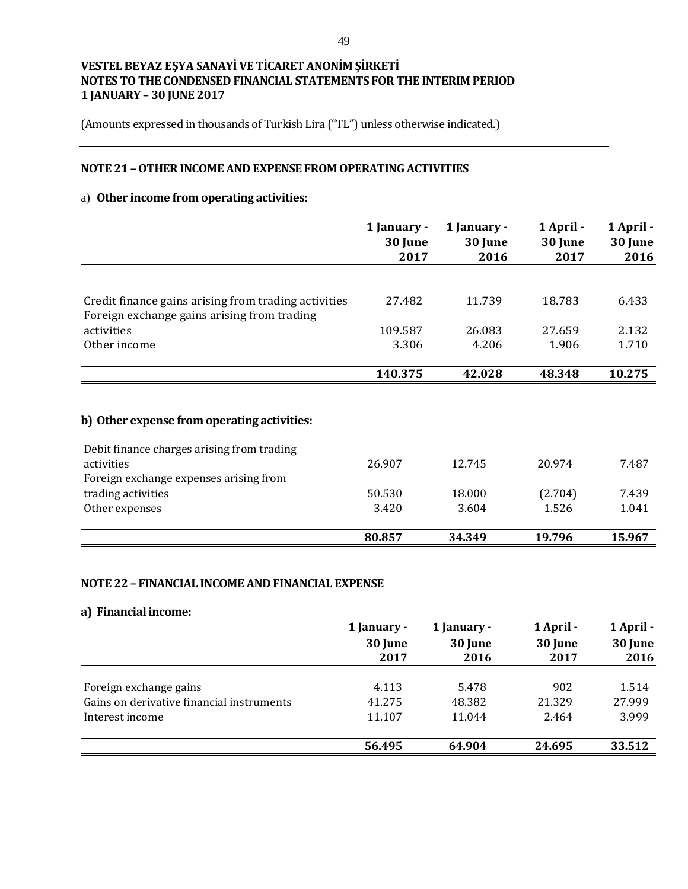**VESTEL BEYAZ EŞYA SANAYİ VE TİCARET ANONİM ŞİRKETİ**
**NOTES TO THE CONDENSED FINANCIAL STATEMENTS FOR THE INTERIM PERIOD**
**1 JANUARY – 30 JUNE 2017**

(Amounts expressed in thousands of Turkish Lira ("TL") unless otherwise indicated.)

## NOTE 21 – OTHER INCOME AND EXPENSE FROM OPERATING ACTIVITIES

a) **Other income from operating activities:**

| | 1 January - 30 June 2017 | 1 January - 30 June 2016 | 1 April - 30 June 2017 | 1 April - 30 June 2016 |
|---|---|---|---|---|
| Credit finance gains arising from trading activities | 27.482 | 11.739 | 18.783 | 6.433 |
| Foreign exchange gains arising from trading activities | 109.587 | 26.083 | 27.659 | 2.132 |
| Other income | 3.306 | 4.206 | 1.906 | 1.710 |
| | **140.375** | **42.028** | **48.348** | **10.275** |

**b) Other expense from operating activities:**

| | 1 January - 30 June 2017 | 1 January - 30 June 2016 | 1 April - 30 June 2017 | 1 April - 30 June 2016 |
|---|---|---|---|---|
| Debit finance charges arising from trading activities | 26.907 | 12.745 | 20.974 | 7.487 |
| Foreign exchange expenses arising from trading activities | 50.530 | 18.000 | (2.704) | 7.439 |
| Other expenses | 3.420 | 3.604 | 1.526 | 1.041 |
| | **80.857** | **34.349** | **19.796** | **15.967** |

## NOTE 22 – FINANCIAL INCOME AND FINANCIAL EXPENSE

**a) Financial income:**

| | 1 January - 30 June 2017 | 1 January - 30 June 2016 | 1 April - 30 June 2017 | 1 April - 30 June 2016 |
|---|---|---|---|---|
| Foreign exchange gains | 4.113 | 5.478 | 902 | 1.514 |
| Gains on derivative financial instruments | 41.275 | 48.382 | 21.329 | 27.999 |
| Interest income | 11.107 | 11.044 | 2.464 | 3.999 |
| | **56.495** | **64.904** | **24.695** | **33.512** |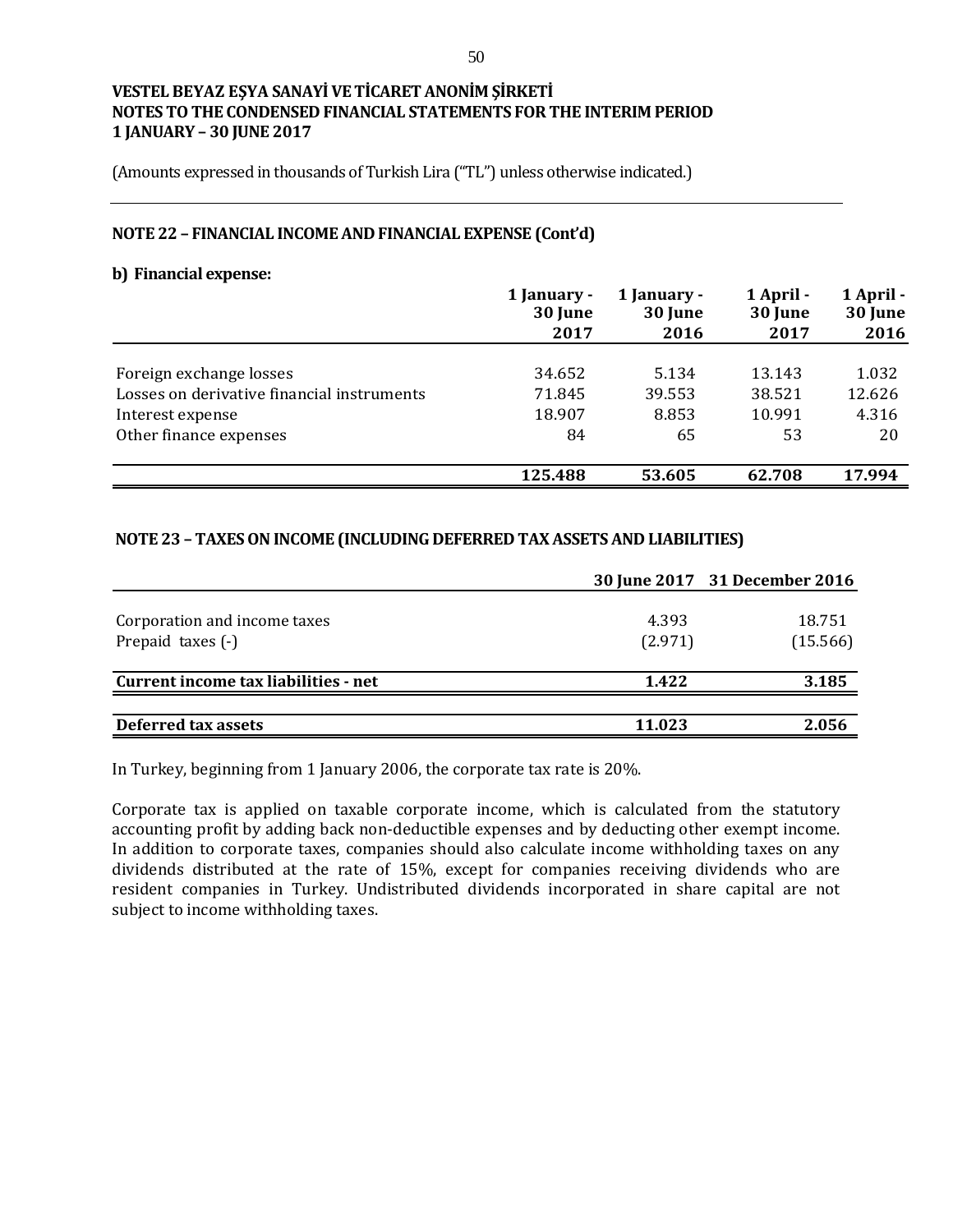# VESTEL BEYAZ EŞYA SANAYİ VE TİCARET ANONİM ŞİRKETİ
## NOTES TO THE CONDENSED FINANCIAL STATEMENTS FOR THE INTERIM PERIOD
## 1 JANUARY – 30 JUNE 2017

(Amounts expressed in thousands of Turkish Lira ("TL") unless otherwise indicated.)

### NOTE 22 – FINANCIAL INCOME AND FINANCIAL EXPENSE (Cont'd)

**b) Financial expense:**

| | 1 January - 30 June 2017 | 1 January - 30 June 2016 | 1 April - 30 June 2017 | 1 April - 30 June 2016 |
|---|---|---|---|---|
| Foreign exchange losses | 34.652 | 5.134 | 13.143 | 1.032 |
| Losses on derivative financial instruments | 71.845 | 39.553 | 38.521 | 12.626 |
| Interest expense | 18.907 | 8.853 | 10.991 | 4.316 |
| Other finance expenses | 84 | 65 | 53 | 20 |
| | **125.488** | **53.605** | **62.708** | **17.994** |

### NOTE 23 – TAXES ON INCOME (INCLUDING DEFERRED TAX ASSETS AND LIABILITIES)

| | 30 June 2017 | 31 December 2016 |
|---|---|---|
| Corporation and income taxes | 4.393 | 18.751 |
| Prepaid taxes (-) | (2.971) | (15.566) |
| **Current income tax liabilities - net** | **1.422** | **3.185** |
| **Deferred tax assets** | **11.023** | **2.056** |

In Turkey, beginning from 1 January 2006, the corporate tax rate is 20%.

Corporate tax is applied on taxable corporate income, which is calculated from the statutory accounting profit by adding back non-deductible expenses and by deducting other exempt income. In addition to corporate taxes, companies should also calculate income withholding taxes on any dividends distributed at the rate of 15%, except for companies receiving dividends who are resident companies in Turkey. Undistributed dividends incorporated in share capital are not subject to income withholding taxes.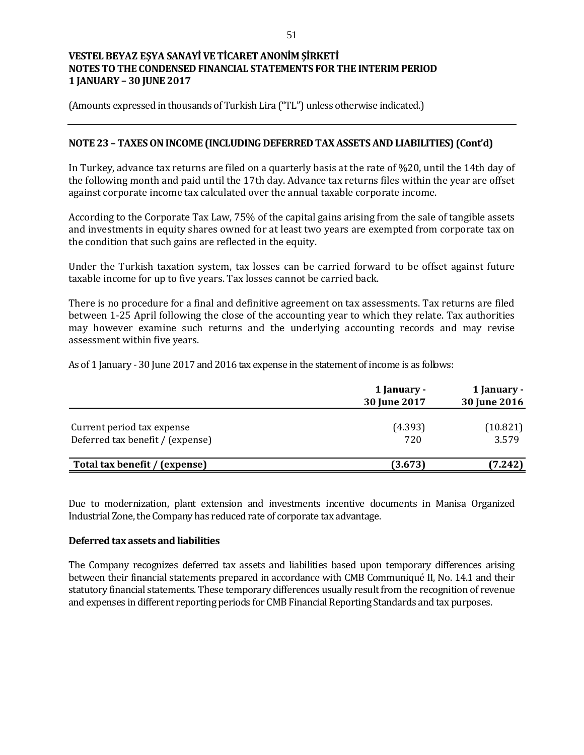# VESTEL BEYAZ EŞYA SANAYİ VE TİCARET ANONİM ŞİRKETİ
## NOTES TO THE CONDENSED FINANCIAL STATEMENTS FOR THE INTERIM PERIOD
## 1 JANUARY – 30 JUNE 2017

(Amounts expressed in thousands of Turkish Lira ("TL") unless otherwise indicated.)

---

### NOTE 23 – TAXES ON INCOME (INCLUDING DEFERRED TAX ASSETS AND LIABILITIES) (Cont'd)

In Turkey, advance tax returns are filed on a quarterly basis at the rate of %20, until the 14th day of the following month and paid until the 17th day. Advance tax returns files within the year are offset against corporate income tax calculated over the annual taxable corporate income.

According to the Corporate Tax Law, 75% of the capital gains arising from the sale of tangible assets and investments in equity shares owned for at least two years are exempted from corporate tax on the condition that such gains are reflected in the equity.

Under the Turkish taxation system, tax losses can be carried forward to be offset against future taxable income for up to five years. Tax losses cannot be carried back.

There is no procedure for a final and definitive agreement on tax assessments. Tax returns are filed between 1-25 April following the close of the accounting year to which they relate. Tax authorities may however examine such returns and the underlying accounting records and may revise assessment within five years.

As of 1 January - 30 June 2017 and 2016 tax expense in the statement of income is as follows:

| | 1 January - 30 June 2017 | 1 January - 30 June 2016 |
|---|---|---|
| Current period tax expense | (4.393) | (10.821) |
| Deferred tax benefit / (expense) | 720 | 3.579 |
| **Total tax benefit / (expense)** | **(3.673)** | **(7.242)** |

Due to modernization, plant extension and investments incentive documents in Manisa Organized Industrial Zone, the Company has reduced rate of corporate tax advantage.

**Deferred tax assets and liabilities**

The Company recognizes deferred tax assets and liabilities based upon temporary differences arising between their financial statements prepared in accordance with CMB Communiqué II, No. 14.1 and their statutory financial statements. These temporary differences usually result from the recognition of revenue and expenses in different reporting periods for CMB Financial Reporting Standards and tax purposes.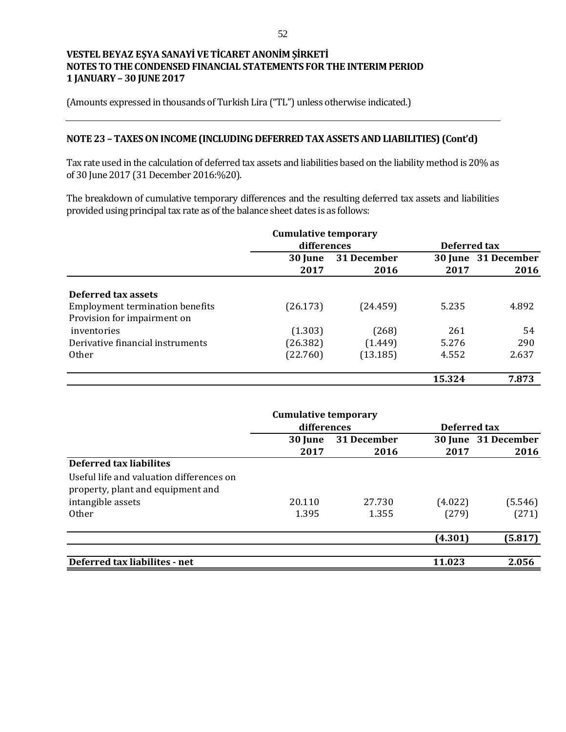**VESTEL BEYAZ EŞYA SANAYİ VE TİCARET ANONİM ŞİRKETİ**
**NOTES TO THE CONDENSED FINANCIAL STATEMENTS FOR THE INTERIM PERIOD**
**1 JANUARY – 30 JUNE 2017**

(Amounts expressed in thousands of Turkish Lira ("TL") unless otherwise indicated.)

## NOTE 23 – TAXES ON INCOME (INCLUDING DEFERRED TAX ASSETS AND LIABILITIES) (Cont'd)

Tax rate used in the calculation of deferred tax assets and liabilities based on the liability method is 20% as of 30 June 2017 (31 December 2016:%20).

The breakdown of cumulative temporary differences and the resulting deferred tax assets and liabilities provided using principal tax rate as of the balance sheet dates is as follows:

| | Cumulative temporary differences | | Deferred tax | |
|---|---|---|---|---|
| | 30 June 2017 | 31 December 2016 | 30 June 2017 | 31 December 2016 |
| **Deferred tax assets** | | | | |
| Employment termination benefits | (26.173) | (24.459) | 5.235 | 4.892 |
| Provision for impairment on inventories | (1.303) | (268) | 261 | 54 |
| Derivative financial instruments | (26.382) | (1.449) | 5.276 | 290 |
| Other | (22.760) | (13.185) | 4.552 | 2.637 |
| | | | **15.324** | **7.873** |

| | Cumulative temporary differences | | Deferred tax | |
|---|---|---|---|---|
| | 30 June 2017 | 31 December 2016 | 30 June 2017 | 31 December 2016 |
| **Deferred tax liabilites** | | | | |
| Useful life and valuation differences on property, plant and equipment and intangible assets | 20.110 | 27.730 | (4.022) | (5.546) |
| Other | 1.395 | 1.355 | (279) | (271) |
| | | | **(4.301)** | **(5.817)** |
| **Deferred tax liabilites - net** | | | **11.023** | **2.056** |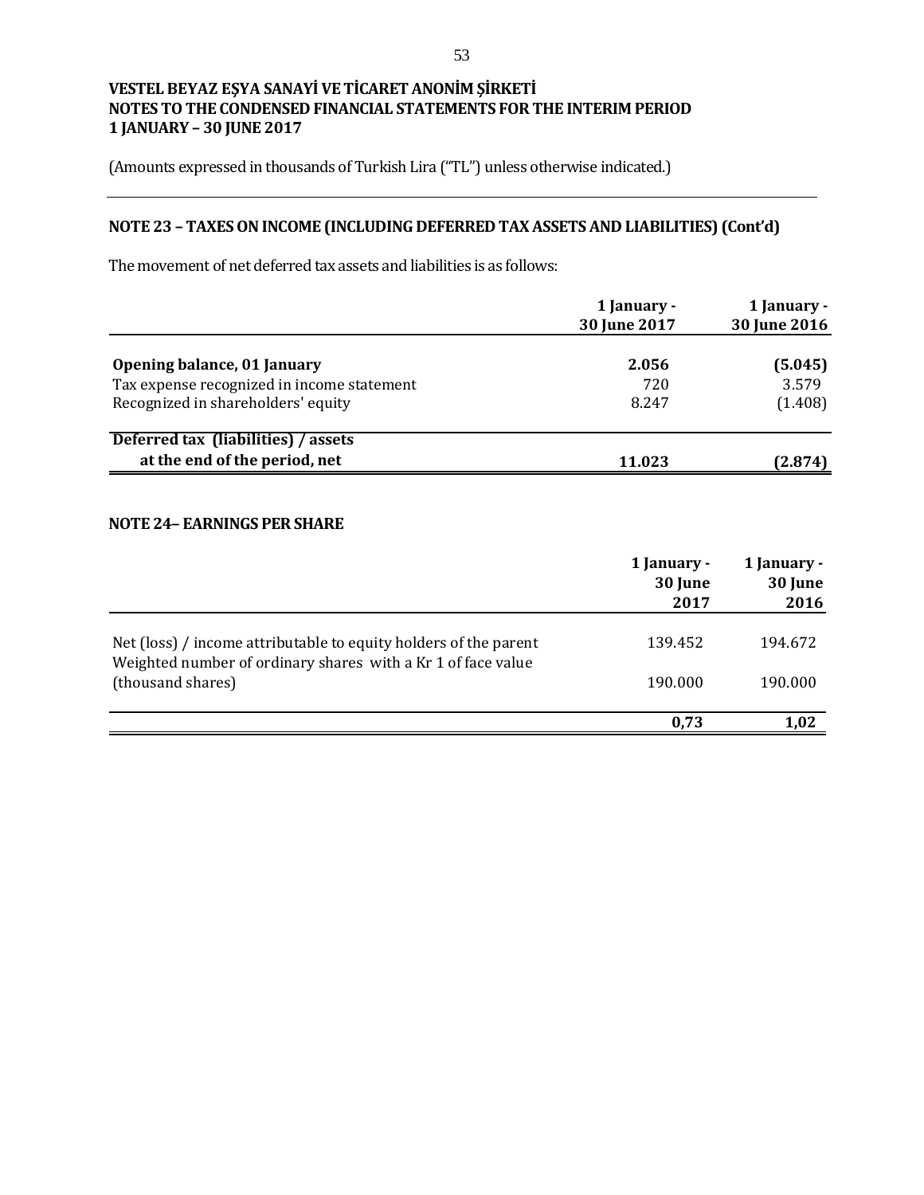VESTEL BEYAZ EŞYA SANAYİ VE TİCARET ANONİM ŞİRKETİ
NOTES TO THE CONDENSED FINANCIAL STATEMENTS FOR THE INTERIM PERIOD
1 JANUARY – 30 JUNE 2017

(Amounts expressed in thousands of Turkish Lira ("TL") unless otherwise indicated.)

## NOTE 23 – TAXES ON INCOME (INCLUDING DEFERRED TAX ASSETS AND LIABILITIES) (Cont'd)

The movement of net deferred tax assets and liabilities is as follows:

| | 1 January - 30 June 2017 | 1 January - 30 June 2016 |
|---|---|---|
| **Opening balance, 01 January** | **2.056** | **(5.045)** |
| Tax expense recognized in income statement | 720 | 3.579 |
| Recognized in shareholders' equity | 8.247 | (1.408) |
| **Deferred tax (liabilities) / assets at the end of the period, net** | **11.023** | **(2.874)** |

## NOTE 24– EARNINGS PER SHARE

| | 1 January - 30 June 2017 | 1 January - 30 June 2016 |
|---|---|---|
| Net (loss) / income attributable to equity holders of the parent | 139.452 | 194.672 |
| Weighted number of ordinary shares with a Kr 1 of face value (thousand shares) | 190.000 | 190.000 |
| | **0,73** | **1,02** |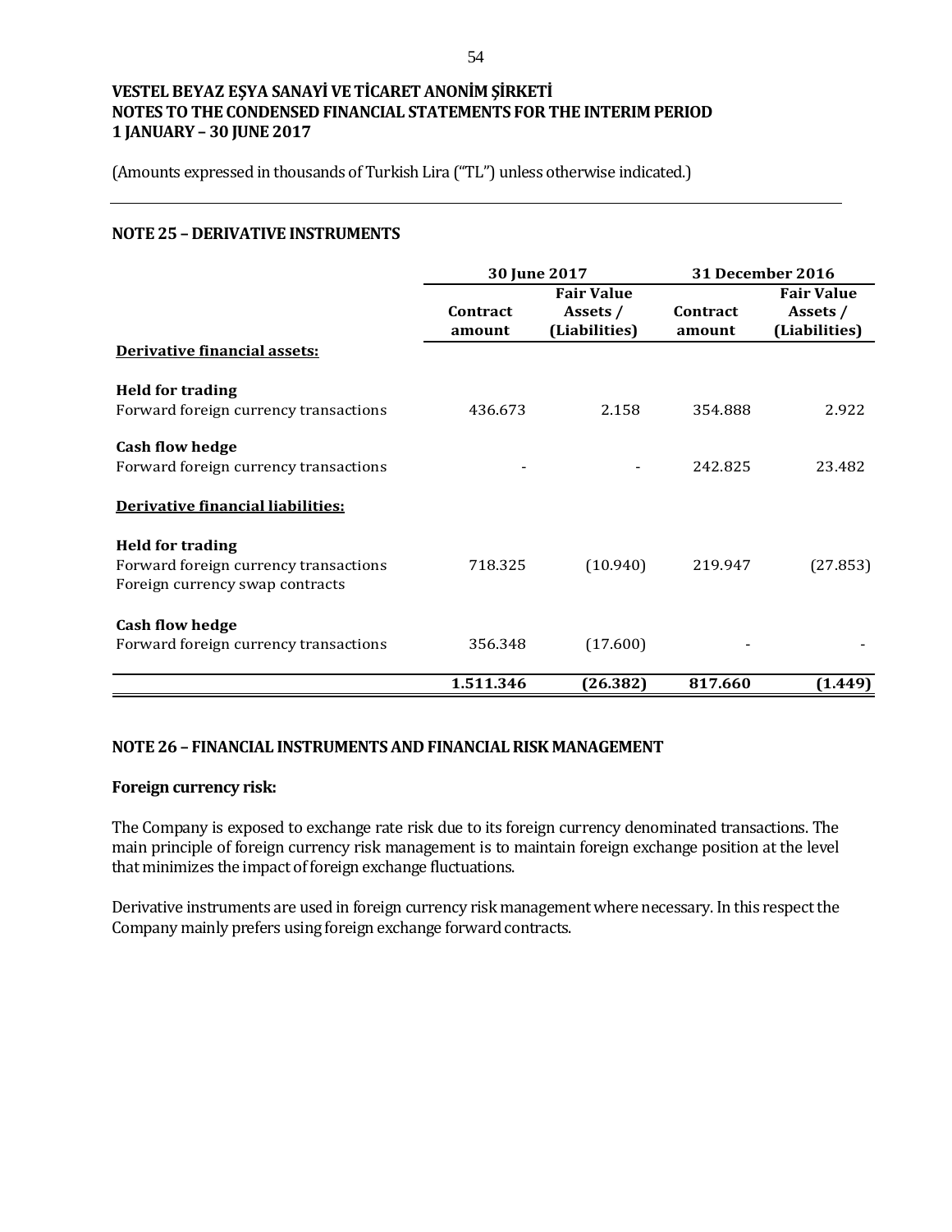**VESTEL BEYAZ EŞYA SANAYİ VE TİCARET ANONİM ŞİRKETİ**
**NOTES TO THE CONDENSED FINANCIAL STATEMENTS FOR THE INTERIM PERIOD**
**1 JANUARY – 30 JUNE 2017**

(Amounts expressed in thousands of Turkish Lira ("TL") unless otherwise indicated.)

## NOTE 25 – DERIVATIVE INSTRUMENTS

| | 30 June 2017 | | 31 December 2016 | |
|---|---|---|---|---|
| | Contract amount | Fair Value Assets / (Liabilities) | Contract amount | Fair Value Assets / (Liabilities) |
| **Derivative financial assets:** | | | | |
| **Held for trading** | | | | |
| Forward foreign currency transactions | 436.673 | 2.158 | 354.888 | 2.922 |
| **Cash flow hedge** | | | | |
| Forward foreign currency transactions | - | - | 242.825 | 23.482 |
| **Derivative financial liabilities:** | | | | |
| **Held for trading** | | | | |
| Forward foreign currency transactions | 718.325 | (10.940) | 219.947 | (27.853) |
| Foreign currency swap contracts | | | | |
| **Cash flow hedge** | | | | |
| Forward foreign currency transactions | 356.348 | (17.600) | - | - |
| | **1.511.346** | **(26.382)** | **817.660** | **(1.449)** |

## NOTE 26 – FINANCIAL INSTRUMENTS AND FINANCIAL RISK MANAGEMENT

**Foreign currency risk:**

The Company is exposed to exchange rate risk due to its foreign currency denominated transactions. The main principle of foreign currency risk management is to maintain foreign exchange position at the level that minimizes the impact of foreign exchange fluctuations.

Derivative instruments are used in foreign currency risk management where necessary. In this respect the Company mainly prefers using foreign exchange forward contracts.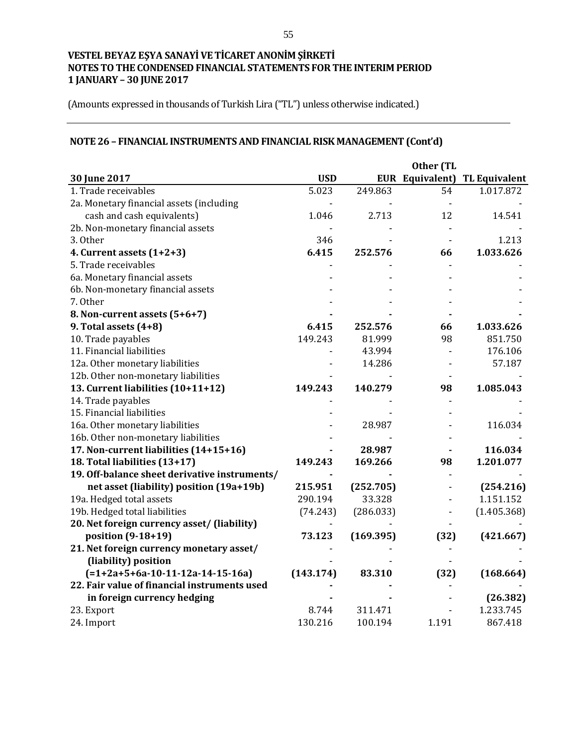**VESTEL BEYAZ EŞYA SANAYİ VE TİCARET ANONİM ŞİRKETİ**
**NOTES TO THE CONDENSED FINANCIAL STATEMENTS FOR THE INTERIM PERIOD**
**1 JANUARY – 30 JUNE 2017**

(Amounts expressed in thousands of Turkish Lira ("TL") unless otherwise indicated.)

## NOTE 26 – FINANCIAL INSTRUMENTS AND FINANCIAL RISK MANAGEMENT (Cont'd)

| 30 June 2017 | USD | EUR | Other (TL Equivalent) | TL Equivalent |
|---|---|---|---|---|
| 1. Trade receivables | 5.023 | 249.863 | 54 | 1.017.872 |
| 2a. Monetary financial assets (including cash and cash equivalents) | 1.046 | 2.713 | 12 | 14.541 |
| 2b. Non-monetary financial assets | - | - | - | - |
| 3. Other | 346 | - | - | 1.213 |
| **4. Current assets (1+2+3)** | **6.415** | **252.576** | **66** | **1.033.626** |
| 5. Trade receivables | - | - | - | - |
| 6a. Monetary financial assets | - | - | - | - |
| 6b. Non-monetary financial assets | - | - | - | - |
| 7. Other | - | - | - | - |
| **8. Non-current assets (5+6+7)** | **-** | **-** | **-** | **-** |
| **9. Total assets (4+8)** | **6.415** | **252.576** | **66** | **1.033.626** |
| 10. Trade payables | 149.243 | 81.999 | 98 | 851.750 |
| 11. Financial liabilities | - | 43.994 | - | 176.106 |
| 12a. Other monetary liabilities | - | 14.286 | - | 57.187 |
| 12b. Other non-monetary liabilities | - | - | - | - |
| **13. Current liabilities (10+11+12)** | **149.243** | **140.279** | **98** | **1.085.043** |
| 14. Trade payables | - | - | - | - |
| 15. Financial liabilities | - | - | - | - |
| 16a. Other monetary liabilities | - | 28.987 | - | 116.034 |
| 16b. Other non-monetary liabilities | - | - | - | - |
| **17. Non-current liabilities (14+15+16)** | **-** | **28.987** | **-** | **116.034** |
| **18. Total liabilities (13+17)** | **149.243** | **169.266** | **98** | **1.201.077** |
| **19. Off-balance sheet derivative instruments/ net asset (liability) position (19a+19b)** | **215.951** | **(252.705)** | - | **(254.216)** |
| 19a. Hedged total assets | 290.194 | 33.328 | - | 1.151.152 |
| 19b. Hedged total liabilities | (74.243) | (286.033) | - | (1.405.368) |
| **20. Net foreign currency asset/ (liability) position (9-18+19)** | **73.123** | **(169.395)** | **(32)** | **(421.667)** |
| **21. Net foreign currency monetary asset/ (liability) position (=1+2a+5+6a-10-11-12a-14-15-16a)** | **(143.174)** | **83.310** | **(32)** | **(168.664)** |
| **22. Fair value of financial instruments used in foreign currency hedging** | **-** | **-** | - | **(26.382)** |
| 23. Export | 8.744 | 311.471 | - | 1.233.745 |
| 24. Import | 130.216 | 100.194 | 1.191 | 867.418 |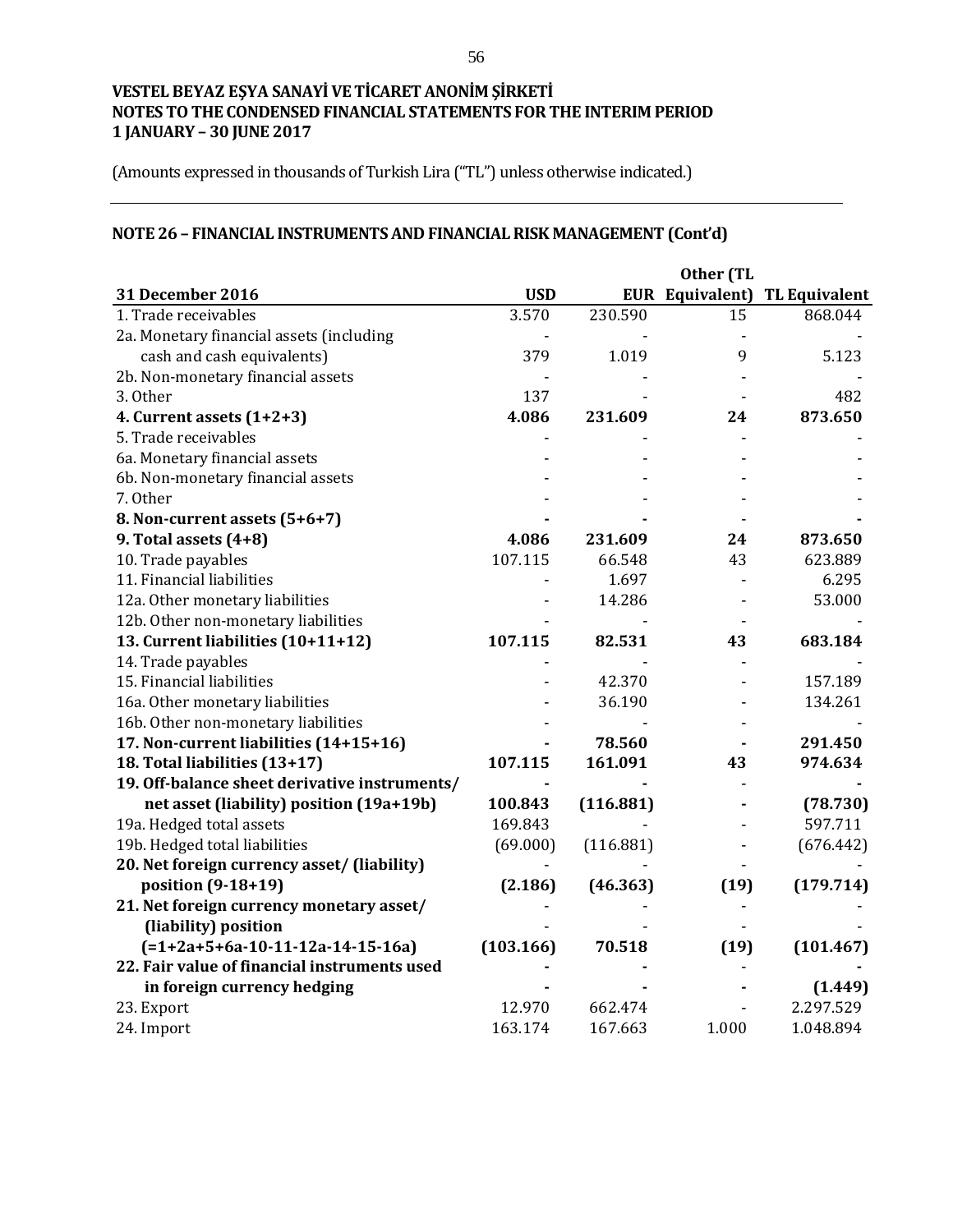VESTEL BEYAZ EŞYA SANAYİ VE TİCARET ANONİM ŞİRKETİ
NOTES TO THE CONDENSED FINANCIAL STATEMENTS FOR THE INTERIM PERIOD
1 JANUARY – 30 JUNE 2017

(Amounts expressed in thousands of Turkish Lira ("TL") unless otherwise indicated.)

## NOTE 26 – FINANCIAL INSTRUMENTS AND FINANCIAL RISK MANAGEMENT (Cont'd)

| 31 December 2016 | USD | EUR | Other (TL Equivalent) | TL Equivalent |
|---|---|---|---|---|
| 1. Trade receivables | 3.570 | 230.590 | 15 | 868.044 |
| 2a. Monetary financial assets (including cash and cash equivalents) | 379 | 1.019 | 9 | 5.123 |
| 2b. Non-monetary financial assets | - | - | - | - |
| 3. Other | 137 | - | - | 482 |
| **4. Current assets (1+2+3)** | **4.086** | **231.609** | **24** | **873.650** |
| 5. Trade receivables | - | - | - | - |
| 6a. Monetary financial assets | - | - | - | - |
| 6b. Non-monetary financial assets | - | - | - | - |
| 7. Other | - | - | - | - |
| **8. Non-current assets (5+6+7)** | **-** | **-** | - | **-** |
| **9. Total assets (4+8)** | **4.086** | **231.609** | **24** | **873.650** |
| 10. Trade payables | 107.115 | 66.548 | 43 | 623.889 |
| 11. Financial liabilities | - | 1.697 | - | 6.295 |
| 12a. Other monetary liabilities | - | 14.286 | - | 53.000 |
| 12b. Other non-monetary liabilities | - | - | - | - |
| **13. Current liabilities (10+11+12)** | **107.115** | **82.531** | **43** | **683.184** |
| 14. Trade payables | - | - | - | - |
| 15. Financial liabilities | - | 42.370 | - | 157.189 |
| 16a. Other monetary liabilities | - | 36.190 | - | 134.261 |
| 16b. Other non-monetary liabilities | - | - | - | - |
| **17. Non-current liabilities (14+15+16)** | **-** | **78.560** | **-** | **291.450** |
| **18. Total liabilities (13+17)** | **107.115** | **161.091** | **43** | **974.634** |
| **19. Off-balance sheet derivative instruments/ net asset (liability) position (19a+19b)** | **100.843** | **(116.881)** | **-** | **(78.730)** |
| 19a. Hedged total assets | 169.843 | - | - | 597.711 |
| 19b. Hedged total liabilities | (69.000) | (116.881) | - | (676.442) |
| **20. Net foreign currency asset/ (liability) position (9-18+19)** | **(2.186)** | **(46.363)** | **(19)** | **(179.714)** |
| **21. Net foreign currency monetary asset/ (liability) position (=1+2a+5+6a-10-11-12a-14-15-16a)** | **(103.166)** | **70.518** | **(19)** | **(101.467)** |
| **22. Fair value of financial instruments used in foreign currency hedging** | **-** | **-** | **-** | **(1.449)** |
| 23. Export | 12.970 | 662.474 | - | 2.297.529 |
| 24. Import | 163.174 | 167.663 | 1.000 | 1.048.894 |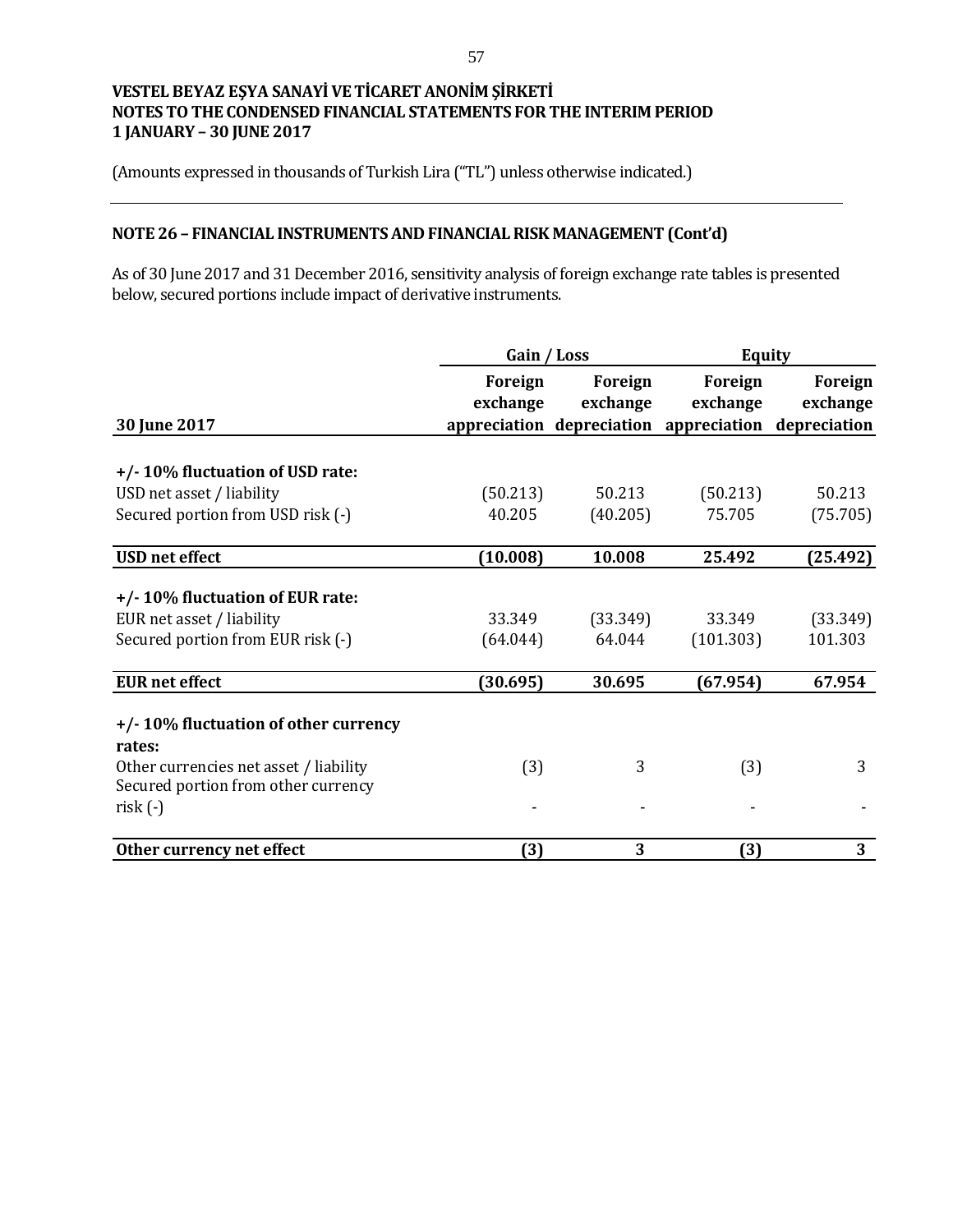# VESTEL BEYAZ EŞYA SANAYİ VE TİCARET ANONİM ŞİRKETİ
## NOTES TO THE CONDENSED FINANCIAL STATEMENTS FOR THE INTERIM PERIOD
## 1 JANUARY – 30 JUNE 2017

(Amounts expressed in thousands of Turkish Lira ("TL") unless otherwise indicated.)

### NOTE 26 – FINANCIAL INSTRUMENTS AND FINANCIAL RISK MANAGEMENT (Cont'd)

As of 30 June 2017 and 31 December 2016, sensitivity analysis of foreign exchange rate tables is presented below, secured portions include impact of derivative instruments.

| | Gain / Loss | | Equity | |
|---|---|---|---|---|
| **30 June 2017** | **Foreign exchange appreciation** | **Foreign exchange depreciation** | **Foreign exchange appreciation** | **Foreign exchange depreciation** |
| **+/- 10% fluctuation of USD rate:** | | | | |
| USD net asset / liability | (50.213) | 50.213 | (50.213) | 50.213 |
| Secured portion from USD risk (-) | 40.205 | (40.205) | 75.705 | (75.705) |
| **USD net effect** | **(10.008)** | **10.008** | **25.492** | **(25.492)** |
| **+/- 10% fluctuation of EUR rate:** | | | | |
| EUR net asset / liability | 33.349 | (33.349) | 33.349 | (33.349) |
| Secured portion from EUR risk (-) | (64.044) | 64.044 | (101.303) | 101.303 |
| **EUR net effect** | **(30.695)** | **30.695** | **(67.954)** | **67.954** |
| **+/- 10% fluctuation of other currency rates:** | | | | |
| Other currencies net asset / liability | (3) | 3 | (3) | 3 |
| Secured portion from other currency risk (-) | - | - | - | - |
| **Other currency net effect** | **(3)** | **3** | **(3)** | **3** |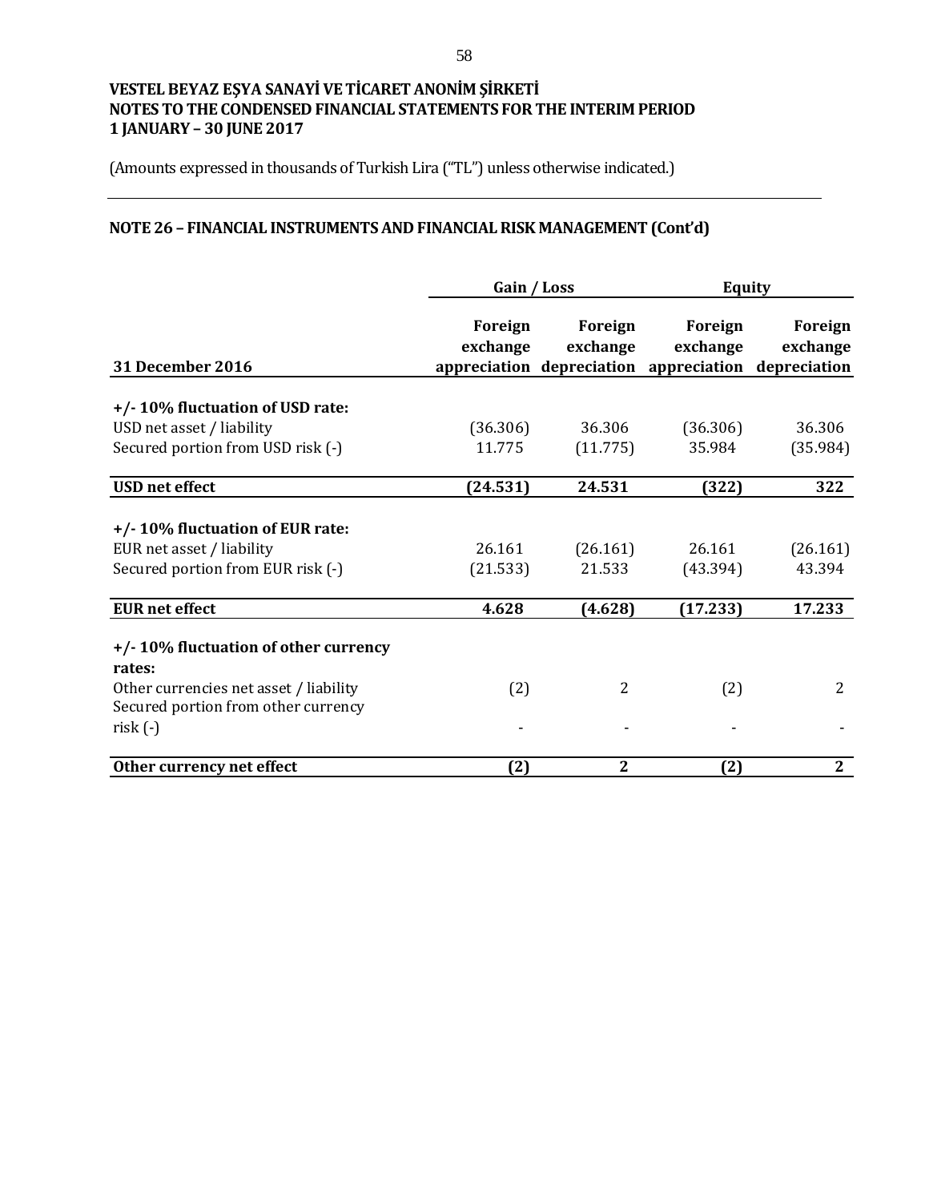VESTEL BEYAZ EŞYA SANAYİ VE TİCARET ANONİM ŞİRKETİ
NOTES TO THE CONDENSED FINANCIAL STATEMENTS FOR THE INTERIM PERIOD
1 JANUARY – 30 JUNE 2017

(Amounts expressed in thousands of Turkish Lira ("TL") unless otherwise indicated.)

## NOTE 26 – FINANCIAL INSTRUMENTS AND FINANCIAL RISK MANAGEMENT (Cont'd)

| | Gain / Loss | | Equity | |
|---|---|---|---|---|
| **31 December 2016** | **Foreign exchange appreciation** | **Foreign exchange depreciation** | **Foreign exchange appreciation** | **Foreign exchange depreciation** |
| **+/- 10% fluctuation of USD rate:** | | | | |
| USD net asset / liability | (36.306) | 36.306 | (36.306) | 36.306 |
| Secured portion from USD risk (-) | 11.775 | (11.775) | 35.984 | (35.984) |
| **USD net effect** | **(24.531)** | **24.531** | **(322)** | **322** |
| **+/- 10% fluctuation of EUR rate:** | | | | |
| EUR net asset / liability | 26.161 | (26.161) | 26.161 | (26.161) |
| Secured portion from EUR risk (-) | (21.533) | 21.533 | (43.394) | 43.394 |
| **EUR net effect** | **4.628** | **(4.628)** | **(17.233)** | **17.233** |
| **+/- 10% fluctuation of other currency rates:** | | | | |
| Other currencies net asset / liability | (2) | 2 | (2) | 2 |
| Secured portion from other currency risk (-) | - | - | - | - |
| **Other currency net effect** | **(2)** | **2** | **(2)** | **2** |